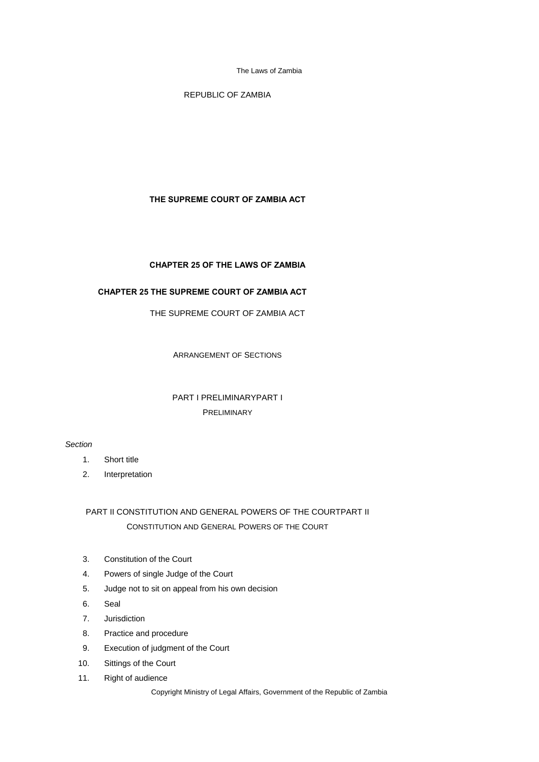REPUBLIC OF ZAMBIA

# THE SUPREME COURT OF ZAMBIA ACT

## CHAPTER 25 OF THE LAWS OF ZAMBIA

## CHAPTER 25 THE SUPREME COURT OF ZAMBIA ACT

THE SUPREME COURT OF ZAMBIA ACT

ARRANGEMENT OF SECTIONS

PART I PRELIMINARYPART I

PRELIMINARY

*Section*

1. Short title
2. Interpretation

PART II CONSTITUTION AND GENERAL POWERS OF THE COURTPART II

CONSTITUTION AND GENERAL POWERS OF THE COURT

3. Constitution of the Court
4. Powers of single Judge of the Court
5. Judge not to sit on appeal from his own decision
6. Seal
7. Jurisdiction
8. Practice and procedure
9. Execution of judgment of the Court
10. Sittings of the Court
11. Right of audience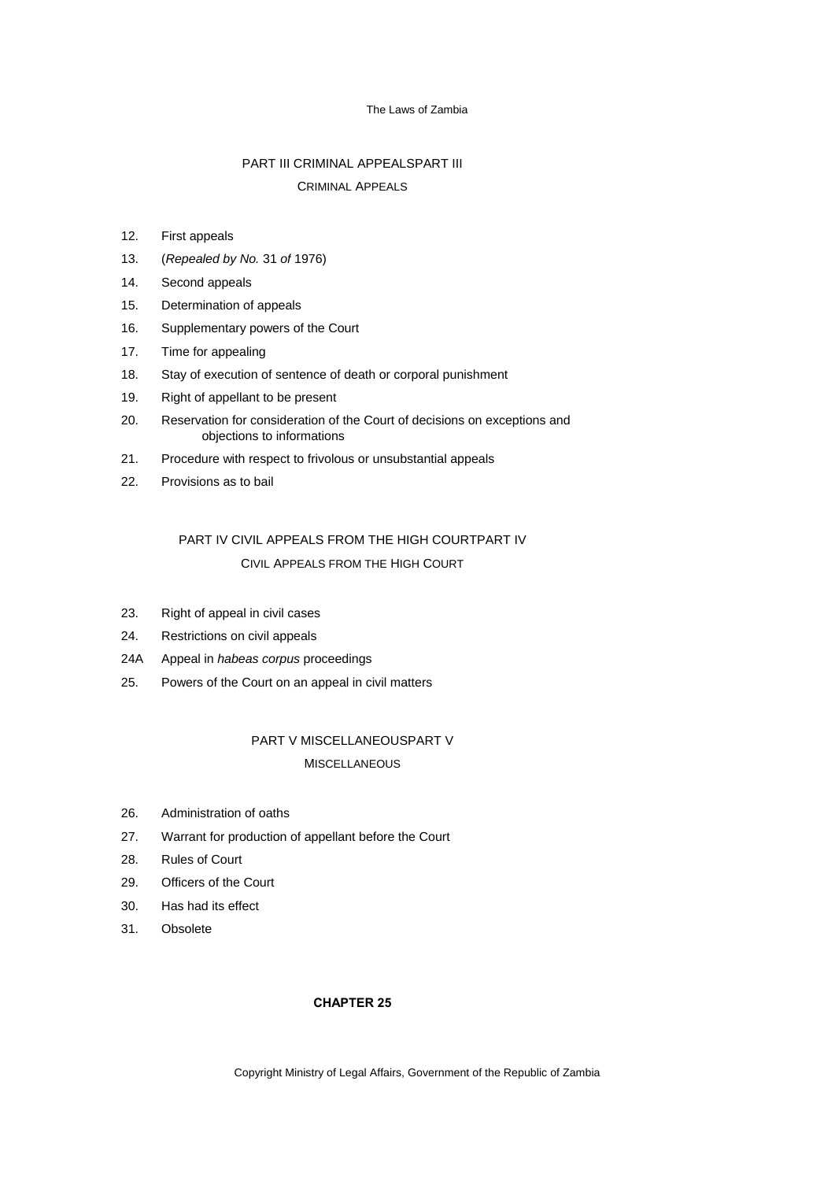## PART III CRIMINAL APPEALSPART III

CRIMINAL APPEALS

12. First appeals
13. (*Repealed by No.* 31 *of* 1976)
14. Second appeals
15. Determination of appeals
16. Supplementary powers of the Court
17. Time for appealing
18. Stay of execution of sentence of death or corporal punishment
19. Right of appellant to be present
20. Reservation for consideration of the Court of decisions on exceptions and objections to informations
21. Procedure with respect to frivolous or unsubstantial appeals
22. Provisions as to bail

## PART IV CIVIL APPEALS FROM THE HIGH COURTPART IV

CIVIL APPEALS FROM THE HIGH COURT

23. Right of appeal in civil cases
24. Restrictions on civil appeals

24A Appeal in *habeas corpus* proceedings

25. Powers of the Court on an appeal in civil matters

## PART V MISCELLANEOUSPART V

MISCELLANEOUS

26. Administration of oaths
27. Warrant for production of appellant before the Court
28. Rules of Court
29. Officers of the Court
30. Has had its effect
31. Obsolete

**CHAPTER 25**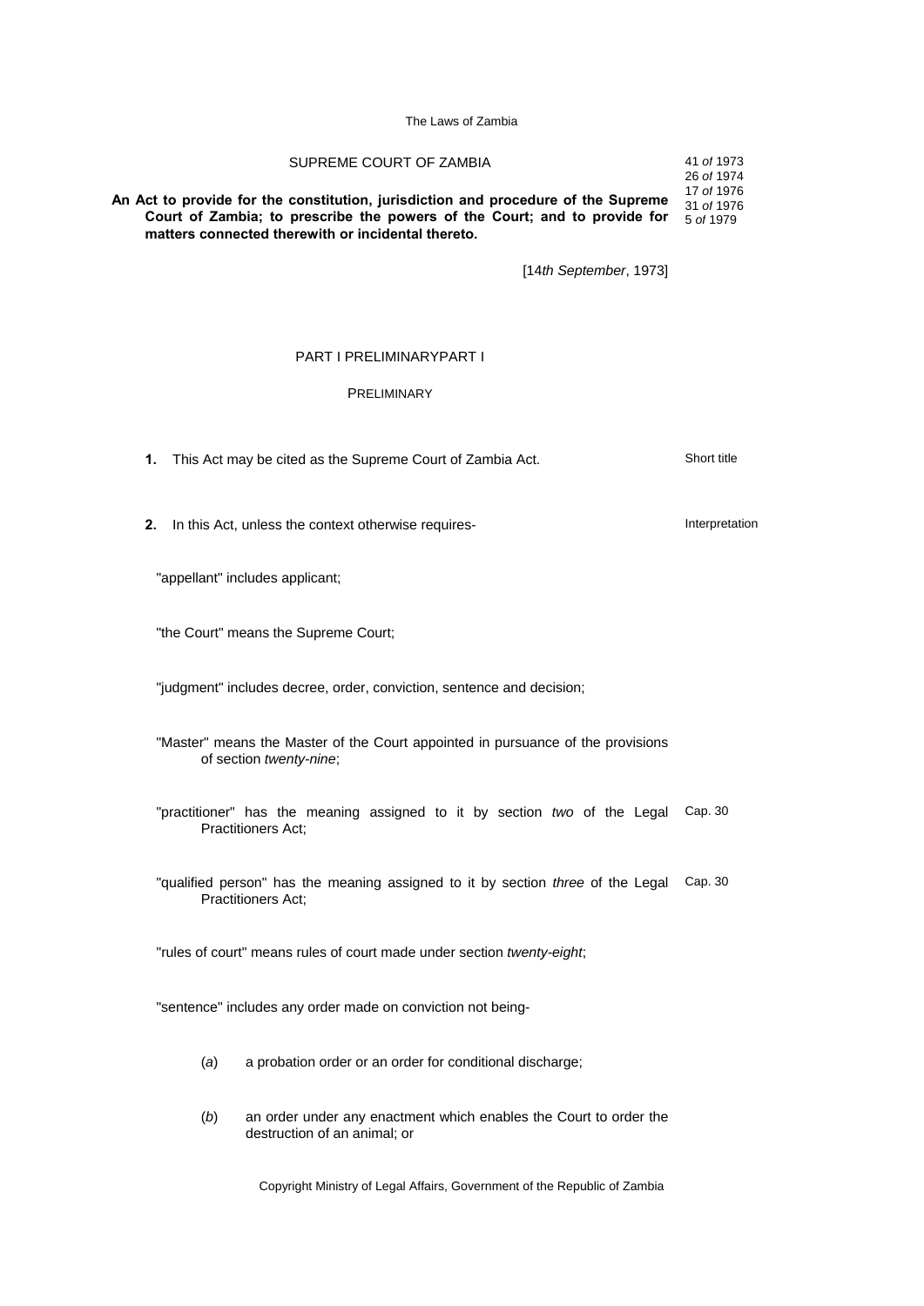# SUPREME COURT OF ZAMBIA

41 *of* 1973
26 *of* 1974
17 *of* 1976
31 *of* 1976
5 *of* 1979

**An Act to provide for the constitution, jurisdiction and procedure of the Supreme Court of Zambia; to prescribe the powers of the Court; and to provide for matters connected therewith or incidental thereto.**

[14*th September*, 1973]

## PART I PRELIMINARYPART I

### PRELIMINARY

**1.** This Act may be cited as the Supreme Court of Zambia Act. — Short title

**2.** In this Act, unless the context otherwise requires- — Interpretation

"appellant" includes applicant;

"the Court" means the Supreme Court;

"judgment" includes decree, order, conviction, sentence and decision;

"Master" means the Master of the Court appointed in pursuance of the provisions of section *twenty-nine*;

"practitioner" has the meaning assigned to it by section *two* of the Legal Practitioners Act; — Cap. 30

"qualified person" has the meaning assigned to it by section *three* of the Legal Practitioners Act; — Cap. 30

"rules of court" means rules of court made under section *twenty-eight*;

"sentence" includes any order made on conviction not being-

(*a*) a probation order or an order for conditional discharge;

(*b*) an order under any enactment which enables the Court to order the destruction of an animal; or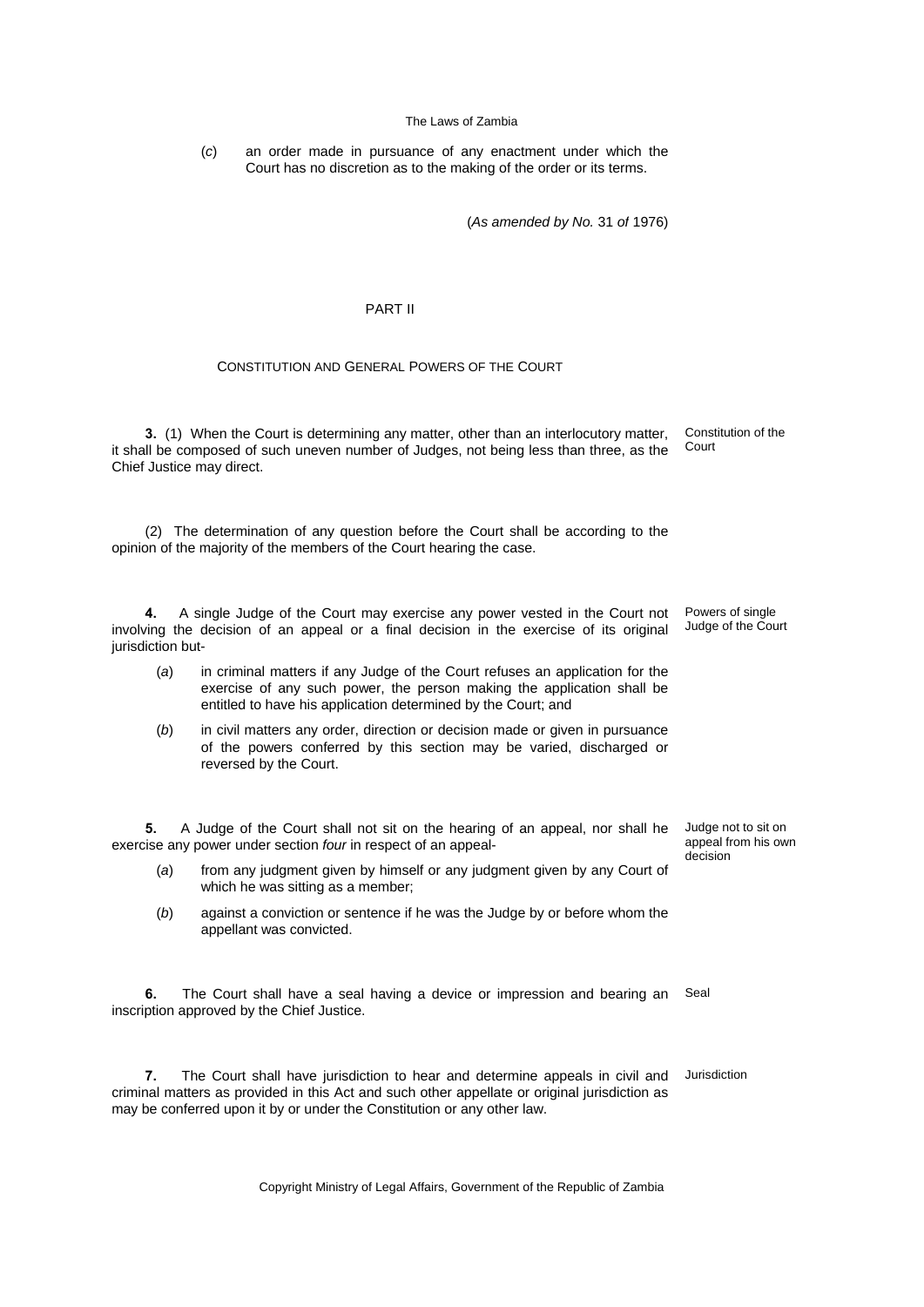(*c*) an order made in pursuance of any enactment under which the Court has no discretion as to the making of the order or its terms.

(*As amended by No.* 31 *of* 1976)

## PART II

### CONSTITUTION AND GENERAL POWERS OF THE COURT

**3.** (1) When the Court is determining any matter, other than an interlocutory matter, it shall be composed of such uneven number of Judges, not being less than three, as the Chief Justice may direct.

Constitution of the Court

(2) The determination of any question before the Court shall be according to the opinion of the majority of the members of the Court hearing the case.

**4.** A single Judge of the Court may exercise any power vested in the Court not involving the decision of an appeal or a final decision in the exercise of its original jurisdiction but-

Powers of single Judge of the Court

(*a*) in criminal matters if any Judge of the Court refuses an application for the exercise of any such power, the person making the application shall be entitled to have his application determined by the Court; and

(*b*) in civil matters any order, direction or decision made or given in pursuance of the powers conferred by this section may be varied, discharged or reversed by the Court.

**5.** A Judge of the Court shall not sit on the hearing of an appeal, nor shall he exercise any power under section *four* in respect of an appeal-

Judge not to sit on appeal from his own decision

(*a*) from any judgment given by himself or any judgment given by any Court of which he was sitting as a member;

(*b*) against a conviction or sentence if he was the Judge by or before whom the appellant was convicted.

**6.** The Court shall have a seal having a device or impression and bearing an inscription approved by the Chief Justice.

Seal

**7.** The Court shall have jurisdiction to hear and determine appeals in civil and criminal matters as provided in this Act and such other appellate or original jurisdiction as may be conferred upon it by or under the Constitution or any other law.

Jurisdiction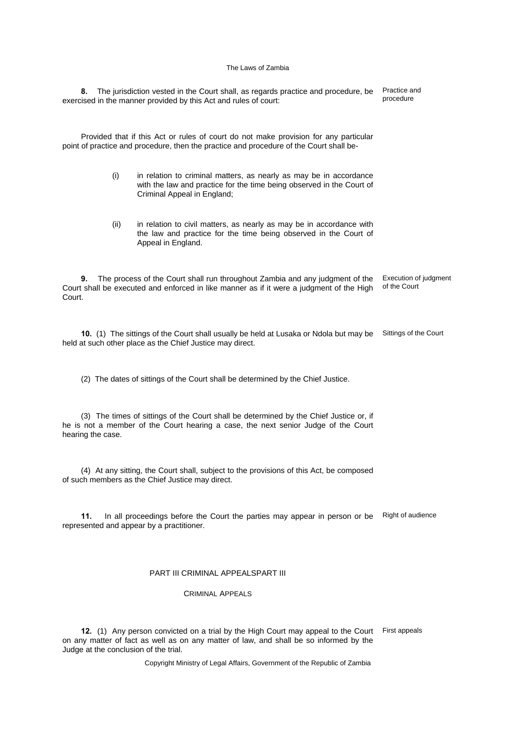**8.** The jurisdiction vested in the Court shall, as regards practice and procedure, be exercised in the manner provided by this Act and rules of court:

Practice and procedure

Provided that if this Act or rules of court do not make provision for any particular point of practice and procedure, then the practice and procedure of the Court shall be-

(i) in relation to criminal matters, as nearly as may be in accordance with the law and practice for the time being observed in the Court of Criminal Appeal in England;

(ii) in relation to civil matters, as nearly as may be in accordance with the law and practice for the time being observed in the Court of Appeal in England.

**9.** The process of the Court shall run throughout Zambia and any judgment of the Court shall be executed and enforced in like manner as if it were a judgment of the High Court.

Execution of judgment of the Court

**10.** (1) The sittings of the Court shall usually be held at Lusaka or Ndola but may be held at such other place as the Chief Justice may direct.

Sittings of the Court

(2) The dates of sittings of the Court shall be determined by the Chief Justice.

(3) The times of sittings of the Court shall be determined by the Chief Justice or, if he is not a member of the Court hearing a case, the next senior Judge of the Court hearing the case.

(4) At any sitting, the Court shall, subject to the provisions of this Act, be composed of such members as the Chief Justice may direct.

**11.** In all proceedings before the Court the parties may appear in person or be represented and appear by a practitioner.

Right of audience

## PART III CRIMINAL APPEALSPART III

### CRIMINAL APPEALS

**12.** (1) Any person convicted on a trial by the High Court may appeal to the Court on any matter of fact as well as on any matter of law, and shall be so informed by the Judge at the conclusion of the trial.

First appeals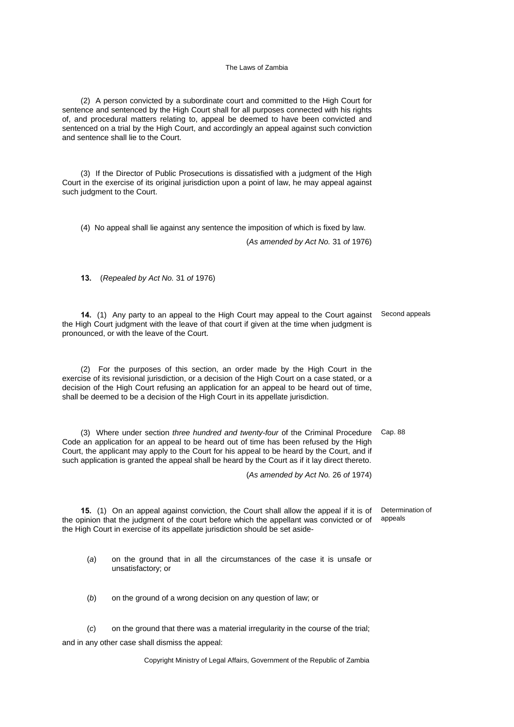(2) A person convicted by a subordinate court and committed to the High Court for sentence and sentenced by the High Court shall for all purposes connected with his rights of, and procedural matters relating to, appeal be deemed to have been convicted and sentenced on a trial by the High Court, and accordingly an appeal against such conviction and sentence shall lie to the Court.

(3) If the Director of Public Prosecutions is dissatisfied with a judgment of the High Court in the exercise of its original jurisdiction upon a point of law, he may appeal against such judgment to the Court.

(4) No appeal shall lie against any sentence the imposition of which is fixed by law.

(*As amended by Act No.* 31 *of* 1976)

**13.** (*Repealed by Act No.* 31 *of* 1976)

Second appeals

**14.** (1) Any party to an appeal to the High Court may appeal to the Court against the High Court judgment with the leave of that court if given at the time when judgment is pronounced, or with the leave of the Court.

(2) For the purposes of this section, an order made by the High Court in the exercise of its revisional jurisdiction, or a decision of the High Court on a case stated, or a decision of the High Court refusing an application for an appeal to be heard out of time, shall be deemed to be a decision of the High Court in its appellate jurisdiction.

Cap. 88

(3) Where under section *three hundred and twenty-four* of the Criminal Procedure Code an application for an appeal to be heard out of time has been refused by the High Court, the applicant may apply to the Court for his appeal to be heard by the Court, and if such application is granted the appeal shall be heard by the Court as if it lay direct thereto.

(*As amended by Act No.* 26 *of* 1974)

Determination of appeals

**15.** (1) On an appeal against conviction, the Court shall allow the appeal if it is of the opinion that the judgment of the court before which the appellant was convicted or of the High Court in exercise of its appellate jurisdiction should be set aside-

(*a*) on the ground that in all the circumstances of the case it is unsafe or unsatisfactory; or

(*b*) on the ground of a wrong decision on any question of law; or

(*c*) on the ground that there was a material irregularity in the course of the trial;

and in any other case shall dismiss the appeal: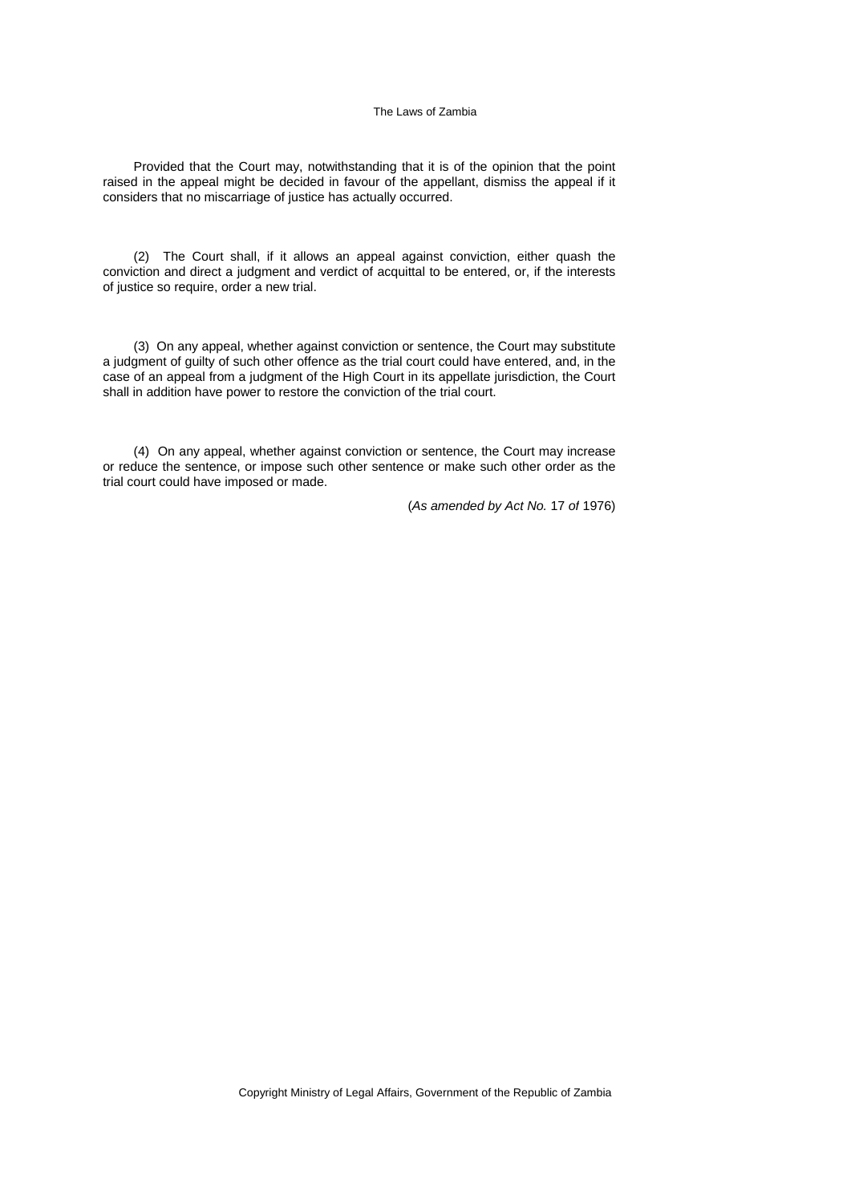Provided that the Court may, notwithstanding that it is of the opinion that the point raised in the appeal might be decided in favour of the appellant, dismiss the appeal if it considers that no miscarriage of justice has actually occurred.

(2) The Court shall, if it allows an appeal against conviction, either quash the conviction and direct a judgment and verdict of acquittal to be entered, or, if the interests of justice so require, order a new trial.

(3) On any appeal, whether against conviction or sentence, the Court may substitute a judgment of guilty of such other offence as the trial court could have entered, and, in the case of an appeal from a judgment of the High Court in its appellate jurisdiction, the Court shall in addition have power to restore the conviction of the trial court.

(4) On any appeal, whether against conviction or sentence, the Court may increase or reduce the sentence, or impose such other sentence or make such other order as the trial court could have imposed or made.

(*As amended by Act No.* 17 *of* 1976)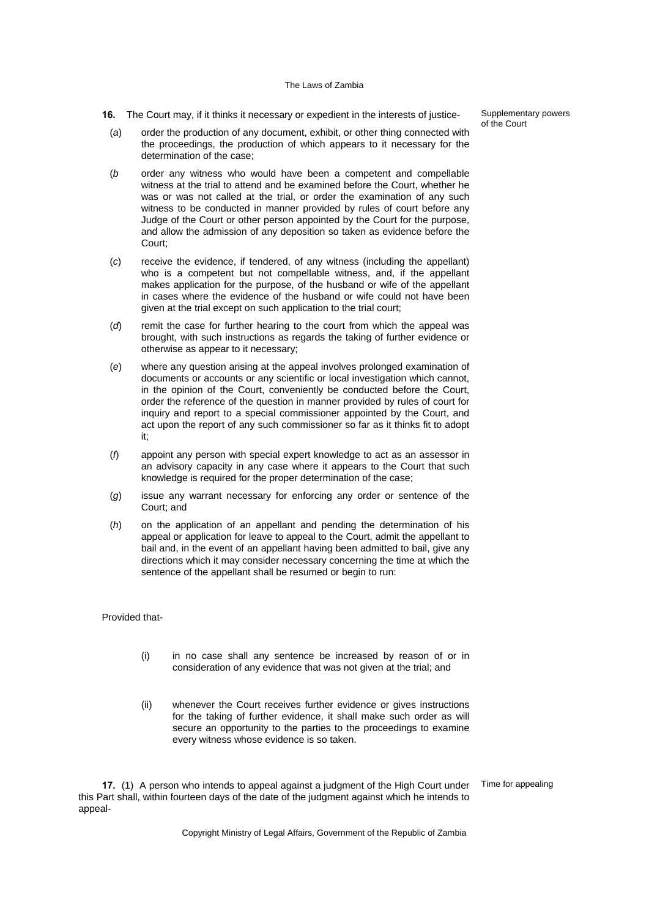**16.** The Court may, if it thinks it necessary or expedient in the interests of justice-

Supplementary powers of the Court

(*a*) order the production of any document, exhibit, or other thing connected with the proceedings, the production of which appears to it necessary for the determination of the case;

(*b* order any witness who would have been a competent and compellable witness at the trial to attend and be examined before the Court, whether he was or was not called at the trial, or order the examination of any such witness to be conducted in manner provided by rules of court before any Judge of the Court or other person appointed by the Court for the purpose, and allow the admission of any deposition so taken as evidence before the Court;

(*c*) receive the evidence, if tendered, of any witness (including the appellant) who is a competent but not compellable witness, and, if the appellant makes application for the purpose, of the husband or wife of the appellant in cases where the evidence of the husband or wife could not have been given at the trial except on such application to the trial court;

(*d*) remit the case for further hearing to the court from which the appeal was brought, with such instructions as regards the taking of further evidence or otherwise as appear to it necessary;

(*e*) where any question arising at the appeal involves prolonged examination of documents or accounts or any scientific or local investigation which cannot, in the opinion of the Court, conveniently be conducted before the Court, order the reference of the question in manner provided by rules of court for inquiry and report to a special commissioner appointed by the Court, and act upon the report of any such commissioner so far as it thinks fit to adopt it;

(*f*) appoint any person with special expert knowledge to act as an assessor in an advisory capacity in any case where it appears to the Court that such knowledge is required for the proper determination of the case;

(*g*) issue any warrant necessary for enforcing any order or sentence of the Court; and

(*h*) on the application of an appellant and pending the determination of his appeal or application for leave to appeal to the Court, admit the appellant to bail and, in the event of an appellant having been admitted to bail, give any directions which it may consider necessary concerning the time at which the sentence of the appellant shall be resumed or begin to run:

Provided that-

(i) in no case shall any sentence be increased by reason of or in consideration of any evidence that was not given at the trial; and

(ii) whenever the Court receives further evidence or gives instructions for the taking of further evidence, it shall make such order as will secure an opportunity to the parties to the proceedings to examine every witness whose evidence is so taken.

**17.** (1) A person who intends to appeal against a judgment of the High Court under this Part shall, within fourteen days of the date of the judgment against which he intends to appeal-

Time for appealing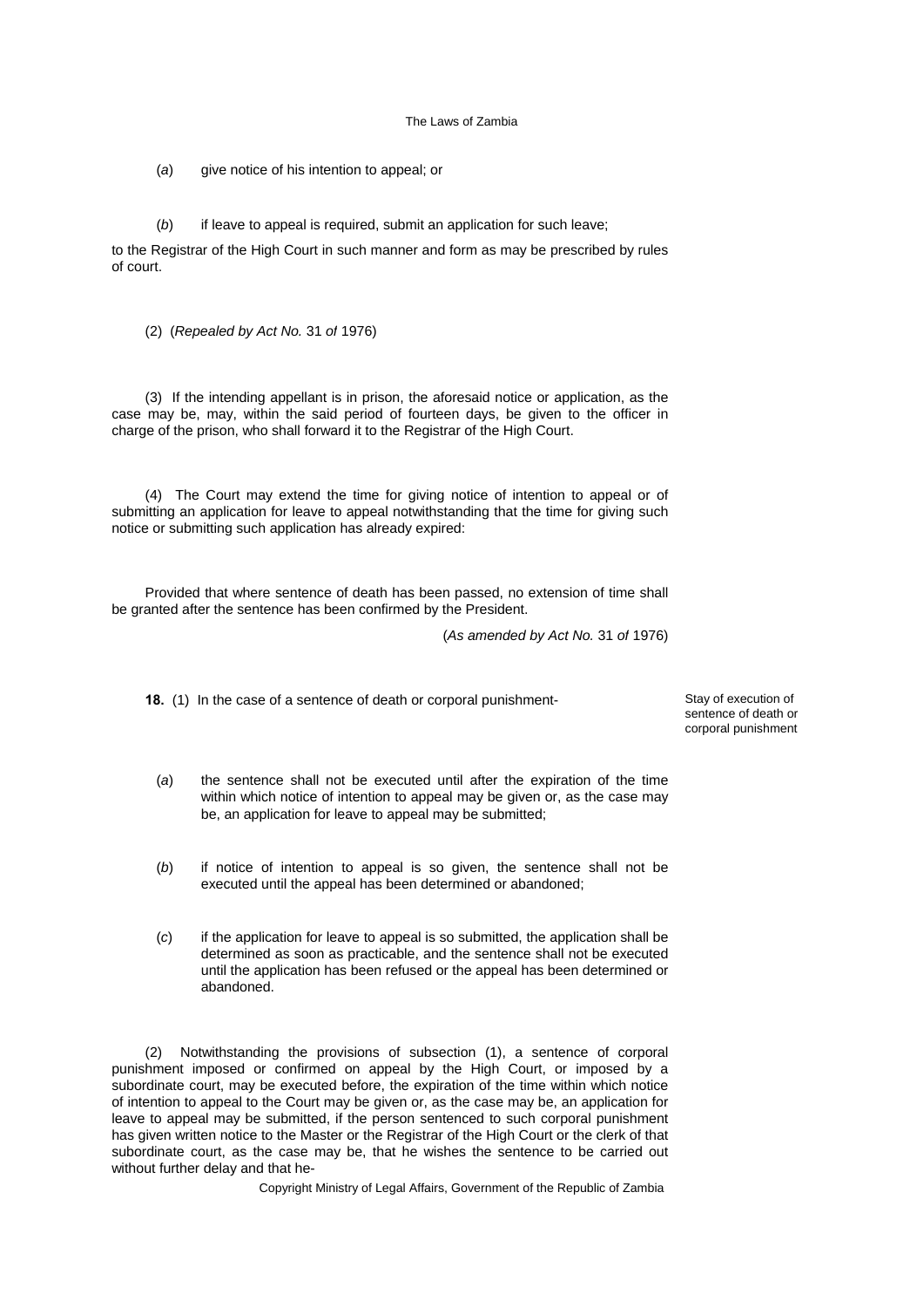(*a*) give notice of his intention to appeal; or

(*b*) if leave to appeal is required, submit an application for such leave;

to the Registrar of the High Court in such manner and form as may be prescribed by rules of court.

(2) (*Repealed by Act No.* 31 *of* 1976)

(3) If the intending appellant is in prison, the aforesaid notice or application, as the case may be, may, within the said period of fourteen days, be given to the officer in charge of the prison, who shall forward it to the Registrar of the High Court.

(4) The Court may extend the time for giving notice of intention to appeal or of submitting an application for leave to appeal notwithstanding that the time for giving such notice or submitting such application has already expired:

Provided that where sentence of death has been passed, no extension of time shall be granted after the sentence has been confirmed by the President.

(*As amended by Act No.* 31 *of* 1976)

*Stay of execution of sentence of death or corporal punishment*

**18.** (1) In the case of a sentence of death or corporal punishment-

(*a*) the sentence shall not be executed until after the expiration of the time within which notice of intention to appeal may be given or, as the case may be, an application for leave to appeal may be submitted;

(*b*) if notice of intention to appeal is so given, the sentence shall not be executed until the appeal has been determined or abandoned;

(*c*) if the application for leave to appeal is so submitted, the application shall be determined as soon as practicable, and the sentence shall not be executed until the application has been refused or the appeal has been determined or abandoned.

(2) Notwithstanding the provisions of subsection (1), a sentence of corporal punishment imposed or confirmed on appeal by the High Court, or imposed by a subordinate court, may be executed before, the expiration of the time within which notice of intention to appeal to the Court may be given or, as the case may be, an application for leave to appeal may be submitted, if the person sentenced to such corporal punishment has given written notice to the Master or the Registrar of the High Court or the clerk of that subordinate court, as the case may be, that he wishes the sentence to be carried out without further delay and that he-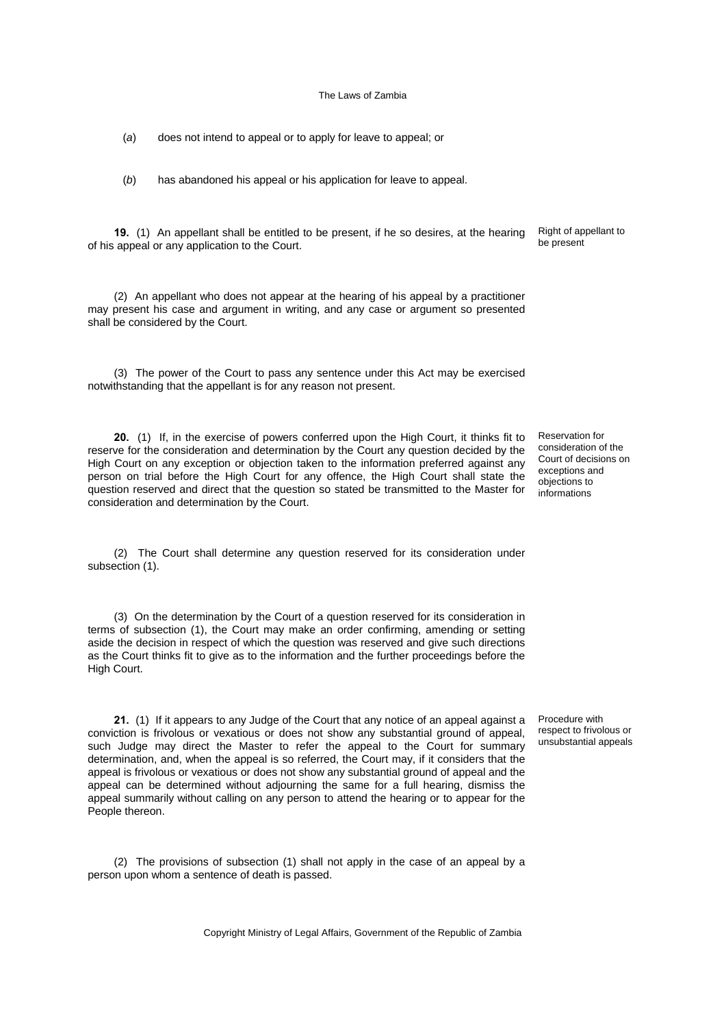(*a*) does not intend to appeal or to apply for leave to appeal; or

(*b*) has abandoned his appeal or his application for leave to appeal.

*Right of appellant to be present*

**19.** (1) An appellant shall be entitled to be present, if he so desires, at the hearing of his appeal or any application to the Court.

(2) An appellant who does not appear at the hearing of his appeal by a practitioner may present his case and argument in writing, and any case or argument so presented shall be considered by the Court.

(3) The power of the Court to pass any sentence under this Act may be exercised notwithstanding that the appellant is for any reason not present.

*Reservation for consideration of the Court of decisions on exceptions and objections to informations*

**20.** (1) If, in the exercise of powers conferred upon the High Court, it thinks fit to reserve for the consideration and determination by the Court any question decided by the High Court on any exception or objection taken to the information preferred against any person on trial before the High Court for any offence, the High Court shall state the question reserved and direct that the question so stated be transmitted to the Master for consideration and determination by the Court.

(2) The Court shall determine any question reserved for its consideration under subsection (1).

(3) On the determination by the Court of a question reserved for its consideration in terms of subsection (1), the Court may make an order confirming, amending or setting aside the decision in respect of which the question was reserved and give such directions as the Court thinks fit to give as to the information and the further proceedings before the High Court.

*Procedure with respect to frivolous or unsubstantial appeals*

**21.** (1) If it appears to any Judge of the Court that any notice of an appeal against a conviction is frivolous or vexatious or does not show any substantial ground of appeal, such Judge may direct the Master to refer the appeal to the Court for summary determination, and, when the appeal is so referred, the Court may, if it considers that the appeal is frivolous or vexatious or does not show any substantial ground of appeal and the appeal can be determined without adjourning the same for a full hearing, dismiss the appeal summarily without calling on any person to attend the hearing or to appear for the People thereon.

(2) The provisions of subsection (1) shall not apply in the case of an appeal by a person upon whom a sentence of death is passed.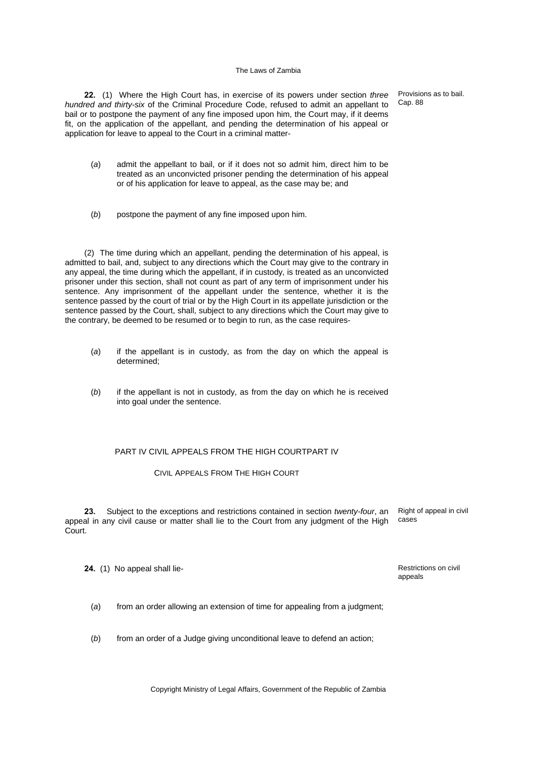**22.** (1) Where the High Court has, in exercise of its powers under section *three hundred and thirty-six* of the Criminal Procedure Code, refused to admit an appellant to bail or to postpone the payment of any fine imposed upon him, the Court may, if it deems fit, on the application of the appellant, and pending the determination of his appeal or application for leave to appeal to the Court in a criminal matter-

Provisions as to bail. Cap. 88

(*a*) admit the appellant to bail, or if it does not so admit him, direct him to be treated as an unconvicted prisoner pending the determination of his appeal or of his application for leave to appeal, as the case may be; and

(*b*) postpone the payment of any fine imposed upon him.

(2) The time during which an appellant, pending the determination of his appeal, is admitted to bail, and, subject to any directions which the Court may give to the contrary in any appeal, the time during which the appellant, if in custody, is treated as an unconvicted prisoner under this section, shall not count as part of any term of imprisonment under his sentence. Any imprisonment of the appellant under the sentence, whether it is the sentence passed by the court of trial or by the High Court in its appellate jurisdiction or the sentence passed by the Court, shall, subject to any directions which the Court may give to the contrary, be deemed to be resumed or to begin to run, as the case requires-

(*a*) if the appellant is in custody, as from the day on which the appeal is determined;

(*b*) if the appellant is not in custody, as from the day on which he is received into goal under the sentence.

## PART IV CIVIL APPEALS FROM THE HIGH COURTPART IV

## CIVIL APPEALS FROM THE HIGH COURT

**23.** Subject to the exceptions and restrictions contained in section *twenty-four*, an appeal in any civil cause or matter shall lie to the Court from any judgment of the High Court.

Right of appeal in civil cases

**24.** (1) No appeal shall lie-

Restrictions on civil appeals

(*a*) from an order allowing an extension of time for appealing from a judgment;

(*b*) from an order of a Judge giving unconditional leave to defend an action;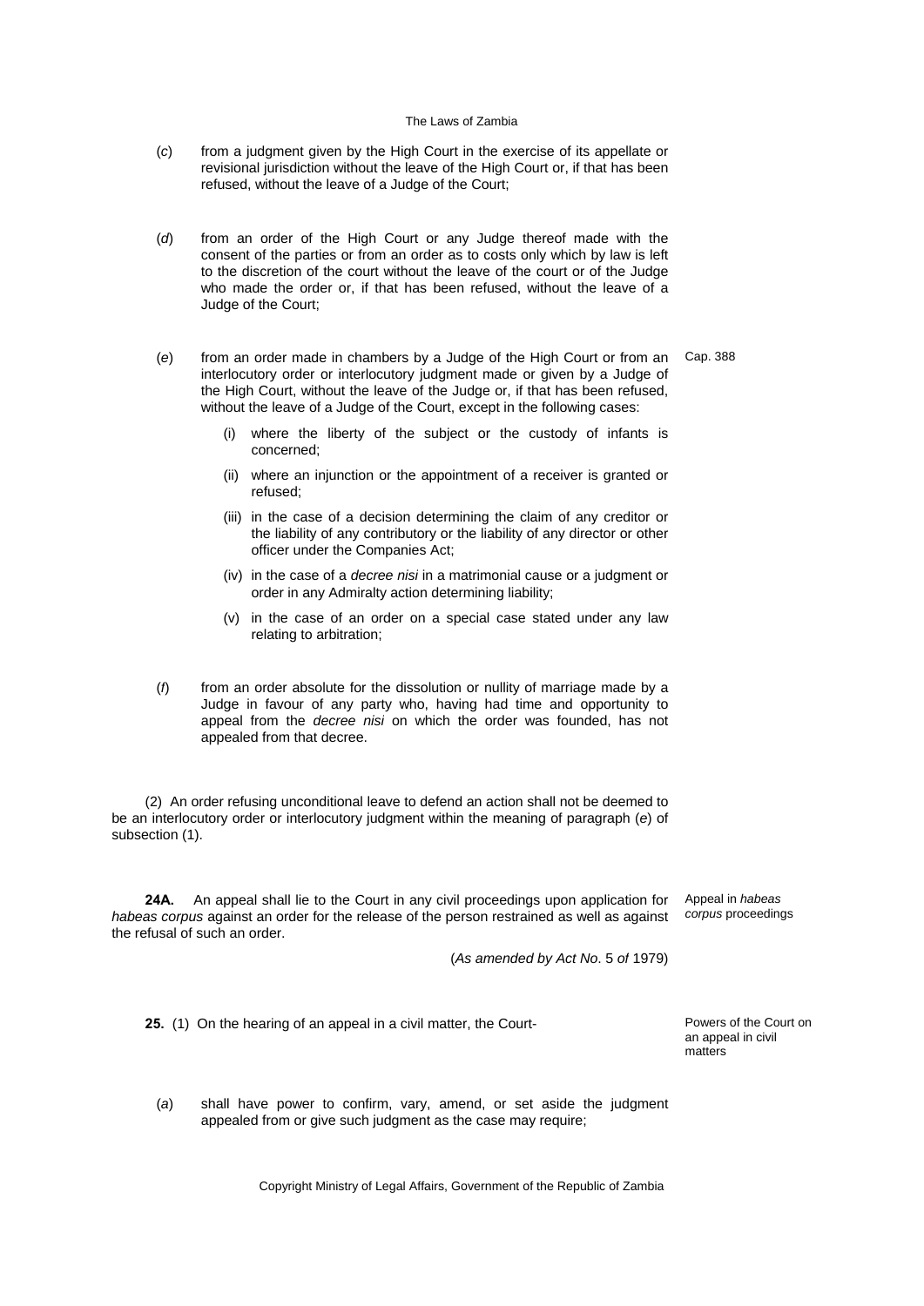(*c*) from a judgment given by the High Court in the exercise of its appellate or revisional jurisdiction without the leave of the High Court or, if that has been refused, without the leave of a Judge of the Court;

(*d*) from an order of the High Court or any Judge thereof made with the consent of the parties or from an order as to costs only which by law is left to the discretion of the court without the leave of the court or of the Judge who made the order or, if that has been refused, without the leave of a Judge of the Court;

(*e*) from an order made in chambers by a Judge of the High Court or from an interlocutory order or interlocutory judgment made or given by a Judge of the High Court, without the leave of the Judge or, if that has been refused, without the leave of a Judge of the Court, except in the following cases:

Cap. 388

(i) where the liberty of the subject or the custody of infants is concerned;

(ii) where an injunction or the appointment of a receiver is granted or refused;

(iii) in the case of a decision determining the claim of any creditor or the liability of any contributory or the liability of any director or other officer under the Companies Act;

(iv) in the case of a *decree nisi* in a matrimonial cause or a judgment or order in any Admiralty action determining liability;

(v) in the case of an order on a special case stated under any law relating to arbitration;

(*f*) from an order absolute for the dissolution or nullity of marriage made by a Judge in favour of any party who, having had time and opportunity to appeal from the *decree nisi* on which the order was founded, has not appealed from that decree.

(2) An order refusing unconditional leave to defend an action shall not be deemed to be an interlocutory order or interlocutory judgment within the meaning of paragraph (*e*) of subsection (1).

Appeal in *habeas corpus* proceedings

**24A.** An appeal shall lie to the Court in any civil proceedings upon application for *habeas corpus* against an order for the release of the person restrained as well as against the refusal of such an order.

(*As amended by Act No*. 5 *of* 1979)

Powers of the Court on an appeal in civil matters

**25.** (1) On the hearing of an appeal in a civil matter, the Court-

(*a*) shall have power to confirm, vary, amend, or set aside the judgment appealed from or give such judgment as the case may require;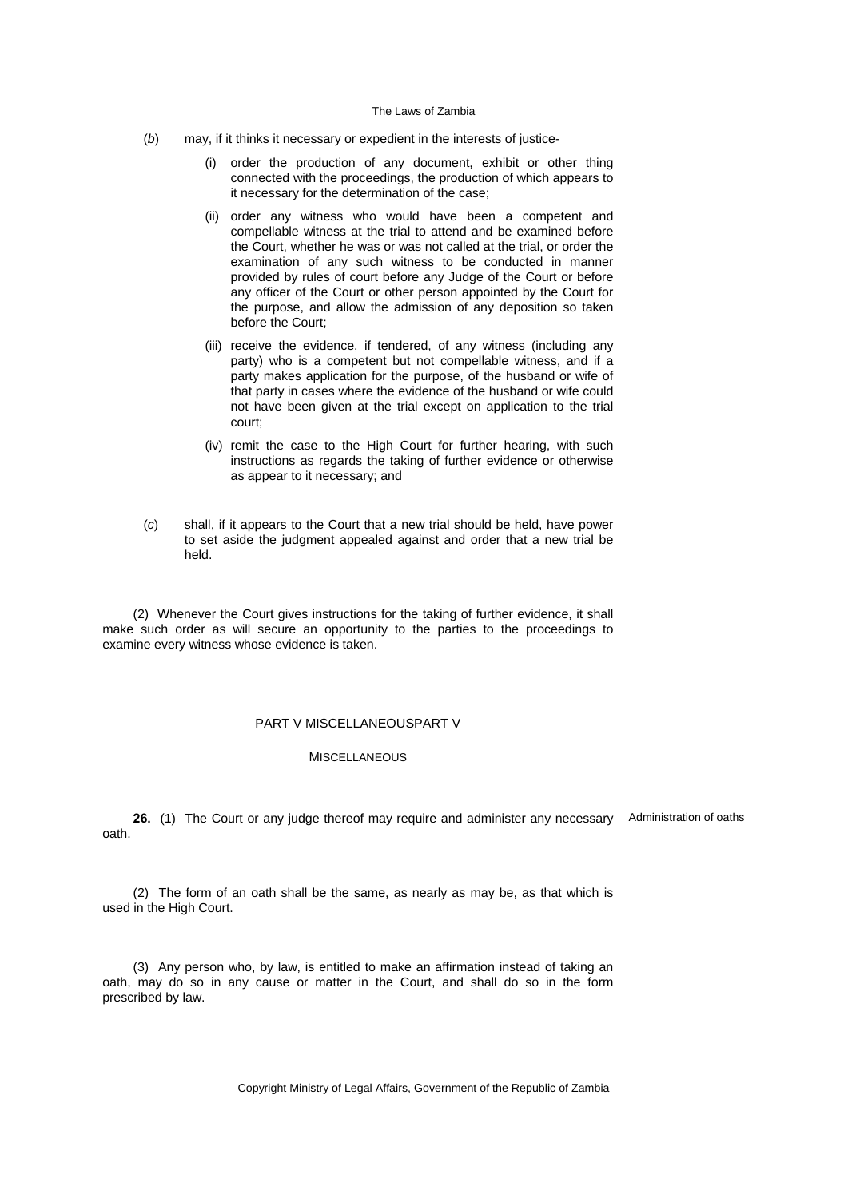(*b*) may, if it thinks it necessary or expedient in the interests of justice-

(i) order the production of any document, exhibit or other thing connected with the proceedings, the production of which appears to it necessary for the determination of the case;

(ii) order any witness who would have been a competent and compellable witness at the trial to attend and be examined before the Court, whether he was or was not called at the trial, or order the examination of any such witness to be conducted in manner provided by rules of court before any Judge of the Court or before any officer of the Court or other person appointed by the Court for the purpose, and allow the admission of any deposition so taken before the Court;

(iii) receive the evidence, if tendered, of any witness (including any party) who is a competent but not compellable witness, and if a party makes application for the purpose, of the husband or wife of that party in cases where the evidence of the husband or wife could not have been given at the trial except on application to the trial court;

(iv) remit the case to the High Court for further hearing, with such instructions as regards the taking of further evidence or otherwise as appear to it necessary; and

(*c*) shall, if it appears to the Court that a new trial should be held, have power to set aside the judgment appealed against and order that a new trial be held.

(2) Whenever the Court gives instructions for the taking of further evidence, it shall make such order as will secure an opportunity to the parties to the proceedings to examine every witness whose evidence is taken.

## PART V MISCELLANEOUSPART V

### MISCELLANEOUS

Administration of oaths

**26.** (1) The Court or any judge thereof may require and administer any necessary oath.

(2) The form of an oath shall be the same, as nearly as may be, as that which is used in the High Court.

(3) Any person who, by law, is entitled to make an affirmation instead of taking an oath, may do so in any cause or matter in the Court, and shall do so in the form prescribed by law.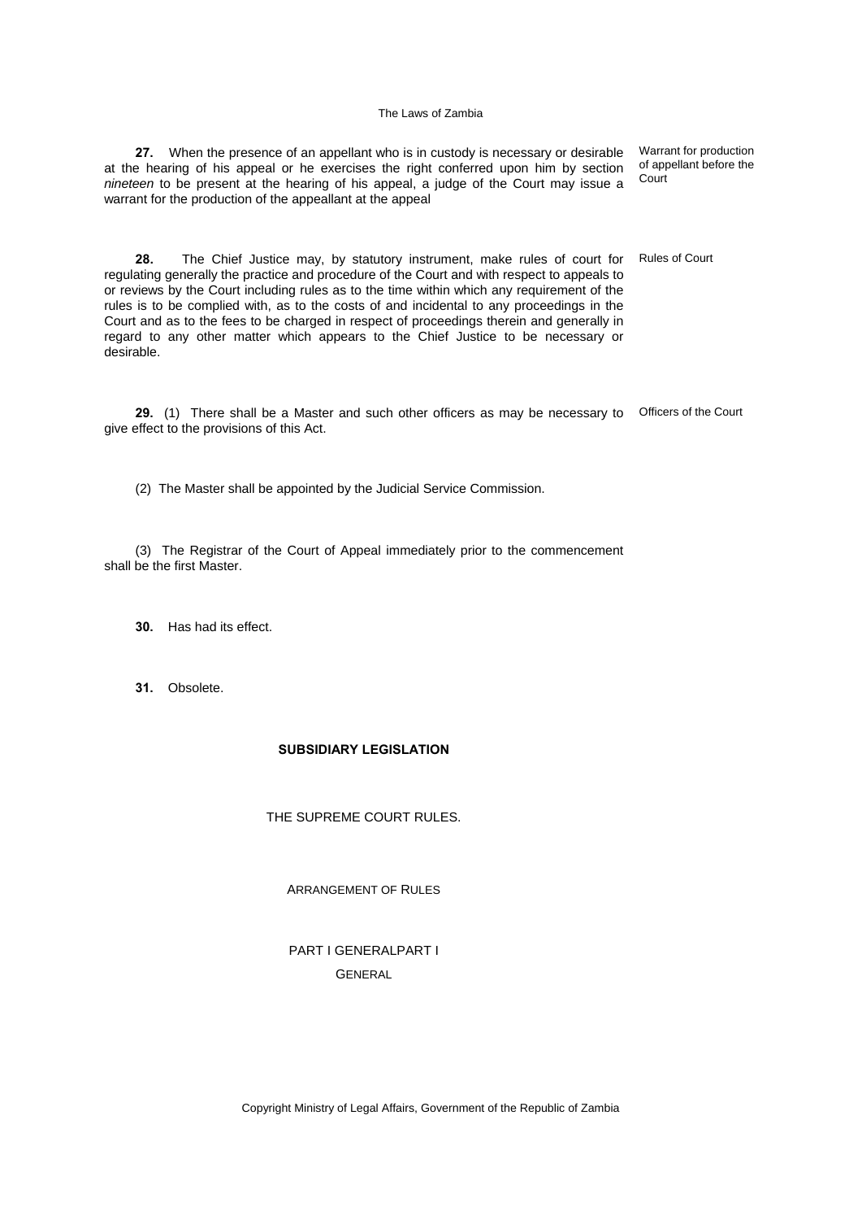**27.** When the presence of an appellant who is in custody is necessary or desirable at the hearing of his appeal or he exercises the right conferred upon him by section *nineteen* to be present at the hearing of his appeal, a judge of the Court may issue a warrant for the production of the appeallant at the appeal

Warrant for production of appellant before the Court

**28.** The Chief Justice may, by statutory instrument, make rules of court for regulating generally the practice and procedure of the Court and with respect to appeals to or reviews by the Court including rules as to the time within which any requirement of the rules is to be complied with, as to the costs of and incidental to any proceedings in the Court and as to the fees to be charged in respect of proceedings therein and generally in regard to any other matter which appears to the Chief Justice to be necessary or desirable.

Rules of Court

**29.** (1) There shall be a Master and such other officers as may be necessary to give effect to the provisions of this Act.

Officers of the Court

(2) The Master shall be appointed by the Judicial Service Commission.

(3) The Registrar of the Court of Appeal immediately prior to the commencement shall be the first Master.

**30.** Has had its effect.

**31.** Obsolete.

## SUBSIDIARY LEGISLATION

### THE SUPREME COURT RULES.

ARRANGEMENT OF RULES

PART I GENERALPART I

GENERAL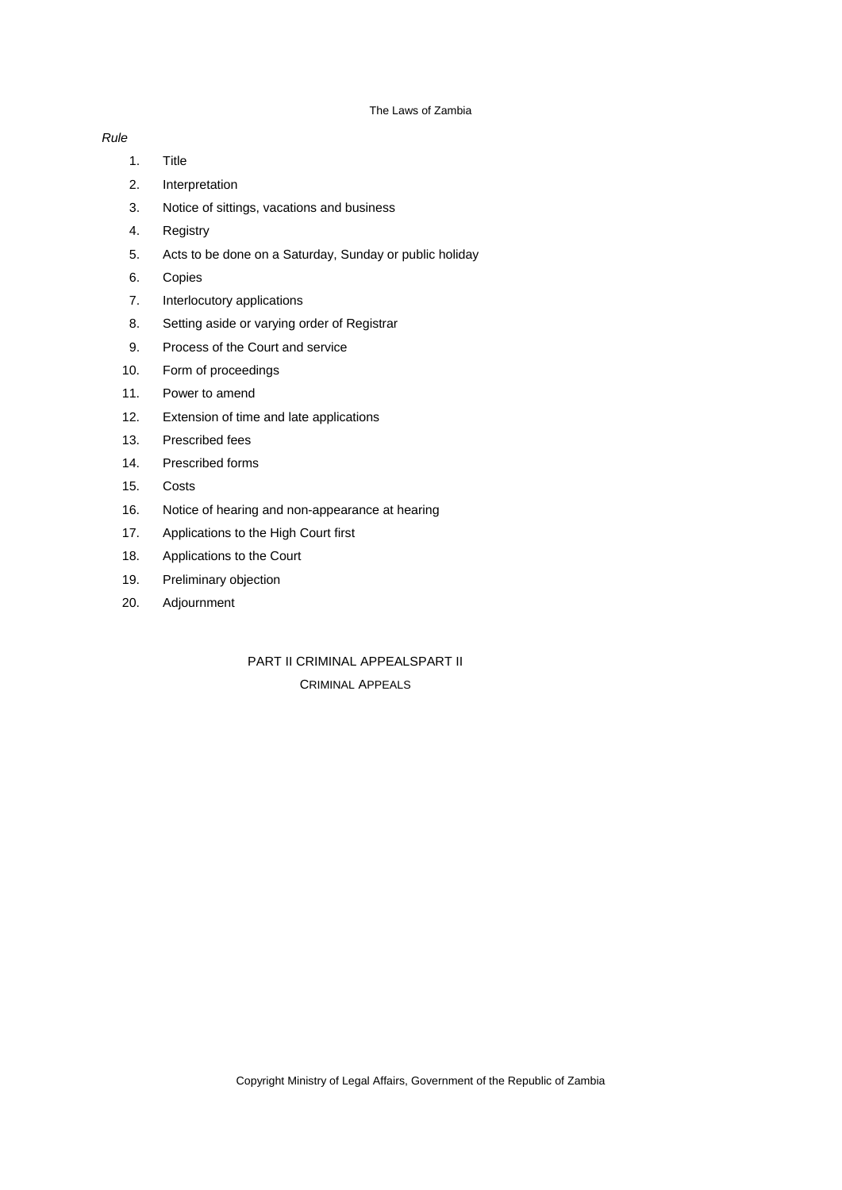*Rule*

1. Title
2. Interpretation
3. Notice of sittings, vacations and business
4. Registry
5. Acts to be done on a Saturday, Sunday or public holiday
6. Copies
7. Interlocutory applications
8. Setting aside or varying order of Registrar
9. Process of the Court and service
10. Form of proceedings
11. Power to amend
12. Extension of time and late applications
13. Prescribed fees
14. Prescribed forms
15. Costs
16. Notice of hearing and non-appearance at hearing
17. Applications to the High Court first
18. Applications to the Court
19. Preliminary objection
20. Adjournment

## PART II CRIMINAL APPEALSPART II

CRIMINAL APPEALS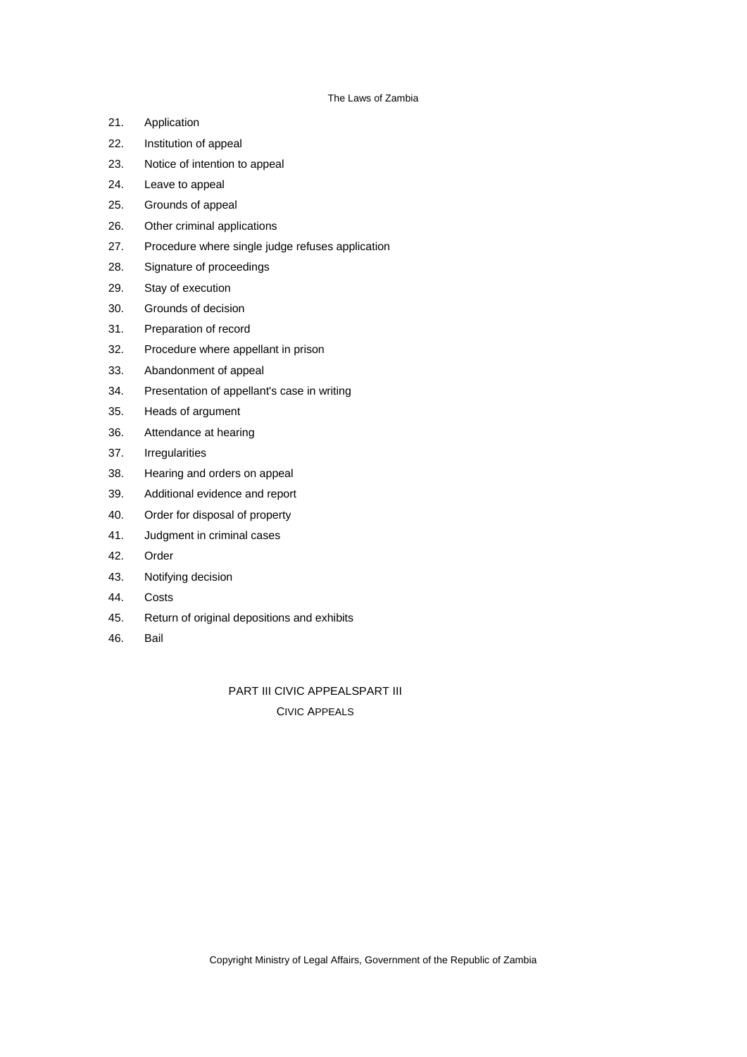21. Application
22. Institution of appeal
23. Notice of intention to appeal
24. Leave to appeal
25. Grounds of appeal
26. Other criminal applications
27. Procedure where single judge refuses application
28. Signature of proceedings
29. Stay of execution
30. Grounds of decision
31. Preparation of record
32. Procedure where appellant in prison
33. Abandonment of appeal
34. Presentation of appellant's case in writing
35. Heads of argument
36. Attendance at hearing
37. Irregularities
38. Hearing and orders on appeal
39. Additional evidence and report
40. Order for disposal of property
41. Judgment in criminal cases
42. Order
43. Notifying decision
44. Costs
45. Return of original depositions and exhibits
46. Bail

## PART III CIVIC APPEALSPART III

CIVIC APPEALS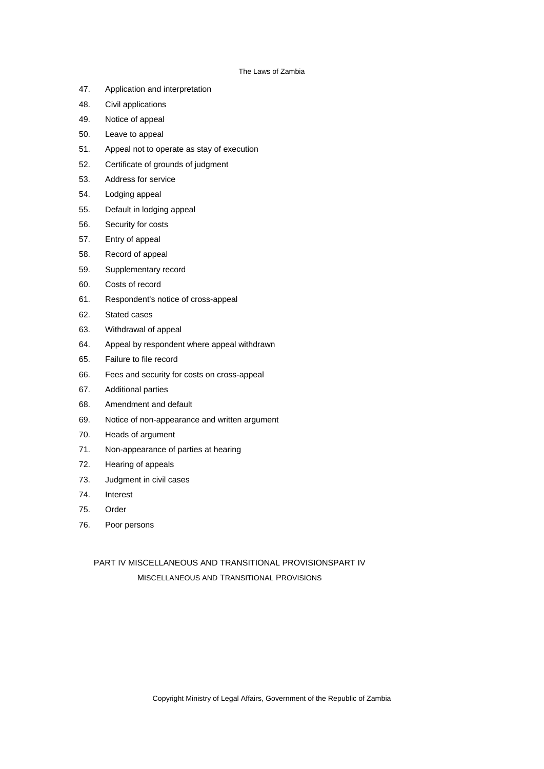47. Application and interpretation
48. Civil applications
49. Notice of appeal
50. Leave to appeal
51. Appeal not to operate as stay of execution
52. Certificate of grounds of judgment
53. Address for service
54. Lodging appeal
55. Default in lodging appeal
56. Security for costs
57. Entry of appeal
58. Record of appeal
59. Supplementary record
60. Costs of record
61. Respondent's notice of cross-appeal
62. Stated cases
63. Withdrawal of appeal
64. Appeal by respondent where appeal withdrawn
65. Failure to file record
66. Fees and security for costs on cross-appeal
67. Additional parties
68. Amendment and default
69. Notice of non-appearance and written argument
70. Heads of argument
71. Non-appearance of parties at hearing
72. Hearing of appeals
73. Judgment in civil cases
74. Interest
75. Order
76. Poor persons

## PART IV MISCELLANEOUS AND TRANSITIONAL PROVISIONSPART IV

MISCELLANEOUS AND TRANSITIONAL PROVISIONS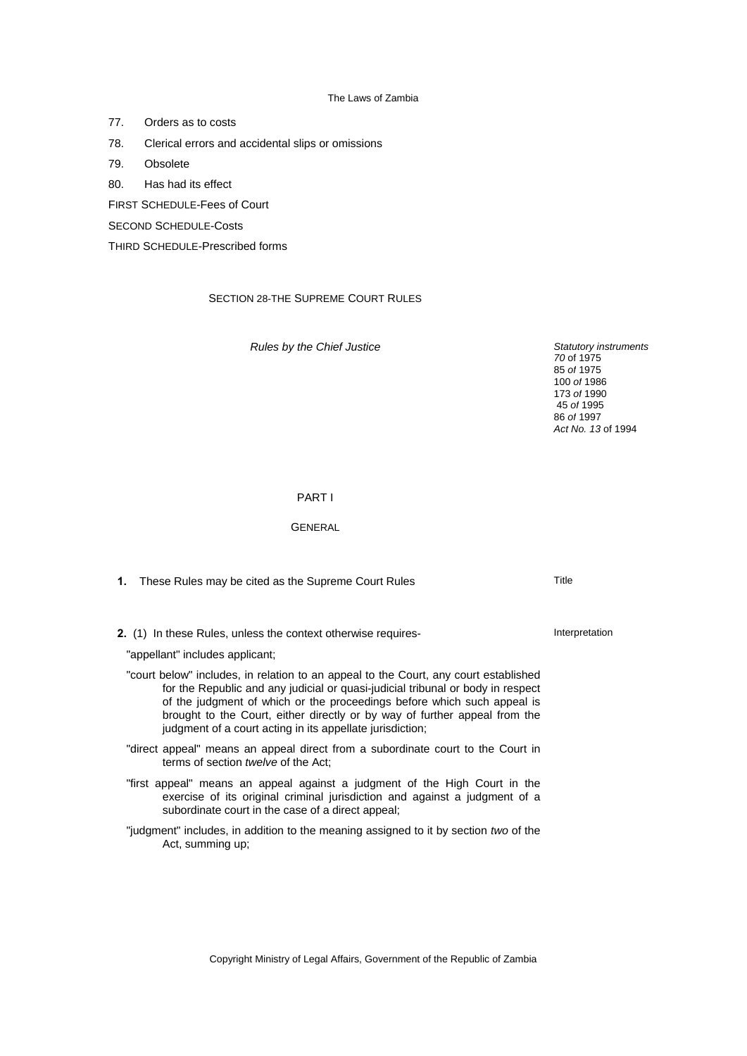77. Orders as to costs

78. Clerical errors and accidental slips or omissions

79. Obsolete

80. Has had its effect

FIRST SCHEDULE-Fees of Court

SECOND SCHEDULE-Costs

THIRD SCHEDULE-Prescribed forms

SECTION 28-THE SUPREME COURT RULES

*Rules by the Chief Justice*

*Statutory instruments*
*70* of 1975
85 *of* 1975
100 *of* 1986
173 *of* 1990
45 *of* 1995
86 *of* 1997
*Act No. 13* of 1994

## PART I

## GENERAL

**1.** These Rules may be cited as the Supreme Court Rules

Title

**2.** (1) In these Rules, unless the context otherwise requires-

Interpretation

"appellant" includes applicant;

"court below" includes, in relation to an appeal to the Court, any court established for the Republic and any judicial or quasi-judicial tribunal or body in respect of the judgment of which or the proceedings before which such appeal is brought to the Court, either directly or by way of further appeal from the judgment of a court acting in its appellate jurisdiction;

"direct appeal" means an appeal direct from a subordinate court to the Court in terms of section *twelve* of the Act;

"first appeal" means an appeal against a judgment of the High Court in the exercise of its original criminal jurisdiction and against a judgment of a subordinate court in the case of a direct appeal;

"judgment" includes, in addition to the meaning assigned to it by section *two* of the Act, summing up;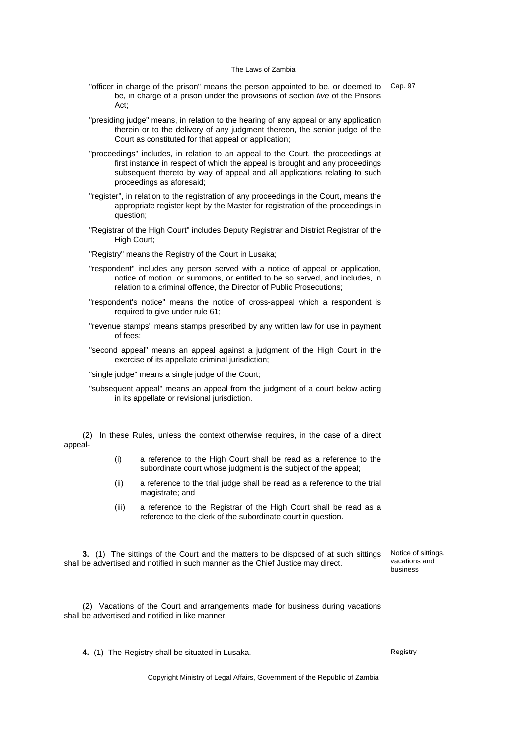"officer in charge of the prison" means the person appointed to be, or deemed to be, in charge of a prison under the provisions of section *five* of the Prisons Act; Cap. 97

"presiding judge" means, in relation to the hearing of any appeal or any application therein or to the delivery of any judgment thereon, the senior judge of the Court as constituted for that appeal or application;

"proceedings" includes, in relation to an appeal to the Court, the proceedings at first instance in respect of which the appeal is brought and any proceedings subsequent thereto by way of appeal and all applications relating to such proceedings as aforesaid;

"register", in relation to the registration of any proceedings in the Court, means the appropriate register kept by the Master for registration of the proceedings in question;

"Registrar of the High Court" includes Deputy Registrar and District Registrar of the High Court;

"Registry" means the Registry of the Court in Lusaka;

"respondent" includes any person served with a notice of appeal or application, notice of motion, or summons, or entitled to be so served, and includes, in relation to a criminal offence, the Director of Public Prosecutions;

"respondent's notice" means the notice of cross-appeal which a respondent is required to give under rule 61;

"revenue stamps" means stamps prescribed by any written law for use in payment of fees;

"second appeal" means an appeal against a judgment of the High Court in the exercise of its appellate criminal jurisdiction;

"single judge" means a single judge of the Court;

"subsequent appeal" means an appeal from the judgment of a court below acting in its appellate or revisional jurisdiction.

(2) In these Rules, unless the context otherwise requires, in the case of a direct appeal-

(i) a reference to the High Court shall be read as a reference to the subordinate court whose judgment is the subject of the appeal;

(ii) a reference to the trial judge shall be read as a reference to the trial magistrate; and

(iii) a reference to the Registrar of the High Court shall be read as a reference to the clerk of the subordinate court in question.

**3.** (1) The sittings of the Court and the matters to be disposed of at such sittings shall be advertised and notified in such manner as the Chief Justice may direct. Notice of sittings, vacations and business

(2) Vacations of the Court and arrangements made for business during vacations shall be advertised and notified in like manner.

**4.** (1) The Registry shall be situated in Lusaka. Registry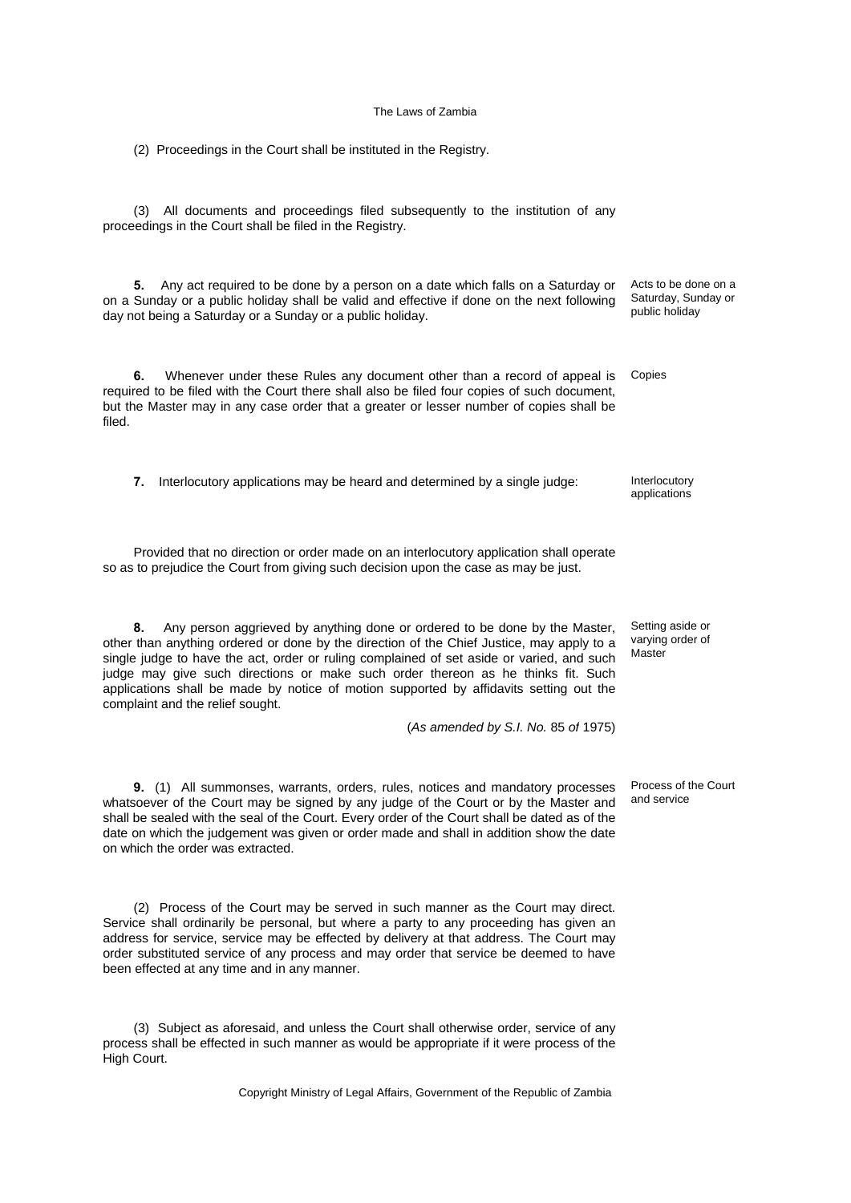(2) Proceedings in the Court shall be instituted in the Registry.

(3) All documents and proceedings filed subsequently to the institution of any proceedings in the Court shall be filed in the Registry.

*Acts to be done on a Saturday, Sunday or public holiday*

**5.** Any act required to be done by a person on a date which falls on a Saturday or on a Sunday or a public holiday shall be valid and effective if done on the next following day not being a Saturday or a Sunday or a public holiday.

*Copies*

**6.** Whenever under these Rules any document other than a record of appeal is required to be filed with the Court there shall also be filed four copies of such document, but the Master may in any case order that a greater or lesser number of copies shall be filed.

*Interlocutory applications*

**7.** Interlocutory applications may be heard and determined by a single judge:

Provided that no direction or order made on an interlocutory application shall operate so as to prejudice the Court from giving such decision upon the case as may be just.

*Setting aside or varying order of Master*

**8.** Any person aggrieved by anything done or ordered to be done by the Master, other than anything ordered or done by the direction of the Chief Justice, may apply to a single judge to have the act, order or ruling complained of set aside or varied, and such judge may give such directions or make such order thereon as he thinks fit. Such applications shall be made by notice of motion supported by affidavits setting out the complaint and the relief sought.

(*As amended by S.I. No.* 85 *of* 1975)

*Process of the Court and service*

**9.** (1) All summonses, warrants, orders, rules, notices and mandatory processes whatsoever of the Court may be signed by any judge of the Court or by the Master and shall be sealed with the seal of the Court. Every order of the Court shall be dated as of the date on which the judgement was given or order made and shall in addition show the date on which the order was extracted.

(2) Process of the Court may be served in such manner as the Court may direct. Service shall ordinarily be personal, but where a party to any proceeding has given an address for service, service may be effected by delivery at that address. The Court may order substituted service of any process and may order that service be deemed to have been effected at any time and in any manner.

(3) Subject as aforesaid, and unless the Court shall otherwise order, service of any process shall be effected in such manner as would be appropriate if it were process of the High Court.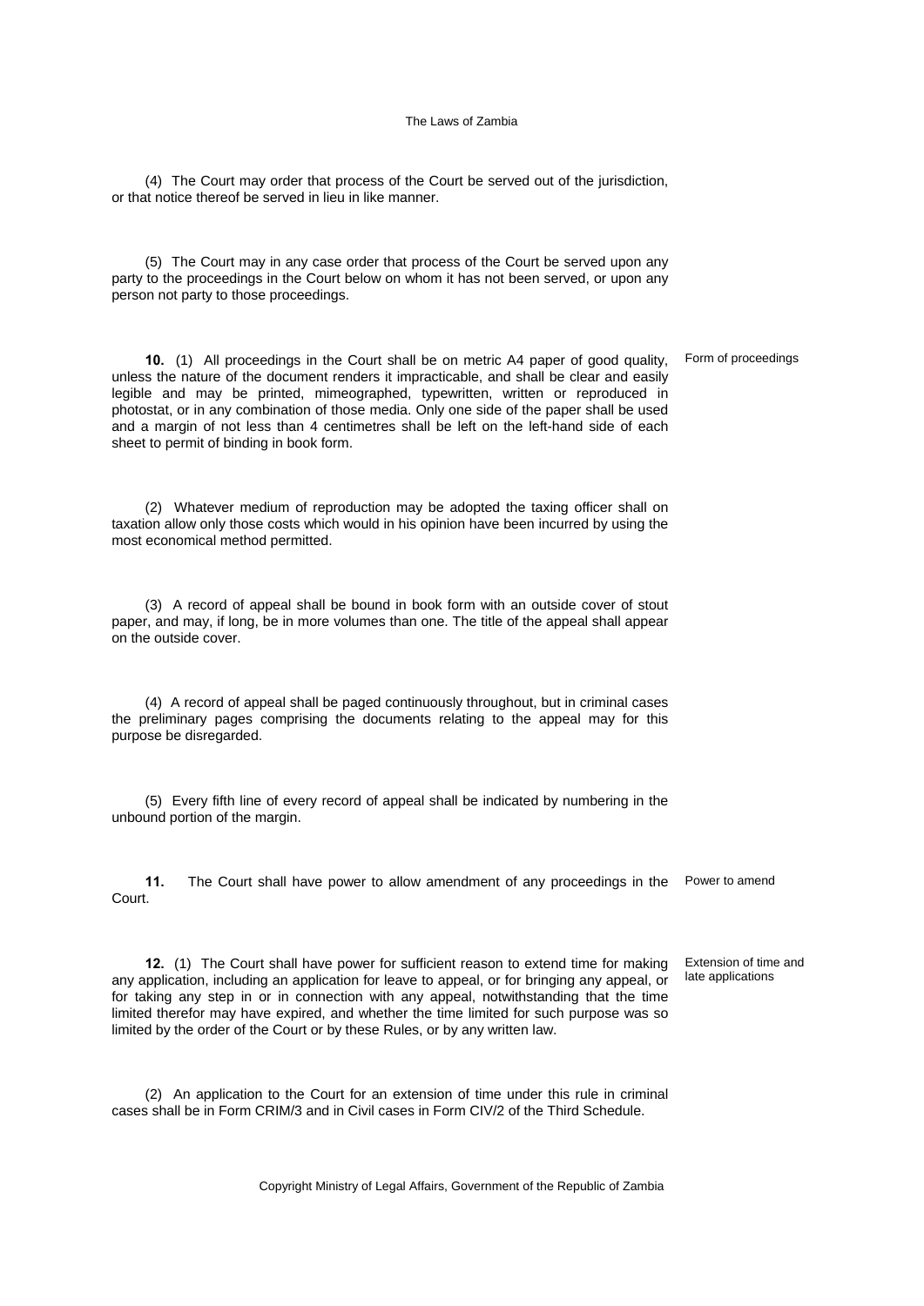(4) The Court may order that process of the Court be served out of the jurisdiction, or that notice thereof be served in lieu in like manner.

(5) The Court may in any case order that process of the Court be served upon any party to the proceedings in the Court below on whom it has not been served, or upon any person not party to those proceedings.

**10.** (1) All proceedings in the Court shall be on metric A4 paper of good quality, unless the nature of the document renders it impracticable, and shall be clear and easily legible and may be printed, mimeographed, typewritten, written or reproduced in photostat, or in any combination of those media. Only one side of the paper shall be used and a margin of not less than 4 centimetres shall be left on the left-hand side of each sheet to permit of binding in book form.

Form of proceedings

(2) Whatever medium of reproduction may be adopted the taxing officer shall on taxation allow only those costs which would in his opinion have been incurred by using the most economical method permitted.

(3) A record of appeal shall be bound in book form with an outside cover of stout paper, and may, if long, be in more volumes than one. The title of the appeal shall appear on the outside cover.

(4) A record of appeal shall be paged continuously throughout, but in criminal cases the preliminary pages comprising the documents relating to the appeal may for this purpose be disregarded.

(5) Every fifth line of every record of appeal shall be indicated by numbering in the unbound portion of the margin.

**11.** The Court shall have power to allow amendment of any proceedings in the Court.

Power to amend

**12.** (1) The Court shall have power for sufficient reason to extend time for making any application, including an application for leave to appeal, or for bringing any appeal, or for taking any step in or in connection with any appeal, notwithstanding that the time limited therefor may have expired, and whether the time limited for such purpose was so limited by the order of the Court or by these Rules, or by any written law.

Extension of time and late applications

(2) An application to the Court for an extension of time under this rule in criminal cases shall be in Form CRIM/3 and in Civil cases in Form CIV/2 of the Third Schedule.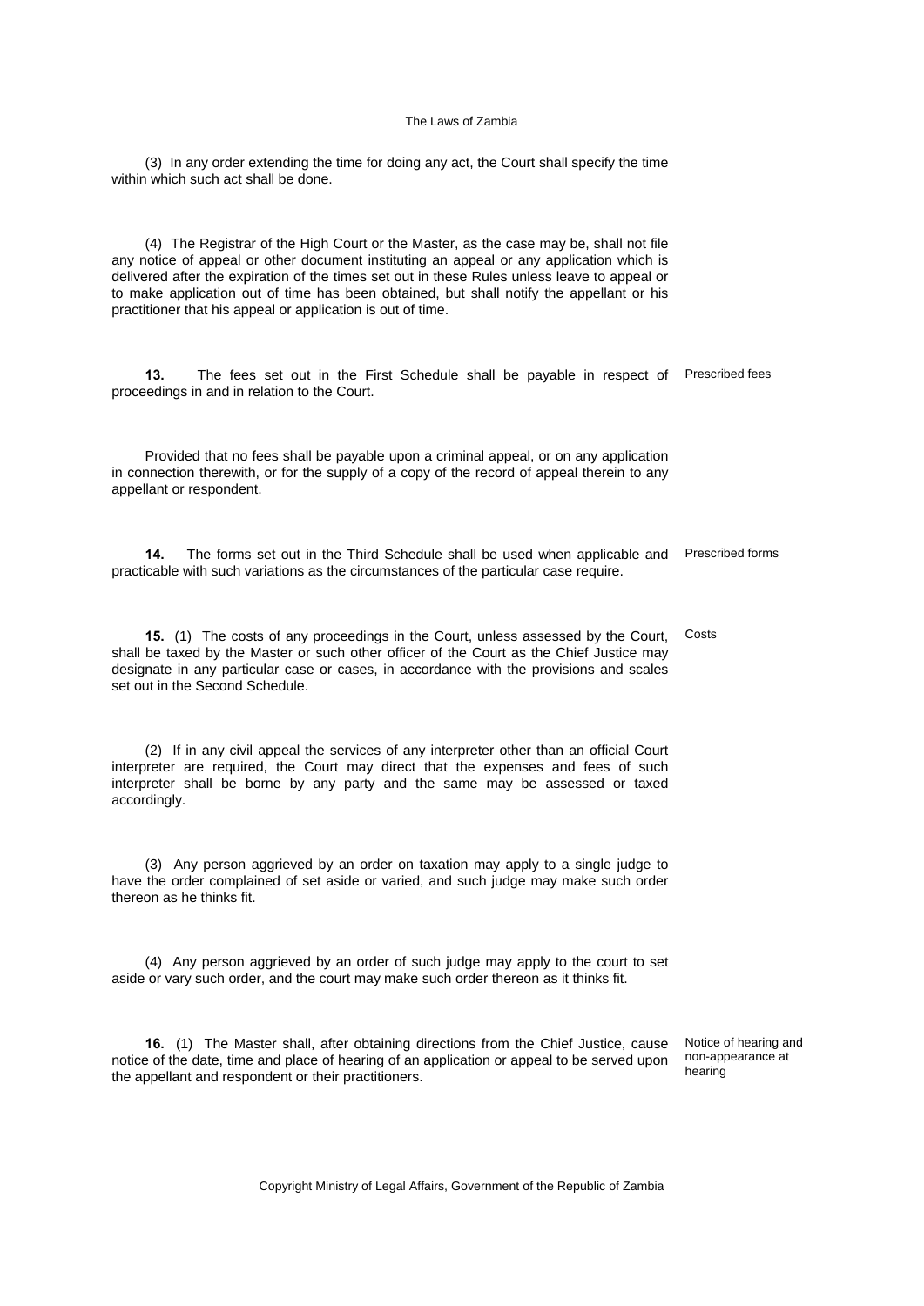(3) In any order extending the time for doing any act, the Court shall specify the time within which such act shall be done.

(4) The Registrar of the High Court or the Master, as the case may be, shall not file any notice of appeal or other document instituting an appeal or any application which is delivered after the expiration of the times set out in these Rules unless leave to appeal or to make application out of time has been obtained, but shall notify the appellant or his practitioner that his appeal or application is out of time.

Prescribed fees

**13.** The fees set out in the First Schedule shall be payable in respect of proceedings in and in relation to the Court.

Provided that no fees shall be payable upon a criminal appeal, or on any application in connection therewith, or for the supply of a copy of the record of appeal therein to any appellant or respondent.

Prescribed forms

**14.** The forms set out in the Third Schedule shall be used when applicable and practicable with such variations as the circumstances of the particular case require.

Costs

**15.** (1) The costs of any proceedings in the Court, unless assessed by the Court, shall be taxed by the Master or such other officer of the Court as the Chief Justice may designate in any particular case or cases, in accordance with the provisions and scales set out in the Second Schedule.

(2) If in any civil appeal the services of any interpreter other than an official Court interpreter are required, the Court may direct that the expenses and fees of such interpreter shall be borne by any party and the same may be assessed or taxed accordingly.

(3) Any person aggrieved by an order on taxation may apply to a single judge to have the order complained of set aside or varied, and such judge may make such order thereon as he thinks fit.

(4) Any person aggrieved by an order of such judge may apply to the court to set aside or vary such order, and the court may make such order thereon as it thinks fit.

Notice of hearing and non-appearance at hearing

**16.** (1) The Master shall, after obtaining directions from the Chief Justice, cause notice of the date, time and place of hearing of an application or appeal to be served upon the appellant and respondent or their practitioners.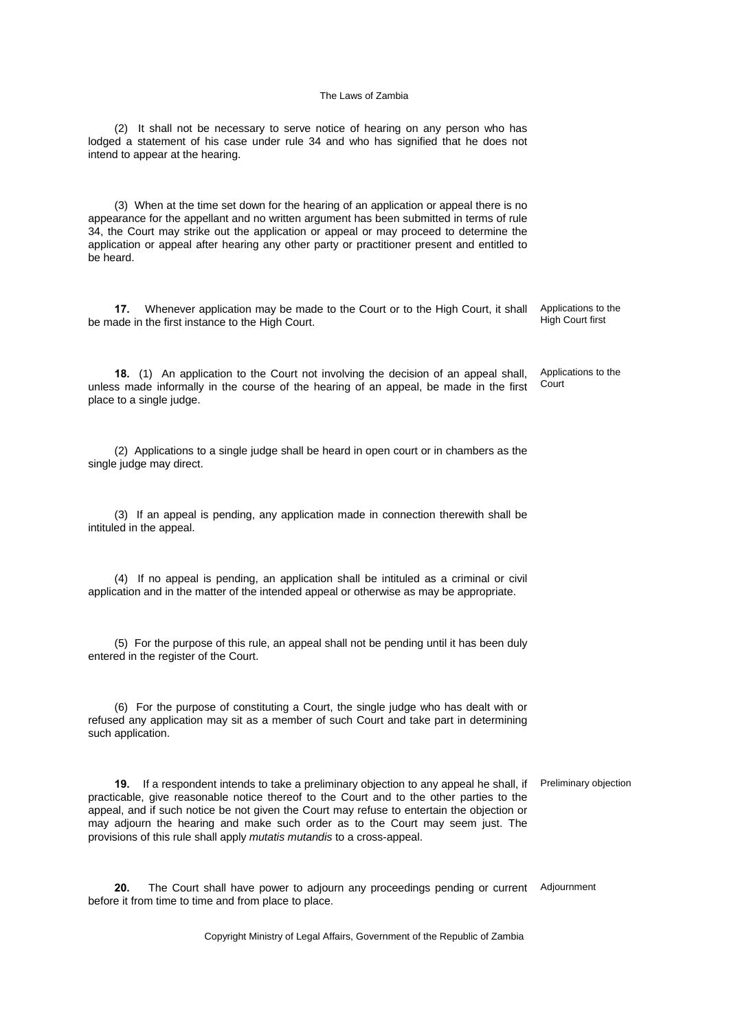(2) It shall not be necessary to serve notice of hearing on any person who has lodged a statement of his case under rule 34 and who has signified that he does not intend to appear at the hearing.

(3) When at the time set down for the hearing of an application or appeal there is no appearance for the appellant and no written argument has been submitted in terms of rule 34, the Court may strike out the application or appeal or may proceed to determine the application or appeal after hearing any other party or practitioner present and entitled to be heard.

Applications to the High Court first

**17.** Whenever application may be made to the Court or to the High Court, it shall be made in the first instance to the High Court.

Applications to the Court

**18.** (1) An application to the Court not involving the decision of an appeal shall, unless made informally in the course of the hearing of an appeal, be made in the first place to a single judge.

(2) Applications to a single judge shall be heard in open court or in chambers as the single judge may direct.

(3) If an appeal is pending, any application made in connection therewith shall be intituled in the appeal.

(4) If no appeal is pending, an application shall be intituled as a criminal or civil application and in the matter of the intended appeal or otherwise as may be appropriate.

(5) For the purpose of this rule, an appeal shall not be pending until it has been duly entered in the register of the Court.

(6) For the purpose of constituting a Court, the single judge who has dealt with or refused any application may sit as a member of such Court and take part in determining such application.

Preliminary objection

**19.** If a respondent intends to take a preliminary objection to any appeal he shall, if practicable, give reasonable notice thereof to the Court and to the other parties to the appeal, and if such notice be not given the Court may refuse to entertain the objection or may adjourn the hearing and make such order as to the Court may seem just. The provisions of this rule shall apply *mutatis mutandis* to a cross-appeal.

Adjournment

**20.** The Court shall have power to adjourn any proceedings pending or current before it from time to time and from place to place.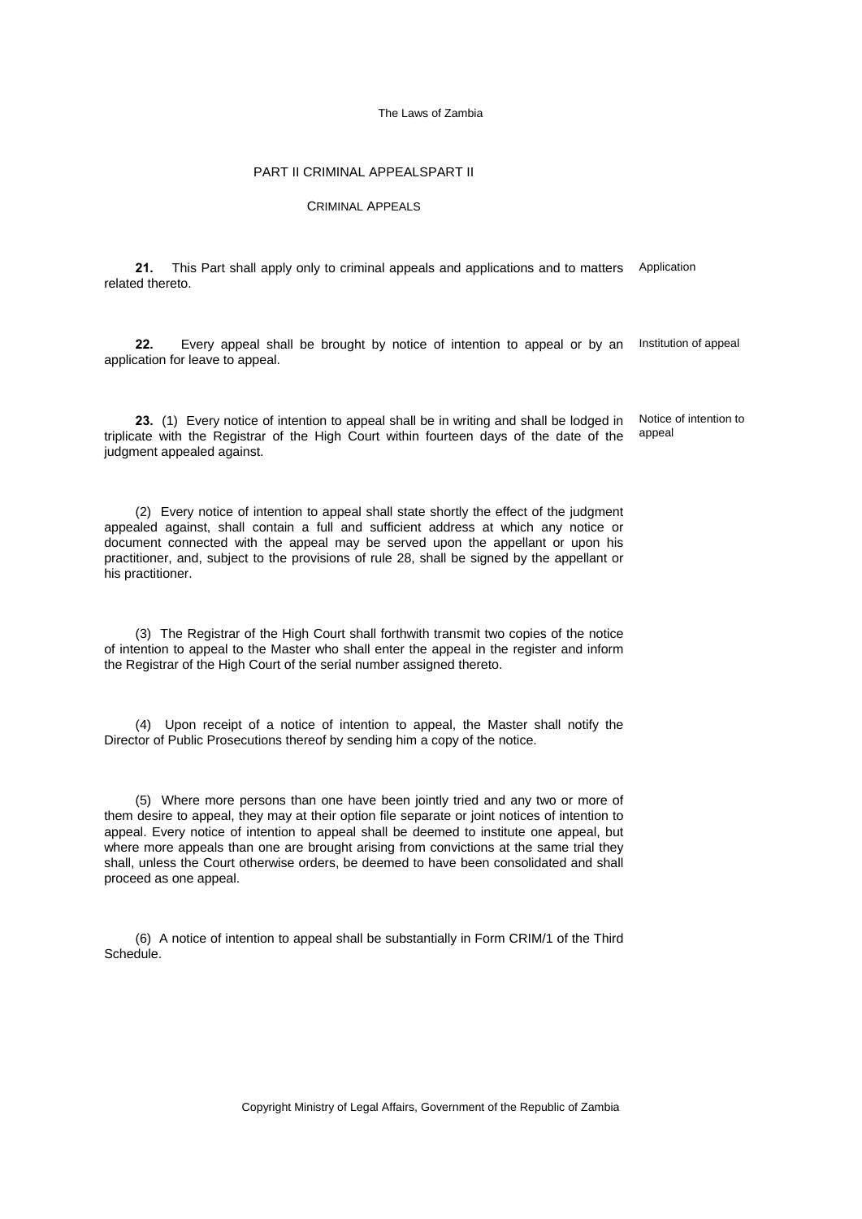## PART II CRIMINAL APPEALSPART II

### CRIMINAL APPEALS

**21.** This Part shall apply only to criminal appeals and applications and to matters related thereto.

Application

**22.** Every appeal shall be brought by notice of intention to appeal or by an application for leave to appeal.

Institution of appeal

**23.** (1) Every notice of intention to appeal shall be in writing and shall be lodged in triplicate with the Registrar of the High Court within fourteen days of the date of the judgment appealed against.

Notice of intention to appeal

(2) Every notice of intention to appeal shall state shortly the effect of the judgment appealed against, shall contain a full and sufficient address at which any notice or document connected with the appeal may be served upon the appellant or upon his practitioner, and, subject to the provisions of rule 28, shall be signed by the appellant or his practitioner.

(3) The Registrar of the High Court shall forthwith transmit two copies of the notice of intention to appeal to the Master who shall enter the appeal in the register and inform the Registrar of the High Court of the serial number assigned thereto.

(4) Upon receipt of a notice of intention to appeal, the Master shall notify the Director of Public Prosecutions thereof by sending him a copy of the notice.

(5) Where more persons than one have been jointly tried and any two or more of them desire to appeal, they may at their option file separate or joint notices of intention to appeal. Every notice of intention to appeal shall be deemed to institute one appeal, but where more appeals than one are brought arising from convictions at the same trial they shall, unless the Court otherwise orders, be deemed to have been consolidated and shall proceed as one appeal.

(6) A notice of intention to appeal shall be substantially in Form CRIM/1 of the Third Schedule.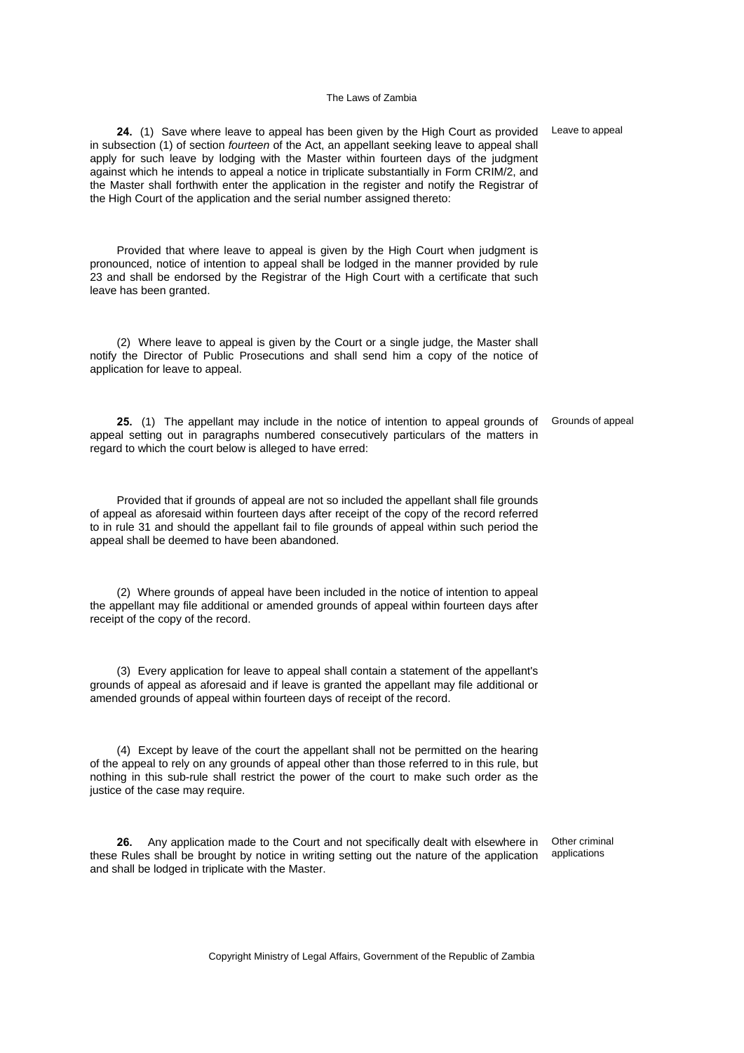**24.** (1) Save where leave to appeal has been given by the High Court as provided in subsection (1) of section *fourteen* of the Act, an appellant seeking leave to appeal shall apply for such leave by lodging with the Master within fourteen days of the judgment against which he intends to appeal a notice in triplicate substantially in Form CRIM/2, and the Master shall forthwith enter the application in the register and notify the Registrar of the High Court of the application and the serial number assigned thereto:

Leave to appeal

Provided that where leave to appeal is given by the High Court when judgment is pronounced, notice of intention to appeal shall be lodged in the manner provided by rule 23 and shall be endorsed by the Registrar of the High Court with a certificate that such leave has been granted.

(2) Where leave to appeal is given by the Court or a single judge, the Master shall notify the Director of Public Prosecutions and shall send him a copy of the notice of application for leave to appeal.

**25.** (1) The appellant may include in the notice of intention to appeal grounds of appeal setting out in paragraphs numbered consecutively particulars of the matters in regard to which the court below is alleged to have erred:

Grounds of appeal

Provided that if grounds of appeal are not so included the appellant shall file grounds of appeal as aforesaid within fourteen days after receipt of the copy of the record referred to in rule 31 and should the appellant fail to file grounds of appeal within such period the appeal shall be deemed to have been abandoned.

(2) Where grounds of appeal have been included in the notice of intention to appeal the appellant may file additional or amended grounds of appeal within fourteen days after receipt of the copy of the record.

(3) Every application for leave to appeal shall contain a statement of the appellant's grounds of appeal as aforesaid and if leave is granted the appellant may file additional or amended grounds of appeal within fourteen days of receipt of the record.

(4) Except by leave of the court the appellant shall not be permitted on the hearing of the appeal to rely on any grounds of appeal other than those referred to in this rule, but nothing in this sub-rule shall restrict the power of the court to make such order as the justice of the case may require.

**26.** Any application made to the Court and not specifically dealt with elsewhere in these Rules shall be brought by notice in writing setting out the nature of the application and shall be lodged in triplicate with the Master.

Other criminal applications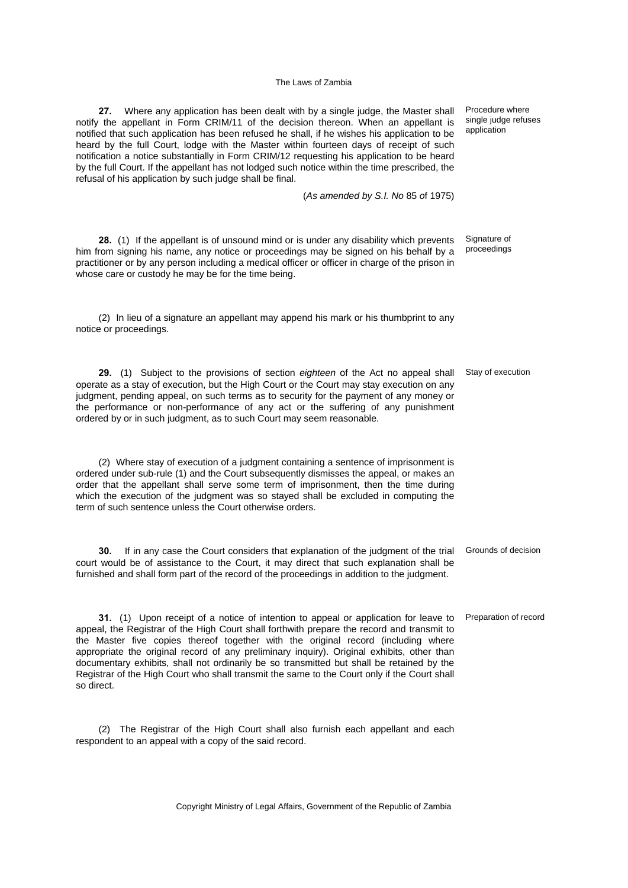**27.** Where any application has been dealt with by a single judge, the Master shall notify the appellant in Form CRIM/11 of the decision thereon. When an appellant is notified that such application has been refused he shall, if he wishes his application to be heard by the full Court, lodge with the Master within fourteen days of receipt of such notification a notice substantially in Form CRIM/12 requesting his application to be heard by the full Court. If the appellant has not lodged such notice within the time prescribed, the refusal of his application by such judge shall be final.

Procedure where single judge refuses application

(*As amended by S.I. No* 85 of 1975)

**28.** (1) If the appellant is of unsound mind or is under any disability which prevents him from signing his name, any notice or proceedings may be signed on his behalf by a practitioner or by any person including a medical officer or officer in charge of the prison in whose care or custody he may be for the time being.

Signature of proceedings

(2) In lieu of a signature an appellant may append his mark or his thumbprint to any notice or proceedings.

**29.** (1) Subject to the provisions of section *eighteen* of the Act no appeal shall operate as a stay of execution, but the High Court or the Court may stay execution on any judgment, pending appeal, on such terms as to security for the payment of any money or the performance or non-performance of any act or the suffering of any punishment ordered by or in such judgment, as to such Court may seem reasonable.

Stay of execution

(2) Where stay of execution of a judgment containing a sentence of imprisonment is ordered under sub-rule (1) and the Court subsequently dismisses the appeal, or makes an order that the appellant shall serve some term of imprisonment, then the time during which the execution of the judgment was so stayed shall be excluded in computing the term of such sentence unless the Court otherwise orders.

**30.** If in any case the Court considers that explanation of the judgment of the trial court would be of assistance to the Court, it may direct that such explanation shall be furnished and shall form part of the record of the proceedings in addition to the judgment.

Grounds of decision

**31.** (1) Upon receipt of a notice of intention to appeal or application for leave to appeal, the Registrar of the High Court shall forthwith prepare the record and transmit to the Master five copies thereof together with the original record (including where appropriate the original record of any preliminary inquiry). Original exhibits, other than documentary exhibits, shall not ordinarily be so transmitted but shall be retained by the Registrar of the High Court who shall transmit the same to the Court only if the Court shall so direct.

Preparation of record

(2) The Registrar of the High Court shall also furnish each appellant and each respondent to an appeal with a copy of the said record.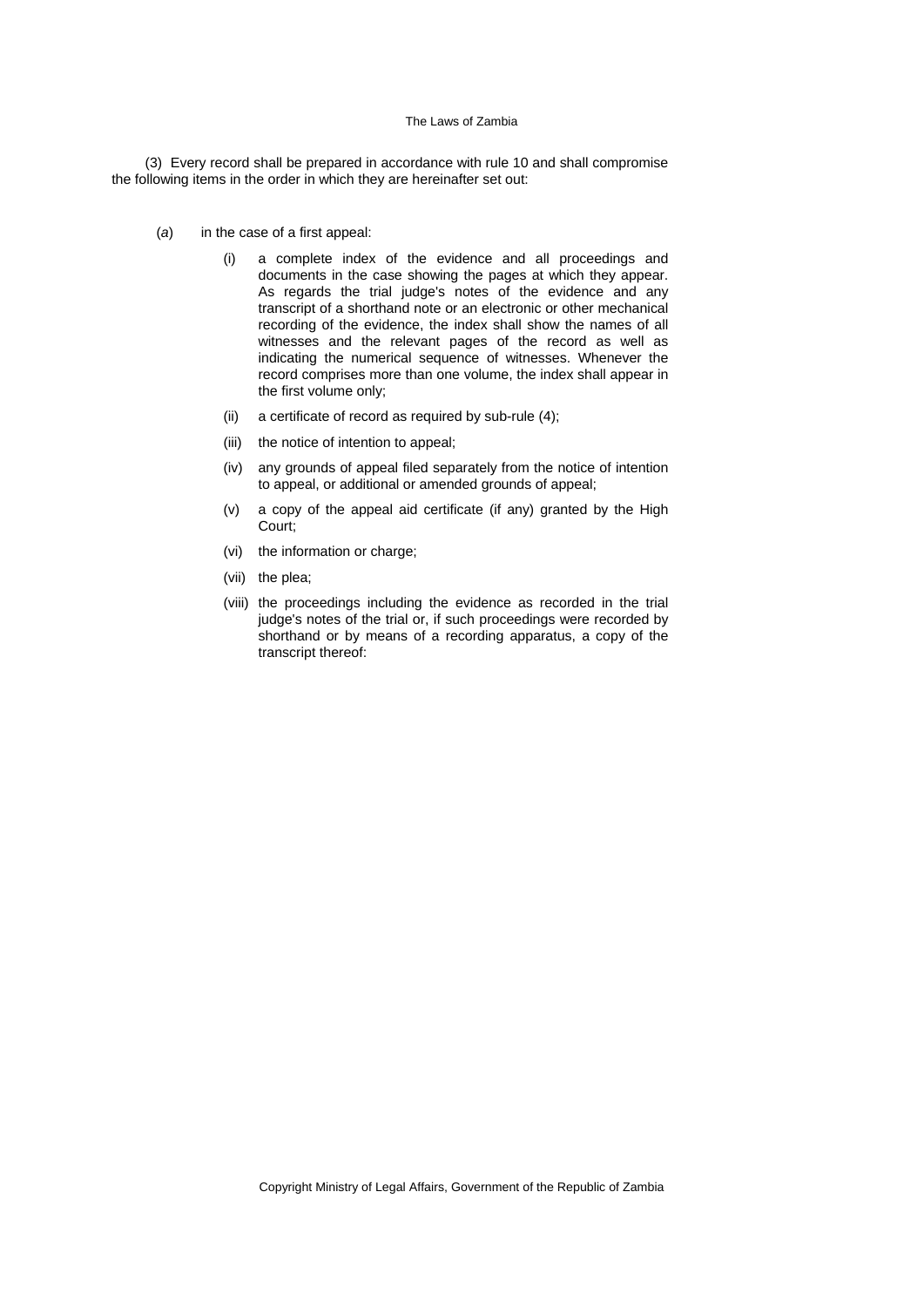(3) Every record shall be prepared in accordance with rule 10 and shall compromise the following items in the order in which they are hereinafter set out:

(*a*) in the case of a first appeal:

(i) a complete index of the evidence and all proceedings and documents in the case showing the pages at which they appear. As regards the trial judge's notes of the evidence and any transcript of a shorthand note or an electronic or other mechanical recording of the evidence, the index shall show the names of all witnesses and the relevant pages of the record as well as indicating the numerical sequence of witnesses. Whenever the record comprises more than one volume, the index shall appear in the first volume only;

(ii) a certificate of record as required by sub-rule (4);

(iii) the notice of intention to appeal;

(iv) any grounds of appeal filed separately from the notice of intention to appeal, or additional or amended grounds of appeal;

(v) a copy of the appeal aid certificate (if any) granted by the High Court;

(vi) the information or charge;

(vii) the plea;

(viii) the proceedings including the evidence as recorded in the trial judge's notes of the trial or, if such proceedings were recorded by shorthand or by means of a recording apparatus, a copy of the transcript thereof: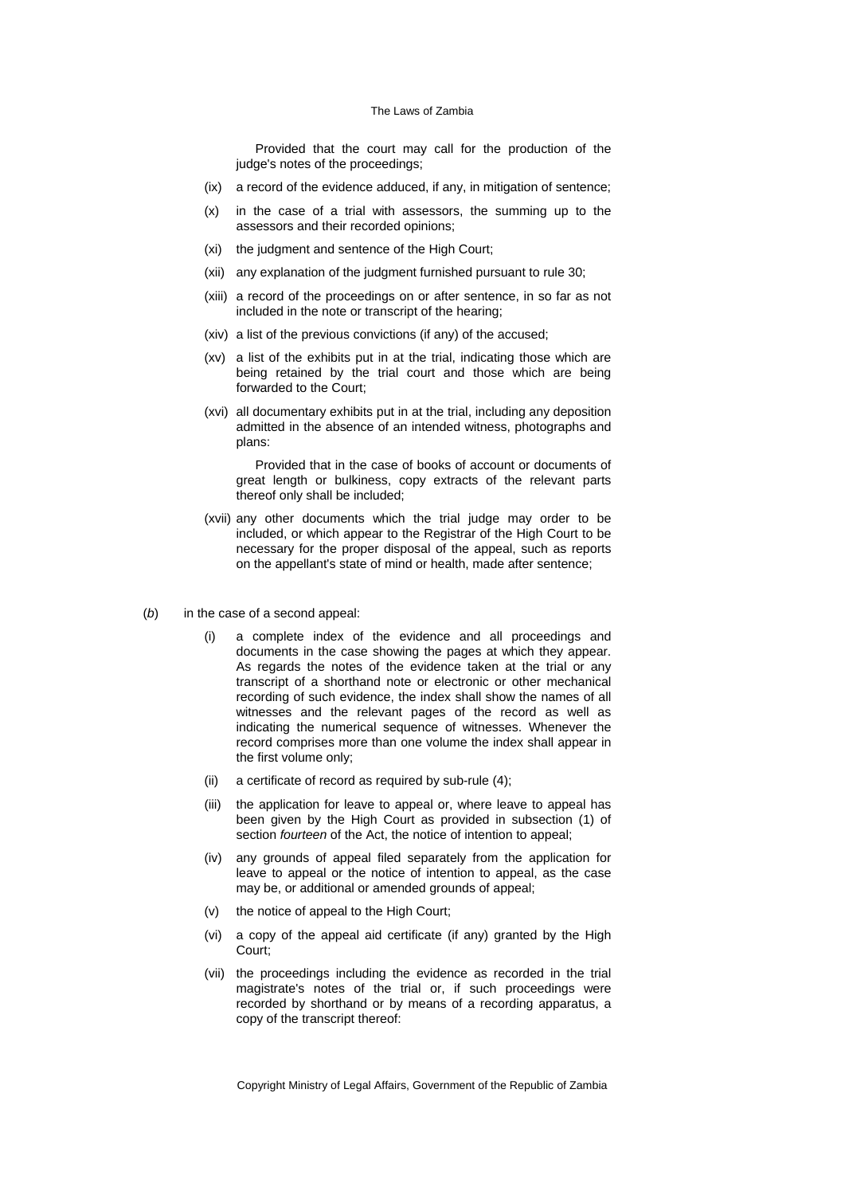Provided that the court may call for the production of the judge's notes of the proceedings;

(ix) a record of the evidence adduced, if any, in mitigation of sentence;

(x) in the case of a trial with assessors, the summing up to the assessors and their recorded opinions;

(xi) the judgment and sentence of the High Court;

(xii) any explanation of the judgment furnished pursuant to rule 30;

(xiii) a record of the proceedings on or after sentence, in so far as not included in the note or transcript of the hearing;

(xiv) a list of the previous convictions (if any) of the accused;

(xv) a list of the exhibits put in at the trial, indicating those which are being retained by the trial court and those which are being forwarded to the Court;

(xvi) all documentary exhibits put in at the trial, including any deposition admitted in the absence of an intended witness, photographs and plans:

Provided that in the case of books of account or documents of great length or bulkiness, copy extracts of the relevant parts thereof only shall be included;

(xvii) any other documents which the trial judge may order to be included, or which appear to the Registrar of the High Court to be necessary for the proper disposal of the appeal, such as reports on the appellant's state of mind or health, made after sentence;

(*b*) in the case of a second appeal:

(i) a complete index of the evidence and all proceedings and documents in the case showing the pages at which they appear. As regards the notes of the evidence taken at the trial or any transcript of a shorthand note or electronic or other mechanical recording of such evidence, the index shall show the names of all witnesses and the relevant pages of the record as well as indicating the numerical sequence of witnesses. Whenever the record comprises more than one volume the index shall appear in the first volume only;

(ii) a certificate of record as required by sub-rule (4);

(iii) the application for leave to appeal or, where leave to appeal has been given by the High Court as provided in subsection (1) of section *fourteen* of the Act, the notice of intention to appeal;

(iv) any grounds of appeal filed separately from the application for leave to appeal or the notice of intention to appeal, as the case may be, or additional or amended grounds of appeal;

(v) the notice of appeal to the High Court;

(vi) a copy of the appeal aid certificate (if any) granted by the High Court;

(vii) the proceedings including the evidence as recorded in the trial magistrate's notes of the trial or, if such proceedings were recorded by shorthand or by means of a recording apparatus, a copy of the transcript thereof: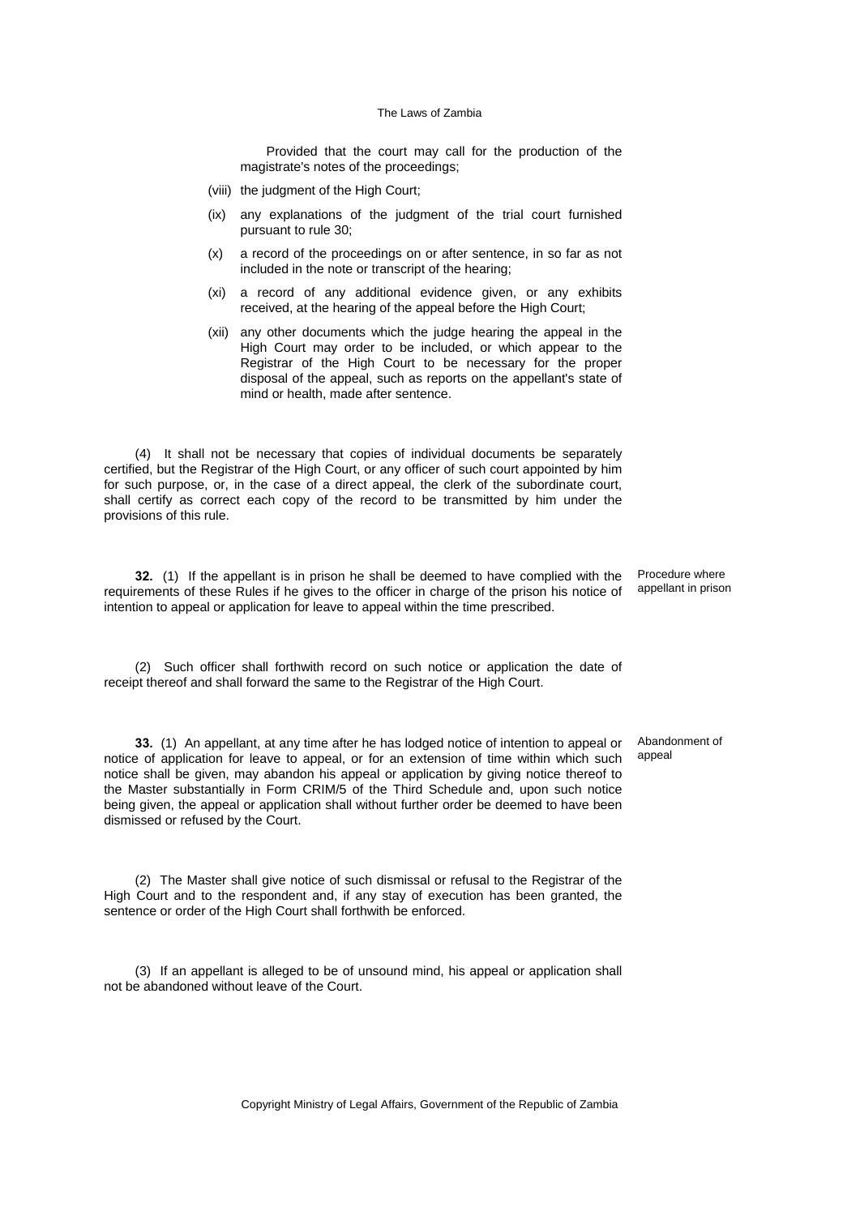Provided that the court may call for the production of the magistrate's notes of the proceedings;

(viii) the judgment of the High Court;

(ix) any explanations of the judgment of the trial court furnished pursuant to rule 30;

(x) a record of the proceedings on or after sentence, in so far as not included in the note or transcript of the hearing;

(xi) a record of any additional evidence given, or any exhibits received, at the hearing of the appeal before the High Court;

(xii) any other documents which the judge hearing the appeal in the High Court may order to be included, or which appear to the Registrar of the High Court to be necessary for the proper disposal of the appeal, such as reports on the appellant's state of mind or health, made after sentence.

(4) It shall not be necessary that copies of individual documents be separately certified, but the Registrar of the High Court, or any officer of such court appointed by him for such purpose, or, in the case of a direct appeal, the clerk of the subordinate court, shall certify as correct each copy of the record to be transmitted by him under the provisions of this rule.

*Procedure where appellant in prison*

**32.** (1) If the appellant is in prison he shall be deemed to have complied with the requirements of these Rules if he gives to the officer in charge of the prison his notice of intention to appeal or application for leave to appeal within the time prescribed.

(2) Such officer shall forthwith record on such notice or application the date of receipt thereof and shall forward the same to the Registrar of the High Court.

*Abandonment of appeal*

**33.** (1) An appellant, at any time after he has lodged notice of intention to appeal or notice of application for leave to appeal, or for an extension of time within which such notice shall be given, may abandon his appeal or application by giving notice thereof to the Master substantially in Form CRIM/5 of the Third Schedule and, upon such notice being given, the appeal or application shall without further order be deemed to have been dismissed or refused by the Court.

(2) The Master shall give notice of such dismissal or refusal to the Registrar of the High Court and to the respondent and, if any stay of execution has been granted, the sentence or order of the High Court shall forthwith be enforced.

(3) If an appellant is alleged to be of unsound mind, his appeal or application shall not be abandoned without leave of the Court.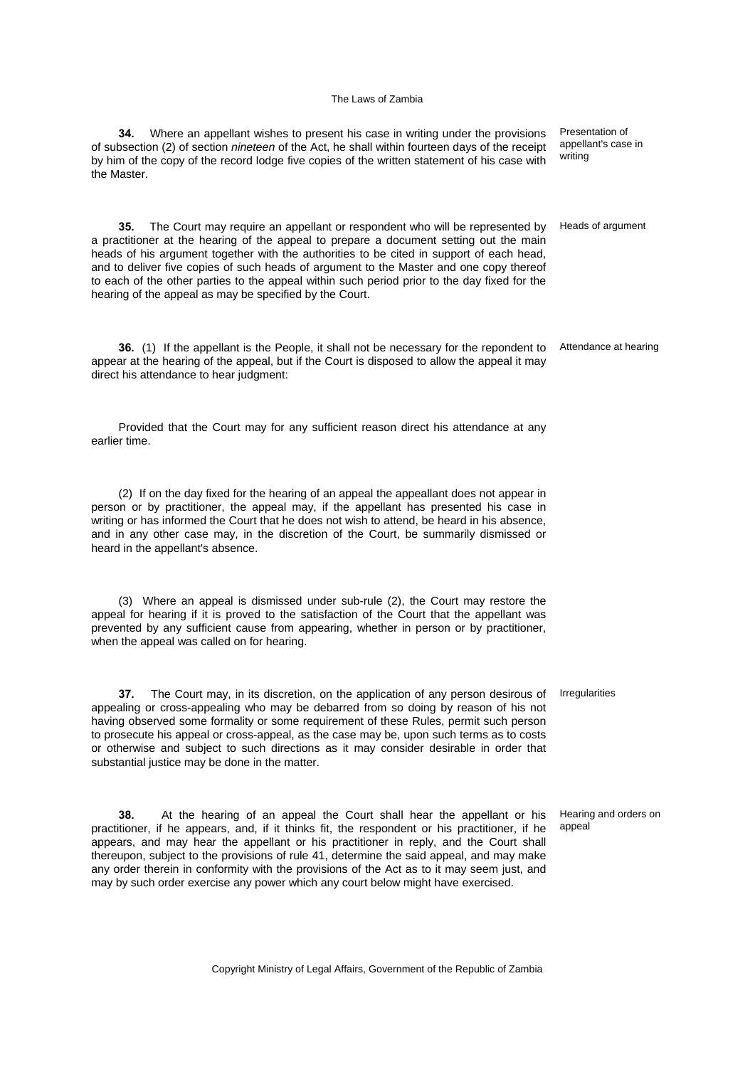**34.** Where an appellant wishes to present his case in writing under the provisions of subsection (2) of section *nineteen* of the Act, he shall within fourteen days of the receipt by him of the copy of the record lodge five copies of the written statement of his case with the Master.

Presentation of appellant's case in writing

**35.** The Court may require an appellant or respondent who will be represented by a practitioner at the hearing of the appeal to prepare a document setting out the main heads of his argument together with the authorities to be cited in support of each head, and to deliver five copies of such heads of argument to the Master and one copy thereof to each of the other parties to the appeal within such period prior to the day fixed for the hearing of the appeal as may be specified by the Court.

Heads of argument

**36.** (1) If the appellant is the People, it shall not be necessary for the repondent to appear at the hearing of the appeal, but if the Court is disposed to allow the appeal it may direct his attendance to hear judgment:

Attendance at hearing

Provided that the Court may for any sufficient reason direct his attendance at any earlier time.

(2) If on the day fixed for the hearing of an appeal the appeallant does not appear in person or by practitioner, the appeal may, if the appellant has presented his case in writing or has informed the Court that he does not wish to attend, be heard in his absence, and in any other case may, in the discretion of the Court, be summarily dismissed or heard in the appellant's absence.

(3) Where an appeal is dismissed under sub-rule (2), the Court may restore the appeal for hearing if it is proved to the satisfaction of the Court that the appellant was prevented by any sufficient cause from appearing, whether in person or by practitioner, when the appeal was called on for hearing.

**37.** The Court may, in its discretion, on the application of any person desirous of appealing or cross-appealing who may be debarred from so doing by reason of his not having observed some formality or some requirement of these Rules, permit such person to prosecute his appeal or cross-appeal, as the case may be, upon such terms as to costs or otherwise and subject to such directions as it may consider desirable in order that substantial justice may be done in the matter.

Irregularities

**38.** At the hearing of an appeal the Court shall hear the appellant or his practitioner, if he appears, and, if it thinks fit, the respondent or his practitioner, if he appears, and may hear the appellant or his practitioner in reply, and the Court shall thereupon, subject to the provisions of rule 41, determine the said appeal, and may make any order therein in conformity with the provisions of the Act as to it may seem just, and may by such order exercise any power which any court below might have exercised.

Hearing and orders on appeal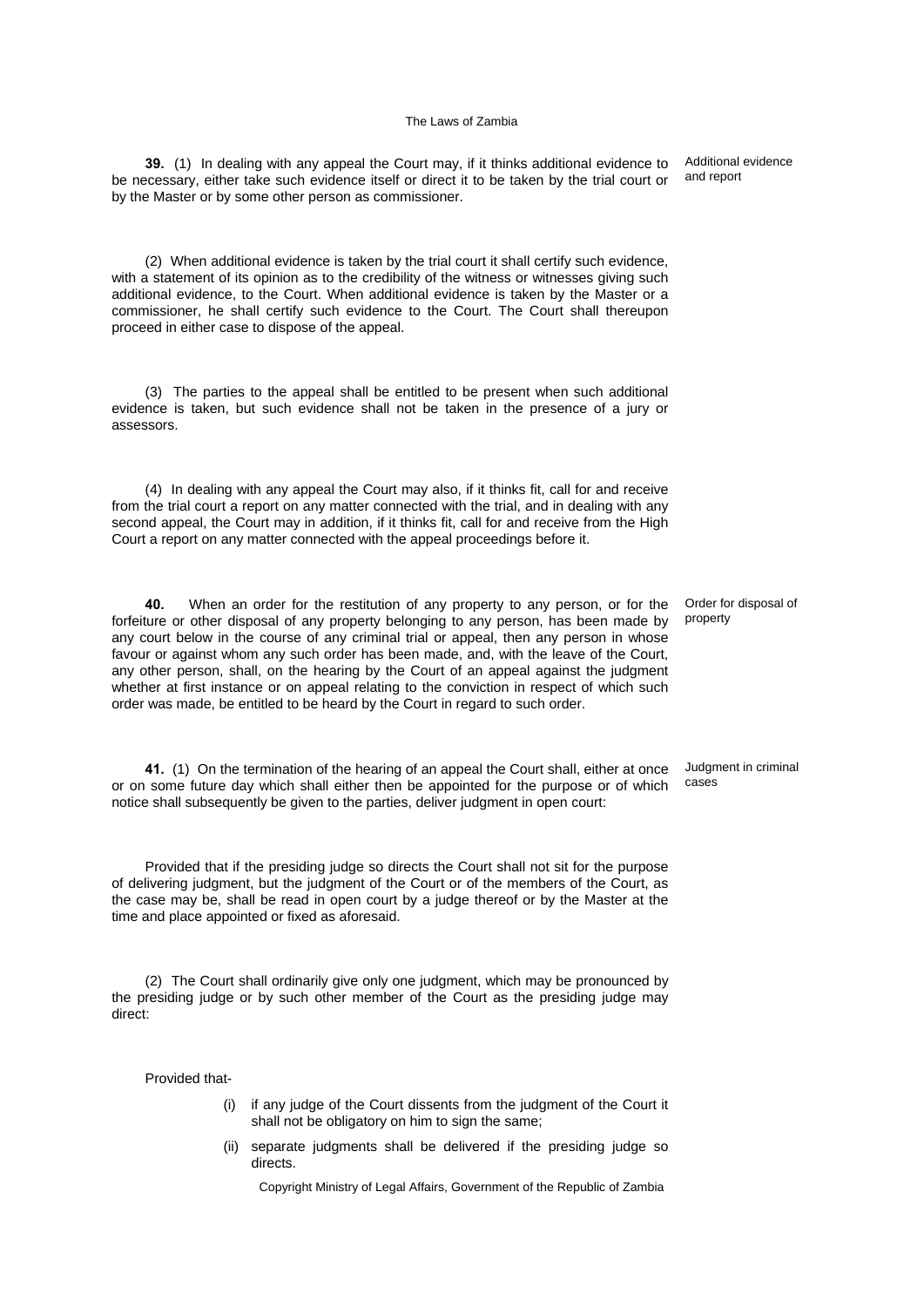**39.** (1) In dealing with any appeal the Court may, if it thinks additional evidence to be necessary, either take such evidence itself or direct it to be taken by the trial court or by the Master or by some other person as commissioner.

*Additional evidence and report*

(2) When additional evidence is taken by the trial court it shall certify such evidence, with a statement of its opinion as to the credibility of the witness or witnesses giving such additional evidence, to the Court. When additional evidence is taken by the Master or a commissioner, he shall certify such evidence to the Court. The Court shall thereupon proceed in either case to dispose of the appeal.

(3) The parties to the appeal shall be entitled to be present when such additional evidence is taken, but such evidence shall not be taken in the presence of a jury or assessors.

(4) In dealing with any appeal the Court may also, if it thinks fit, call for and receive from the trial court a report on any matter connected with the trial, and in dealing with any second appeal, the Court may in addition, if it thinks fit, call for and receive from the High Court a report on any matter connected with the appeal proceedings before it.

**40.** When an order for the restitution of any property to any person, or for the forfeiture or other disposal of any property belonging to any person, has been made by any court below in the course of any criminal trial or appeal, then any person in whose favour or against whom any such order has been made, and, with the leave of the Court, any other person, shall, on the hearing by the Court of an appeal against the judgment whether at first instance or on appeal relating to the conviction in respect of which such order was made, be entitled to be heard by the Court in regard to such order.

*Order for disposal of property*

**41.** (1) On the termination of the hearing of an appeal the Court shall, either at once or on some future day which shall either then be appointed for the purpose or of which notice shall subsequently be given to the parties, deliver judgment in open court:

*Judgment in criminal cases*

Provided that if the presiding judge so directs the Court shall not sit for the purpose of delivering judgment, but the judgment of the Court or of the members of the Court, as the case may be, shall be read in open court by a judge thereof or by the Master at the time and place appointed or fixed as aforesaid.

(2) The Court shall ordinarily give only one judgment, which may be pronounced by the presiding judge or by such other member of the Court as the presiding judge may direct:

Provided that-

(i) if any judge of the Court dissents from the judgment of the Court it shall not be obligatory on him to sign the same;

(ii) separate judgments shall be delivered if the presiding judge so directs.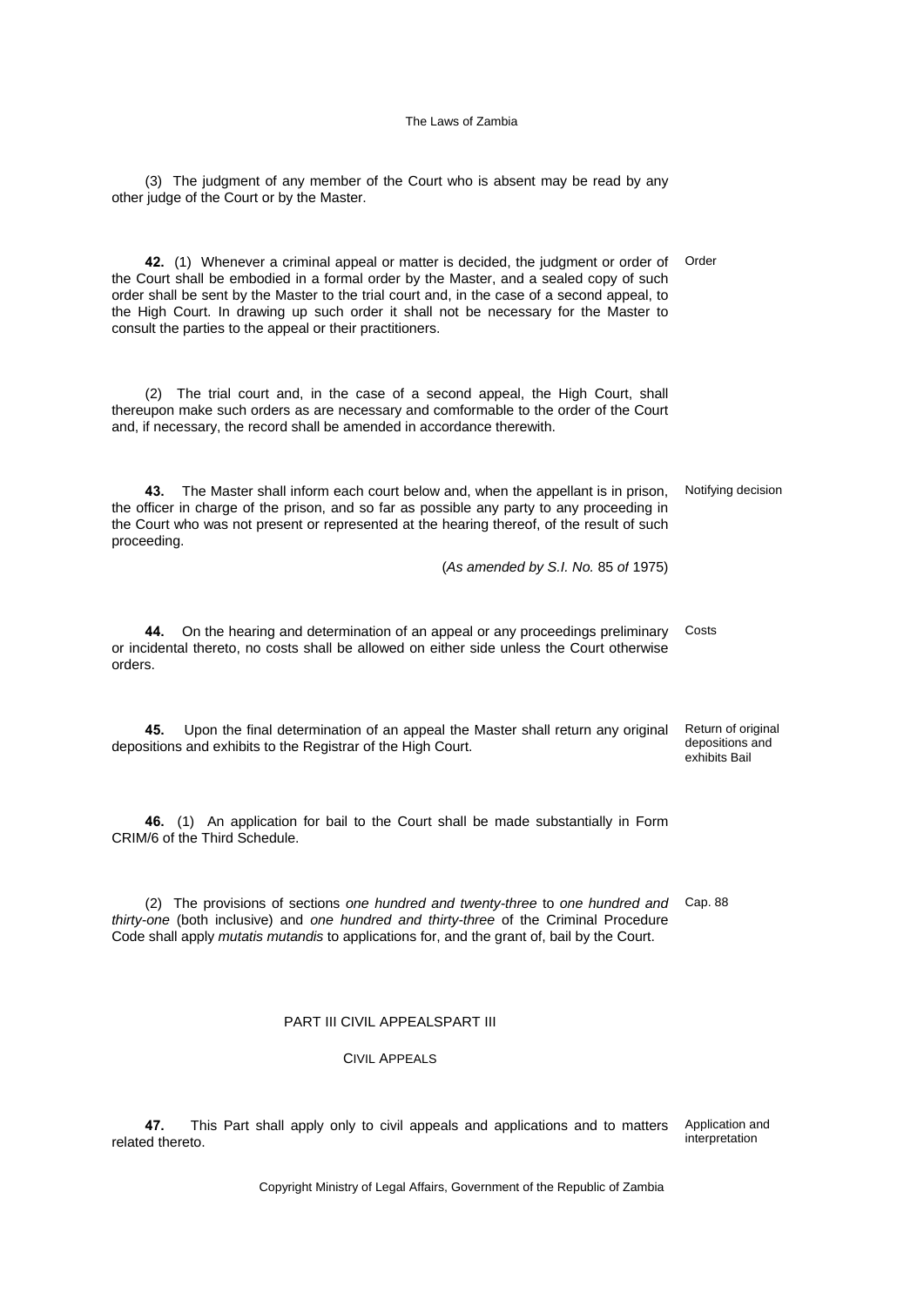(3) The judgment of any member of the Court who is absent may be read by any other judge of the Court or by the Master.

**42.** (1) Whenever a criminal appeal or matter is decided, the judgment or order of the Court shall be embodied in a formal order by the Master, and a sealed copy of such order shall be sent by the Master to the trial court and, in the case of a second appeal, to the High Court. In drawing up such order it shall not be necessary for the Master to consult the parties to the appeal or their practitioners.

Order

(2) The trial court and, in the case of a second appeal, the High Court, shall thereupon make such orders as are necessary and comformable to the order of the Court and, if necessary, the record shall be amended in accordance therewith.

**43.** The Master shall inform each court below and, when the appellant is in prison, the officer in charge of the prison, and so far as possible any party to any proceeding in the Court who was not present or represented at the hearing thereof, of the result of such proceeding.

Notifying decision

(*As amended by S.I. No.* 85 *of* 1975)

**44.** On the hearing and determination of an appeal or any proceedings preliminary or incidental thereto, no costs shall be allowed on either side unless the Court otherwise orders.

Costs

**45.** Upon the final determination of an appeal the Master shall return any original depositions and exhibits to the Registrar of the High Court.

Return of original depositions and exhibits Bail

**46.** (1) An application for bail to the Court shall be made substantially in Form CRIM/6 of the Third Schedule.

(2) The provisions of sections *one hundred and twenty-three* to *one hundred and thirty-one* (both inclusive) and *one hundred and thirty-three* of the Criminal Procedure Code shall apply *mutatis mutandis* to applications for, and the grant of, bail by the Court.

Cap. 88

PART III CIVIL APPEALSPART III

CIVIL APPEALS

**47.** This Part shall apply only to civil appeals and applications and to matters related thereto.

Application and interpretation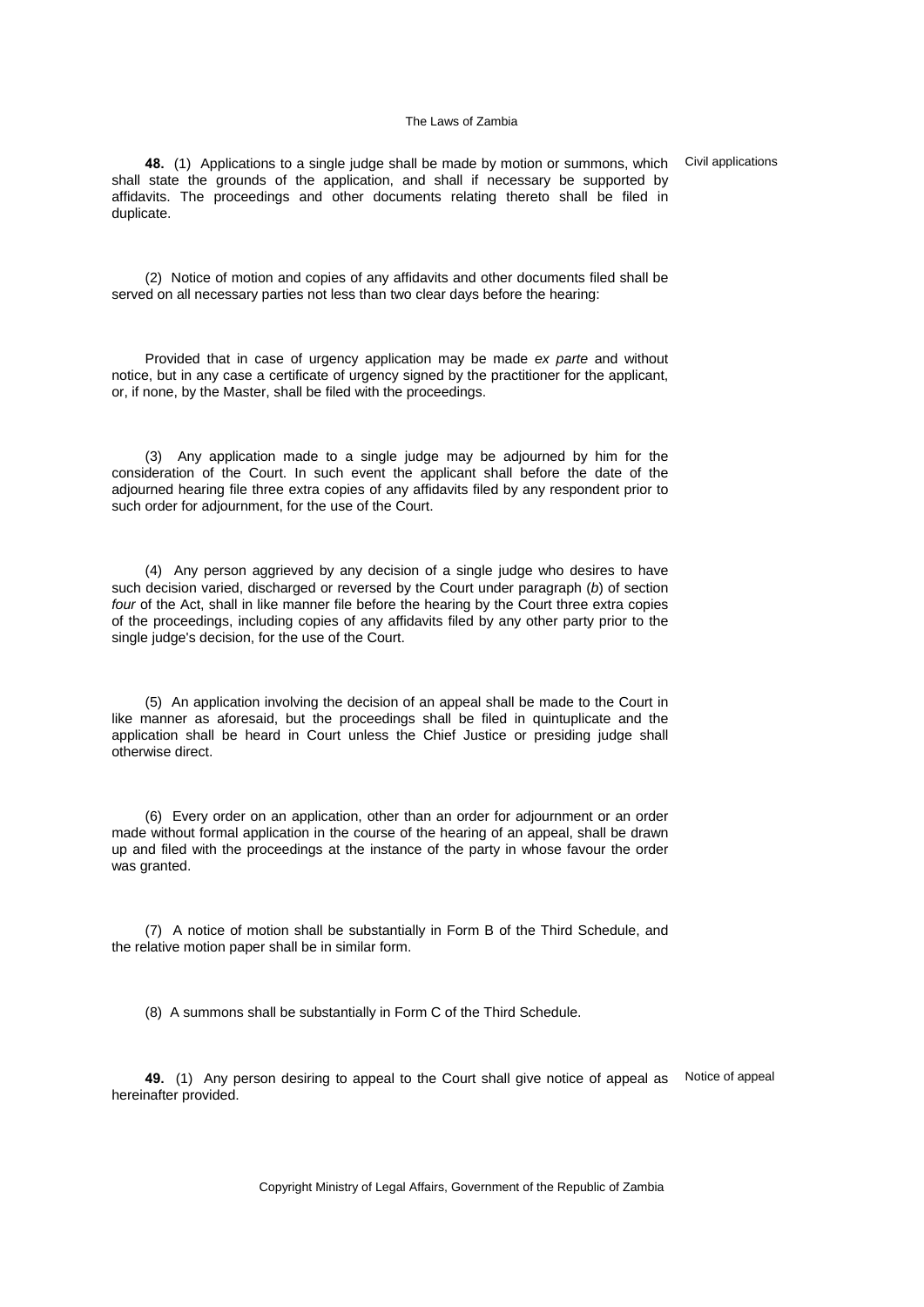**48.** (1) Applications to a single judge shall be made by motion or summons, which shall state the grounds of the application, and shall if necessary be supported by affidavits. The proceedings and other documents relating thereto shall be filed in duplicate.

Civil applications

(2) Notice of motion and copies of any affidavits and other documents filed shall be served on all necessary parties not less than two clear days before the hearing:

Provided that in case of urgency application may be made *ex parte* and without notice, but in any case a certificate of urgency signed by the practitioner for the applicant, or, if none, by the Master, shall be filed with the proceedings.

(3) Any application made to a single judge may be adjourned by him for the consideration of the Court. In such event the applicant shall before the date of the adjourned hearing file three extra copies of any affidavits filed by any respondent prior to such order for adjournment, for the use of the Court.

(4) Any person aggrieved by any decision of a single judge who desires to have such decision varied, discharged or reversed by the Court under paragraph (*b*) of section *four* of the Act, shall in like manner file before the hearing by the Court three extra copies of the proceedings, including copies of any affidavits filed by any other party prior to the single judge's decision, for the use of the Court.

(5) An application involving the decision of an appeal shall be made to the Court in like manner as aforesaid, but the proceedings shall be filed in quintuplicate and the application shall be heard in Court unless the Chief Justice or presiding judge shall otherwise direct.

(6) Every order on an application, other than an order for adjournment or an order made without formal application in the course of the hearing of an appeal, shall be drawn up and filed with the proceedings at the instance of the party in whose favour the order was granted.

(7) A notice of motion shall be substantially in Form B of the Third Schedule, and the relative motion paper shall be in similar form.

(8) A summons shall be substantially in Form C of the Third Schedule.

**49.** (1) Any person desiring to appeal to the Court shall give notice of appeal as hereinafter provided.

Notice of appeal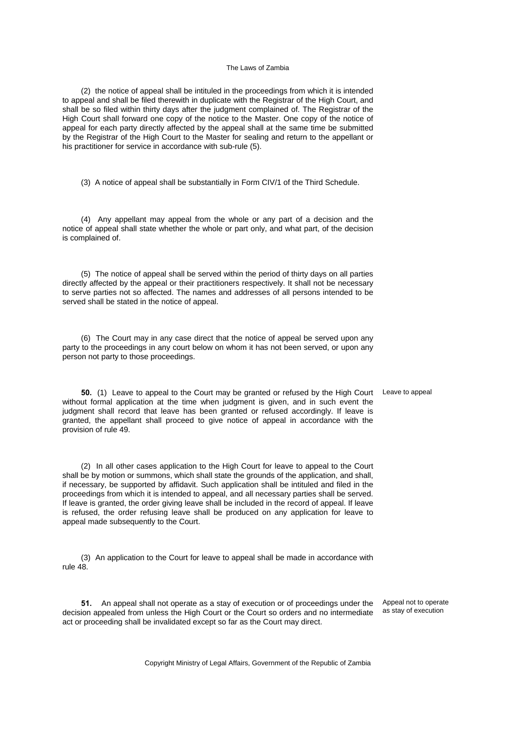(2) the notice of appeal shall be intituled in the proceedings from which it is intended to appeal and shall be filed therewith in duplicate with the Registrar of the High Court, and shall be so filed within thirty days after the judgment complained of. The Registrar of the High Court shall forward one copy of the notice to the Master. One copy of the notice of appeal for each party directly affected by the appeal shall at the same time be submitted by the Registrar of the High Court to the Master for sealing and return to the appellant or his practitioner for service in accordance with sub-rule (5).

(3) A notice of appeal shall be substantially in Form CIV/1 of the Third Schedule.

(4) Any appellant may appeal from the whole or any part of a decision and the notice of appeal shall state whether the whole or part only, and what part, of the decision is complained of.

(5) The notice of appeal shall be served within the period of thirty days on all parties directly affected by the appeal or their practitioners respectively. It shall not be necessary to serve parties not so affected. The names and addresses of all persons intended to be served shall be stated in the notice of appeal.

(6) The Court may in any case direct that the notice of appeal be served upon any party to the proceedings in any court below on whom it has not been served, or upon any person not party to those proceedings.

Leave to appeal

**50.** (1) Leave to appeal to the Court may be granted or refused by the High Court without formal application at the time when judgment is given, and in such event the judgment shall record that leave has been granted or refused accordingly. If leave is granted, the appellant shall proceed to give notice of appeal in accordance with the provision of rule 49.

(2) In all other cases application to the High Court for leave to appeal to the Court shall be by motion or summons, which shall state the grounds of the application, and shall, if necessary, be supported by affidavit. Such application shall be intituled and filed in the proceedings from which it is intended to appeal, and all necessary parties shall be served. If leave is granted, the order giving leave shall be included in the record of appeal. If leave is refused, the order refusing leave shall be produced on any application for leave to appeal made subsequently to the Court.

(3) An application to the Court for leave to appeal shall be made in accordance with rule 48.

Appeal not to operate as stay of execution

**51.** An appeal shall not operate as a stay of execution or of proceedings under the decision appealed from unless the High Court or the Court so orders and no intermediate act or proceeding shall be invalidated except so far as the Court may direct.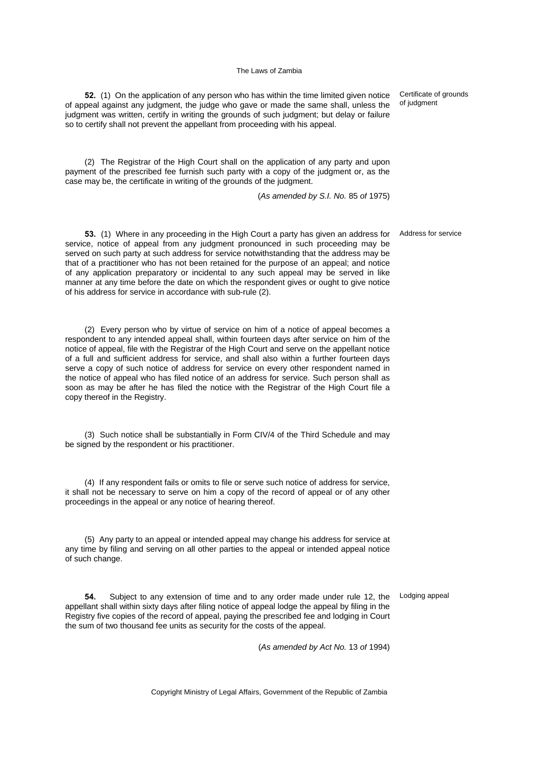**52.** (1) On the application of any person who has within the time limited given notice of appeal against any judgment, the judge who gave or made the same shall, unless the judgment was written, certify in writing the grounds of such judgment; but delay or failure so to certify shall not prevent the appellant from proceeding with his appeal.

Certificate of grounds of judgment

(2) The Registrar of the High Court shall on the application of any party and upon payment of the prescribed fee furnish such party with a copy of the judgment or, as the case may be, the certificate in writing of the grounds of the judgment.

(*As amended by S.I. No.* 85 *of* 1975)

**53.** (1) Where in any proceeding in the High Court a party has given an address for service, notice of appeal from any judgment pronounced in such proceeding may be served on such party at such address for service notwithstanding that the address may be that of a practitioner who has not been retained for the purpose of an appeal; and notice of any application preparatory or incidental to any such appeal may be served in like manner at any time before the date on which the respondent gives or ought to give notice of his address for service in accordance with sub-rule (2).

Address for service

(2) Every person who by virtue of service on him of a notice of appeal becomes a respondent to any intended appeal shall, within fourteen days after service on him of the notice of appeal, file with the Registrar of the High Court and serve on the appellant notice of a full and sufficient address for service, and shall also within a further fourteen days serve a copy of such notice of address for service on every other respondent named in the notice of appeal who has filed notice of an address for service. Such person shall as soon as may be after he has filed the notice with the Registrar of the High Court file a copy thereof in the Registry.

(3) Such notice shall be substantially in Form CIV/4 of the Third Schedule and may be signed by the respondent or his practitioner.

(4) If any respondent fails or omits to file or serve such notice of address for service, it shall not be necessary to serve on him a copy of the record of appeal or of any other proceedings in the appeal or any notice of hearing thereof.

(5) Any party to an appeal or intended appeal may change his address for service at any time by filing and serving on all other parties to the appeal or intended appeal notice of such change.

**54.** Subject to any extension of time and to any order made under rule 12, the appellant shall within sixty days after filing notice of appeal lodge the appeal by filing in the Registry five copies of the record of appeal, paying the prescribed fee and lodging in Court the sum of two thousand fee units as security for the costs of the appeal.

Lodging appeal

(*As amended by Act No.* 13 *of* 1994)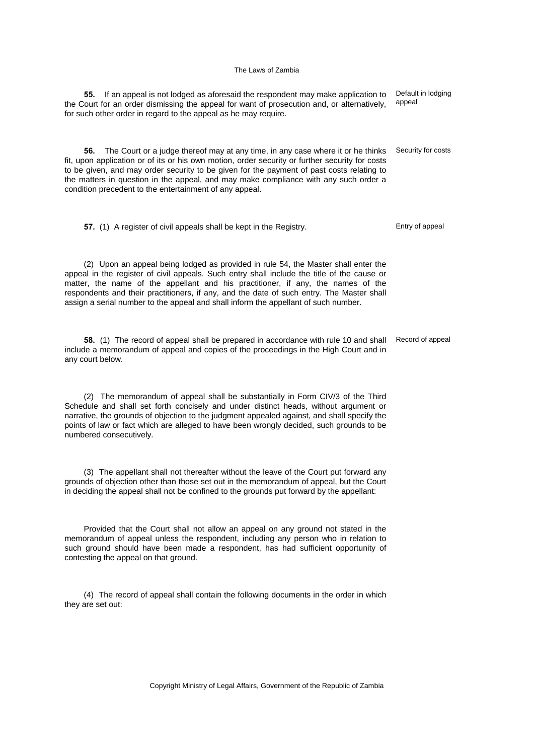**55.** If an appeal is not lodged as aforesaid the respondent may make application to the Court for an order dismissing the appeal for want of prosecution and, or alternatively, for such other order in regard to the appeal as he may require.

Default in lodging appeal

**56.** The Court or a judge thereof may at any time, in any case where it or he thinks fit, upon application or of its or his own motion, order security or further security for costs to be given, and may order security to be given for the payment of past costs relating to the matters in question in the appeal, and may make compliance with any such order a condition precedent to the entertainment of any appeal.

Security for costs

**57.** (1) A register of civil appeals shall be kept in the Registry.

Entry of appeal

(2) Upon an appeal being lodged as provided in rule 54, the Master shall enter the appeal in the register of civil appeals. Such entry shall include the title of the cause or matter, the name of the appellant and his practitioner, if any, the names of the respondents and their practitioners, if any, and the date of such entry. The Master shall assign a serial number to the appeal and shall inform the appellant of such number.

**58.** (1) The record of appeal shall be prepared in accordance with rule 10 and shall include a memorandum of appeal and copies of the proceedings in the High Court and in any court below.

Record of appeal

(2) The memorandum of appeal shall be substantially in Form CIV/3 of the Third Schedule and shall set forth concisely and under distinct heads, without argument or narrative, the grounds of objection to the judgment appealed against, and shall specify the points of law or fact which are alleged to have been wrongly decided, such grounds to be numbered consecutively.

(3) The appellant shall not thereafter without the leave of the Court put forward any grounds of objection other than those set out in the memorandum of appeal, but the Court in deciding the appeal shall not be confined to the grounds put forward by the appellant:

Provided that the Court shall not allow an appeal on any ground not stated in the memorandum of appeal unless the respondent, including any person who in relation to such ground should have been made a respondent, has had sufficient opportunity of contesting the appeal on that ground.

(4) The record of appeal shall contain the following documents in the order in which they are set out: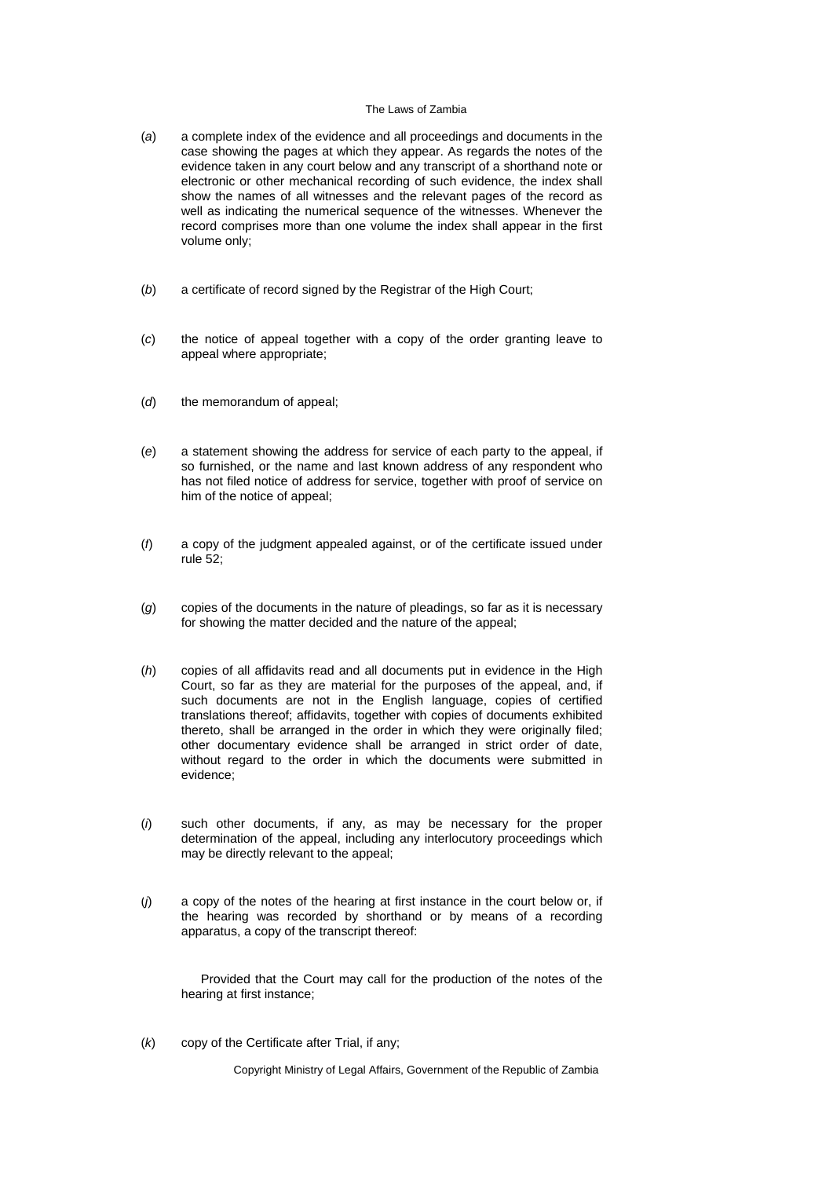(*a*) a complete index of the evidence and all proceedings and documents in the case showing the pages at which they appear. As regards the notes of the evidence taken in any court below and any transcript of a shorthand note or electronic or other mechanical recording of such evidence, the index shall show the names of all witnesses and the relevant pages of the record as well as indicating the numerical sequence of the witnesses. Whenever the record comprises more than one volume the index shall appear in the first volume only;

(*b*) a certificate of record signed by the Registrar of the High Court;

(*c*) the notice of appeal together with a copy of the order granting leave to appeal where appropriate;

(*d*) the memorandum of appeal;

(*e*) a statement showing the address for service of each party to the appeal, if so furnished, or the name and last known address of any respondent who has not filed notice of address for service, together with proof of service on him of the notice of appeal;

(*f*) a copy of the judgment appealed against, or of the certificate issued under rule 52;

(*g*) copies of the documents in the nature of pleadings, so far as it is necessary for showing the matter decided and the nature of the appeal;

(*h*) copies of all affidavits read and all documents put in evidence in the High Court, so far as they are material for the purposes of the appeal, and, if such documents are not in the English language, copies of certified translations thereof; affidavits, together with copies of documents exhibited thereto, shall be arranged in the order in which they were originally filed; other documentary evidence shall be arranged in strict order of date, without regard to the order in which the documents were submitted in evidence;

(*i*) such other documents, if any, as may be necessary for the proper determination of the appeal, including any interlocutory proceedings which may be directly relevant to the appeal;

(*j*) a copy of the notes of the hearing at first instance in the court below or, if the hearing was recorded by shorthand or by means of a recording apparatus, a copy of the transcript thereof:

Provided that the Court may call for the production of the notes of the hearing at first instance;

(*k*) copy of the Certificate after Trial, if any;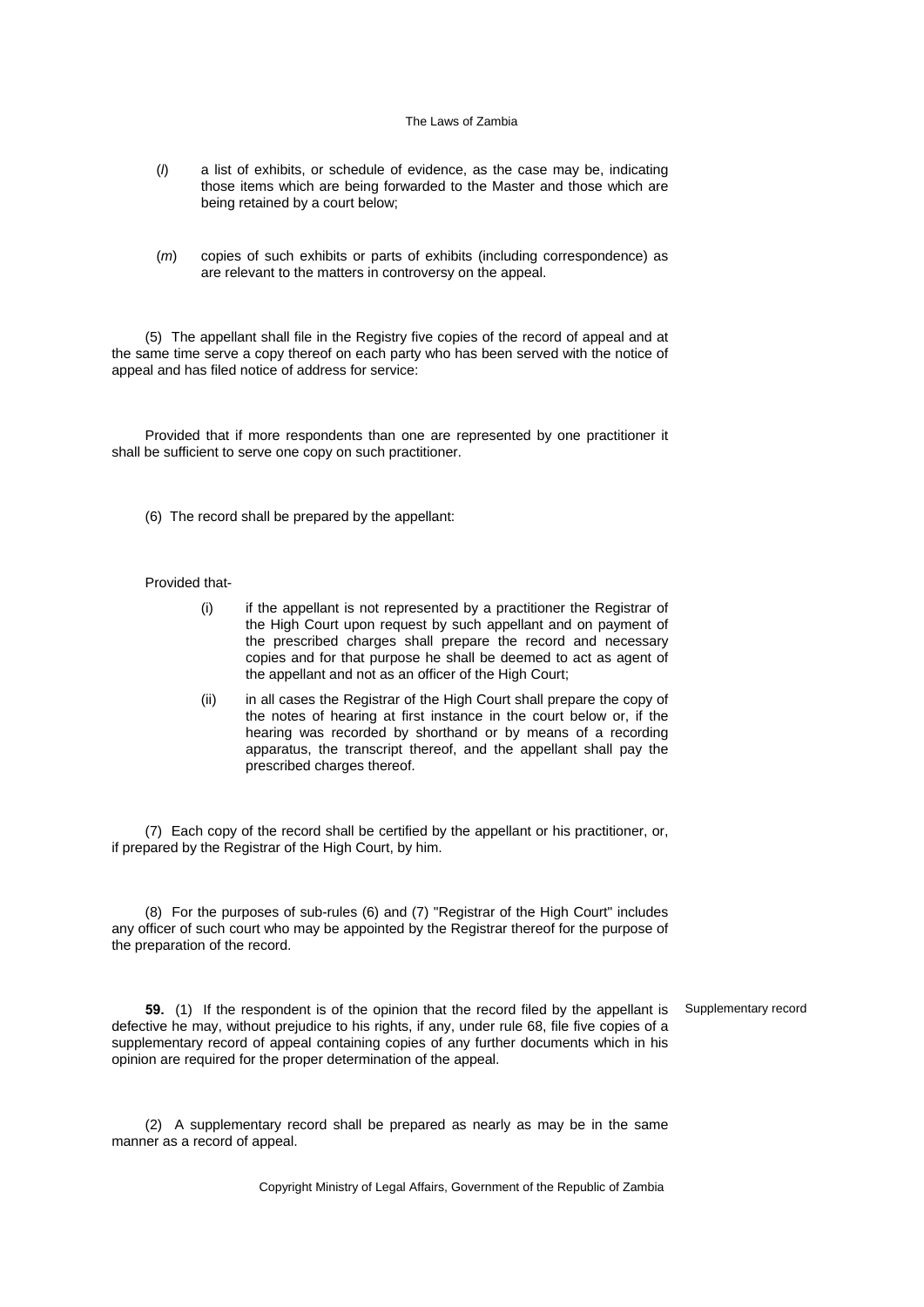(*l*) a list of exhibits, or schedule of evidence, as the case may be, indicating those items which are being forwarded to the Master and those which are being retained by a court below;

(*m*) copies of such exhibits or parts of exhibits (including correspondence) as are relevant to the matters in controversy on the appeal.

(5) The appellant shall file in the Registry five copies of the record of appeal and at the same time serve a copy thereof on each party who has been served with the notice of appeal and has filed notice of address for service:

Provided that if more respondents than one are represented by one practitioner it shall be sufficient to serve one copy on such practitioner.

(6) The record shall be prepared by the appellant:

Provided that-

(i) if the appellant is not represented by a practitioner the Registrar of the High Court upon request by such appellant and on payment of the prescribed charges shall prepare the record and necessary copies and for that purpose he shall be deemed to act as agent of the appellant and not as an officer of the High Court;

(ii) in all cases the Registrar of the High Court shall prepare the copy of the notes of hearing at first instance in the court below or, if the hearing was recorded by shorthand or by means of a recording apparatus, the transcript thereof, and the appellant shall pay the prescribed charges thereof.

(7) Each copy of the record shall be certified by the appellant or his practitioner, or, if prepared by the Registrar of the High Court, by him.

(8) For the purposes of sub-rules (6) and (7) "Registrar of the High Court" includes any officer of such court who may be appointed by the Registrar thereof for the purpose of the preparation of the record.

Supplementary record

**59.** (1) If the respondent is of the opinion that the record filed by the appellant is defective he may, without prejudice to his rights, if any, under rule 68, file five copies of a supplementary record of appeal containing copies of any further documents which in his opinion are required for the proper determination of the appeal.

(2) A supplementary record shall be prepared as nearly as may be in the same manner as a record of appeal.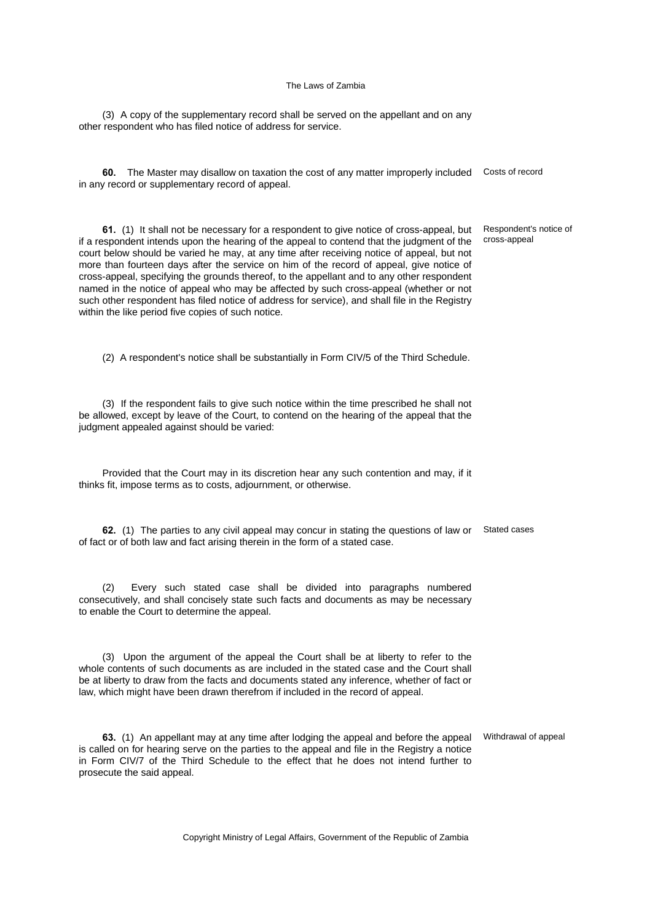(3) A copy of the supplementary record shall be served on the appellant and on any other respondent who has filed notice of address for service.

**60.** The Master may disallow on taxation the cost of any matter improperly included in any record or supplementary record of appeal. *Costs of record*

**61.** (1) It shall not be necessary for a respondent to give notice of cross-appeal, but if a respondent intends upon the hearing of the appeal to contend that the judgment of the court below should be varied he may, at any time after receiving notice of appeal, but not more than fourteen days after the service on him of the record of appeal, give notice of cross-appeal, specifying the grounds thereof, to the appellant and to any other respondent named in the notice of appeal who may be affected by such cross-appeal (whether or not such other respondent has filed notice of address for service), and shall file in the Registry within the like period five copies of such notice. *Respondent's notice of cross-appeal*

(2) A respondent's notice shall be substantially in Form CIV/5 of the Third Schedule.

(3) If the respondent fails to give such notice within the time prescribed he shall not be allowed, except by leave of the Court, to contend on the hearing of the appeal that the judgment appealed against should be varied:

Provided that the Court may in its discretion hear any such contention and may, if it thinks fit, impose terms as to costs, adjournment, or otherwise.

**62.** (1) The parties to any civil appeal may concur in stating the questions of law or of fact or of both law and fact arising therein in the form of a stated case. *Stated cases*

(2) Every such stated case shall be divided into paragraphs numbered consecutively, and shall concisely state such facts and documents as may be necessary to enable the Court to determine the appeal.

(3) Upon the argument of the appeal the Court shall be at liberty to refer to the whole contents of such documents as are included in the stated case and the Court shall be at liberty to draw from the facts and documents stated any inference, whether of fact or law, which might have been drawn therefrom if included in the record of appeal.

**63.** (1) An appellant may at any time after lodging the appeal and before the appeal is called on for hearing serve on the parties to the appeal and file in the Registry a notice in Form CIV/7 of the Third Schedule to the effect that he does not intend further to prosecute the said appeal. *Withdrawal of appeal*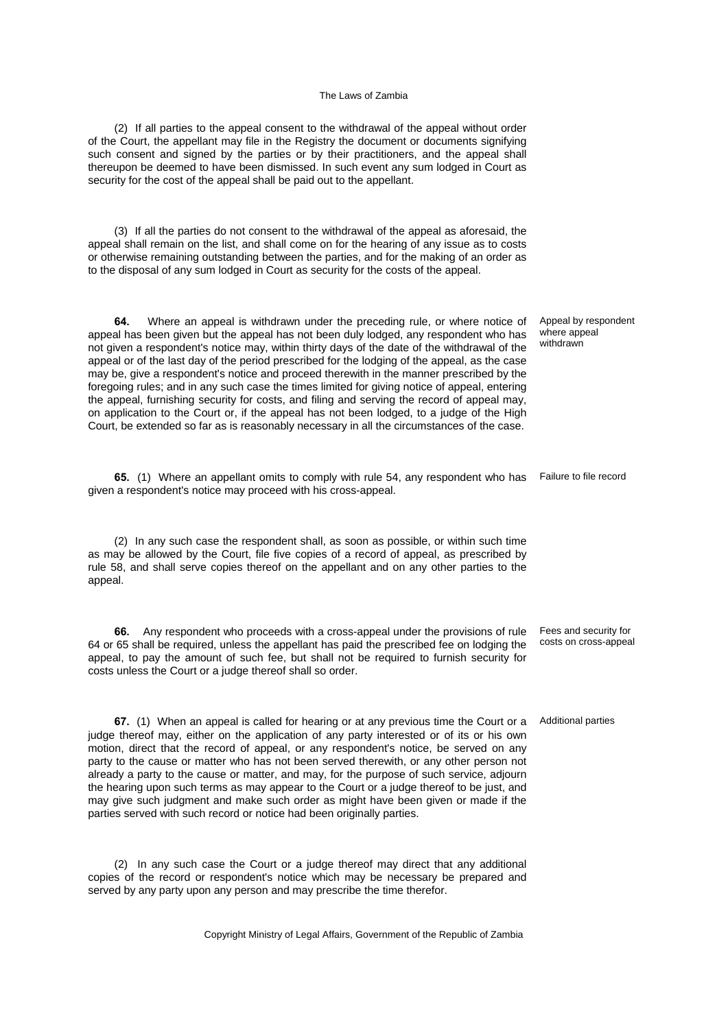(2) If all parties to the appeal consent to the withdrawal of the appeal without order of the Court, the appellant may file in the Registry the document or documents signifying such consent and signed by the parties or by their practitioners, and the appeal shall thereupon be deemed to have been dismissed. In such event any sum lodged in Court as security for the cost of the appeal shall be paid out to the appellant.

(3) If all the parties do not consent to the withdrawal of the appeal as aforesaid, the appeal shall remain on the list, and shall come on for the hearing of any issue as to costs or otherwise remaining outstanding between the parties, and for the making of an order as to the disposal of any sum lodged in Court as security for the costs of the appeal.

*Appeal by respondent where appeal withdrawn*

**64.** Where an appeal is withdrawn under the preceding rule, or where notice of appeal has been given but the appeal has not been duly lodged, any respondent who has not given a respondent's notice may, within thirty days of the date of the withdrawal of the appeal or of the last day of the period prescribed for the lodging of the appeal, as the case may be, give a respondent's notice and proceed therewith in the manner prescribed by the foregoing rules; and in any such case the times limited for giving notice of appeal, entering the appeal, furnishing security for costs, and filing and serving the record of appeal may, on application to the Court or, if the appeal has not been lodged, to a judge of the High Court, be extended so far as is reasonably necessary in all the circumstances of the case.

*Failure to file record*

**65.** (1) Where an appellant omits to comply with rule 54, any respondent who has given a respondent's notice may proceed with his cross-appeal.

(2) In any such case the respondent shall, as soon as possible, or within such time as may be allowed by the Court, file five copies of a record of appeal, as prescribed by rule 58, and shall serve copies thereof on the appellant and on any other parties to the appeal.

*Fees and security for costs on cross-appeal*

**66.** Any respondent who proceeds with a cross-appeal under the provisions of rule 64 or 65 shall be required, unless the appellant has paid the prescribed fee on lodging the appeal, to pay the amount of such fee, but shall not be required to furnish security for costs unless the Court or a judge thereof shall so order.

*Additional parties*

**67.** (1) When an appeal is called for hearing or at any previous time the Court or a judge thereof may, either on the application of any party interested or of its or his own motion, direct that the record of appeal, or any respondent's notice, be served on any party to the cause or matter who has not been served therewith, or any other person not already a party to the cause or matter, and may, for the purpose of such service, adjourn the hearing upon such terms as may appear to the Court or a judge thereof to be just, and may give such judgment and make such order as might have been given or made if the parties served with such record or notice had been originally parties.

(2) In any such case the Court or a judge thereof may direct that any additional copies of the record or respondent's notice which may be necessary be prepared and served by any party upon any person and may prescribe the time therefor.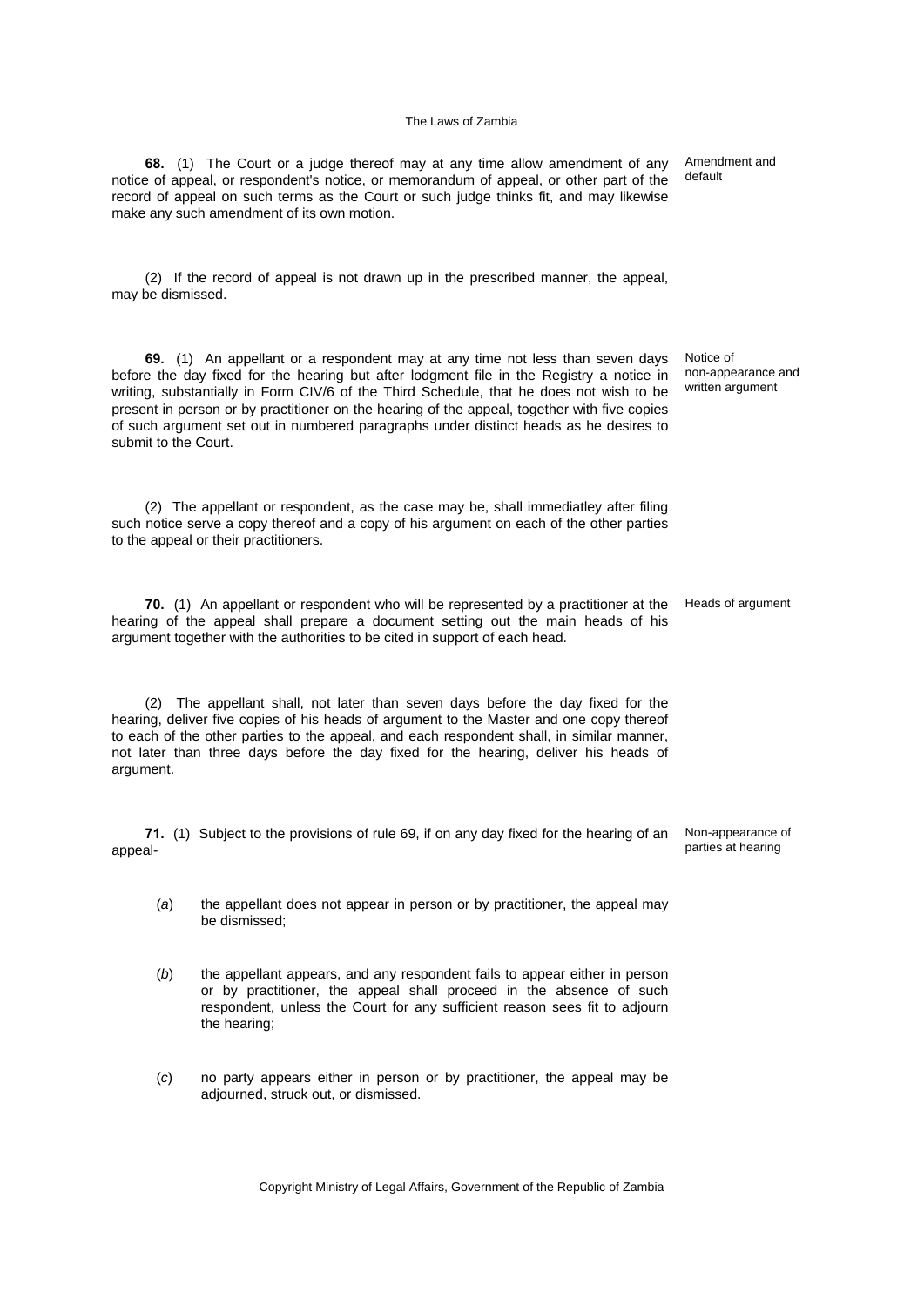**68.** (1) The Court or a judge thereof may at any time allow amendment of any notice of appeal, or respondent's notice, or memorandum of appeal, or other part of the record of appeal on such terms as the Court or such judge thinks fit, and may likewise make any such amendment of its own motion.

Amendment and default

(2) If the record of appeal is not drawn up in the prescribed manner, the appeal, may be dismissed.

**69.** (1) An appellant or a respondent may at any time not less than seven days before the day fixed for the hearing but after lodgment file in the Registry a notice in writing, substantially in Form CIV/6 of the Third Schedule, that he does not wish to be present in person or by practitioner on the hearing of the appeal, together with five copies of such argument set out in numbered paragraphs under distinct heads as he desires to submit to the Court.

Notice of non-appearance and written argument

(2) The appellant or respondent, as the case may be, shall immediatley after filing such notice serve a copy thereof and a copy of his argument on each of the other parties to the appeal or their practitioners.

**70.** (1) An appellant or respondent who will be represented by a practitioner at the hearing of the appeal shall prepare a document setting out the main heads of his argument together with the authorities to be cited in support of each head.

Heads of argument

(2) The appellant shall, not later than seven days before the day fixed for the hearing, deliver five copies of his heads of argument to the Master and one copy thereof to each of the other parties to the appeal, and each respondent shall, in similar manner, not later than three days before the day fixed for the hearing, deliver his heads of argument.

**71.** (1) Subject to the provisions of rule 69, if on any day fixed for the hearing of an appeal-

Non-appearance of parties at hearing

(*a*) the appellant does not appear in person or by practitioner, the appeal may be dismissed;

(*b*) the appellant appears, and any respondent fails to appear either in person or by practitioner, the appeal shall proceed in the absence of such respondent, unless the Court for any sufficient reason sees fit to adjourn the hearing;

(*c*) no party appears either in person or by practitioner, the appeal may be adjourned, struck out, or dismissed.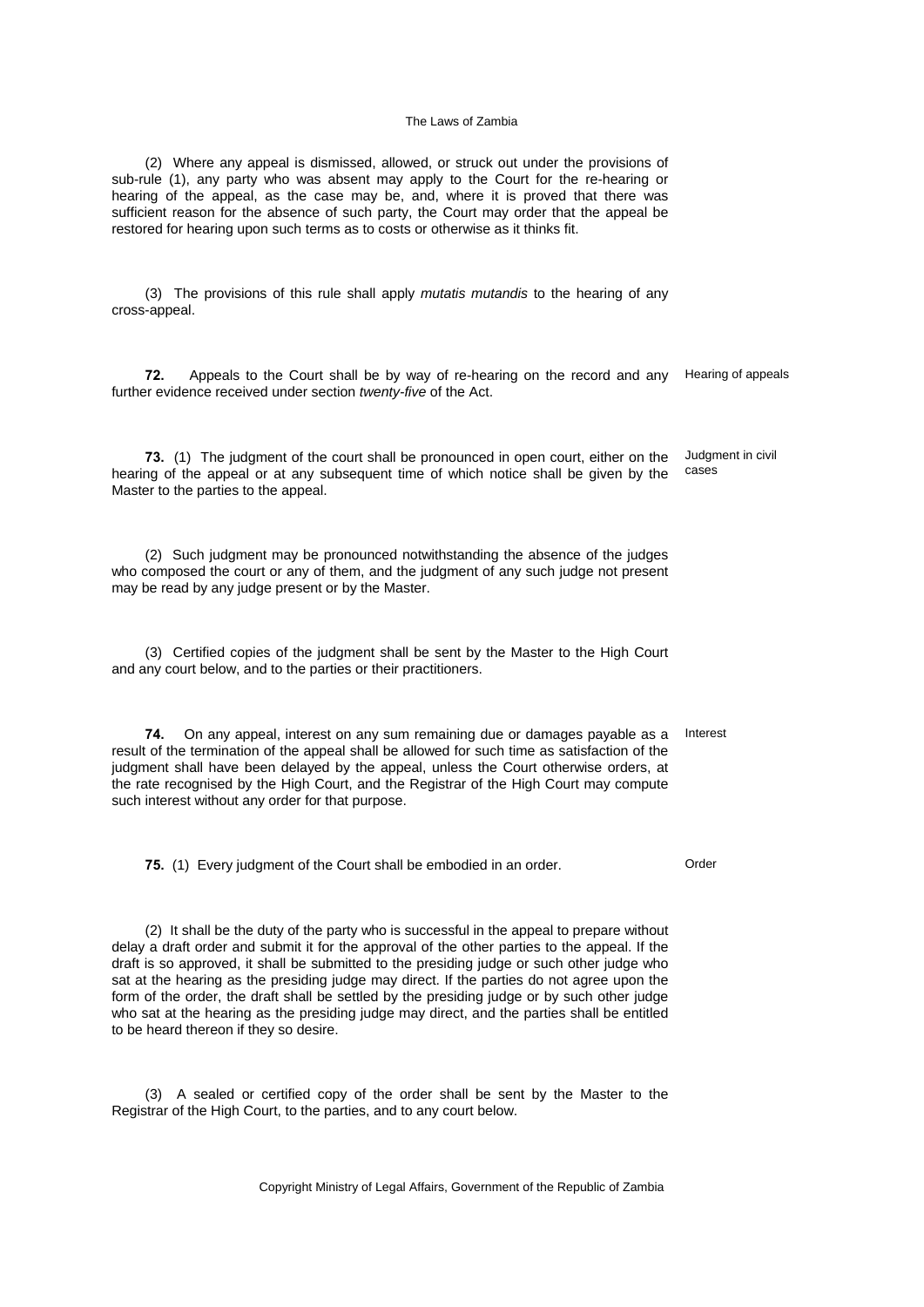(2) Where any appeal is dismissed, allowed, or struck out under the provisions of sub-rule (1), any party who was absent may apply to the Court for the re-hearing or hearing of the appeal, as the case may be, and, where it is proved that there was sufficient reason for the absence of such party, the Court may order that the appeal be restored for hearing upon such terms as to costs or otherwise as it thinks fit.

(3) The provisions of this rule shall apply *mutatis mutandis* to the hearing of any cross-appeal.

**72.** Appeals to the Court shall be by way of re-hearing on the record and any further evidence received under section *twenty-five* of the Act.

Hearing of appeals

**73.** (1) The judgment of the court shall be pronounced in open court, either on the hearing of the appeal or at any subsequent time of which notice shall be given by the Master to the parties to the appeal.

Judgment in civil cases

(2) Such judgment may be pronounced notwithstanding the absence of the judges who composed the court or any of them, and the judgment of any such judge not present may be read by any judge present or by the Master.

(3) Certified copies of the judgment shall be sent by the Master to the High Court and any court below, and to the parties or their practitioners.

**74.** On any appeal, interest on any sum remaining due or damages payable as a result of the termination of the appeal shall be allowed for such time as satisfaction of the judgment shall have been delayed by the appeal, unless the Court otherwise orders, at the rate recognised by the High Court, and the Registrar of the High Court may compute such interest without any order for that purpose.

Interest

**75.** (1) Every judgment of the Court shall be embodied in an order.

Order

(2) It shall be the duty of the party who is successful in the appeal to prepare without delay a draft order and submit it for the approval of the other parties to the appeal. If the draft is so approved, it shall be submitted to the presiding judge or such other judge who sat at the hearing as the presiding judge may direct. If the parties do not agree upon the form of the order, the draft shall be settled by the presiding judge or by such other judge who sat at the hearing as the presiding judge may direct, and the parties shall be entitled to be heard thereon if they so desire.

(3) A sealed or certified copy of the order shall be sent by the Master to the Registrar of the High Court, to the parties, and to any court below.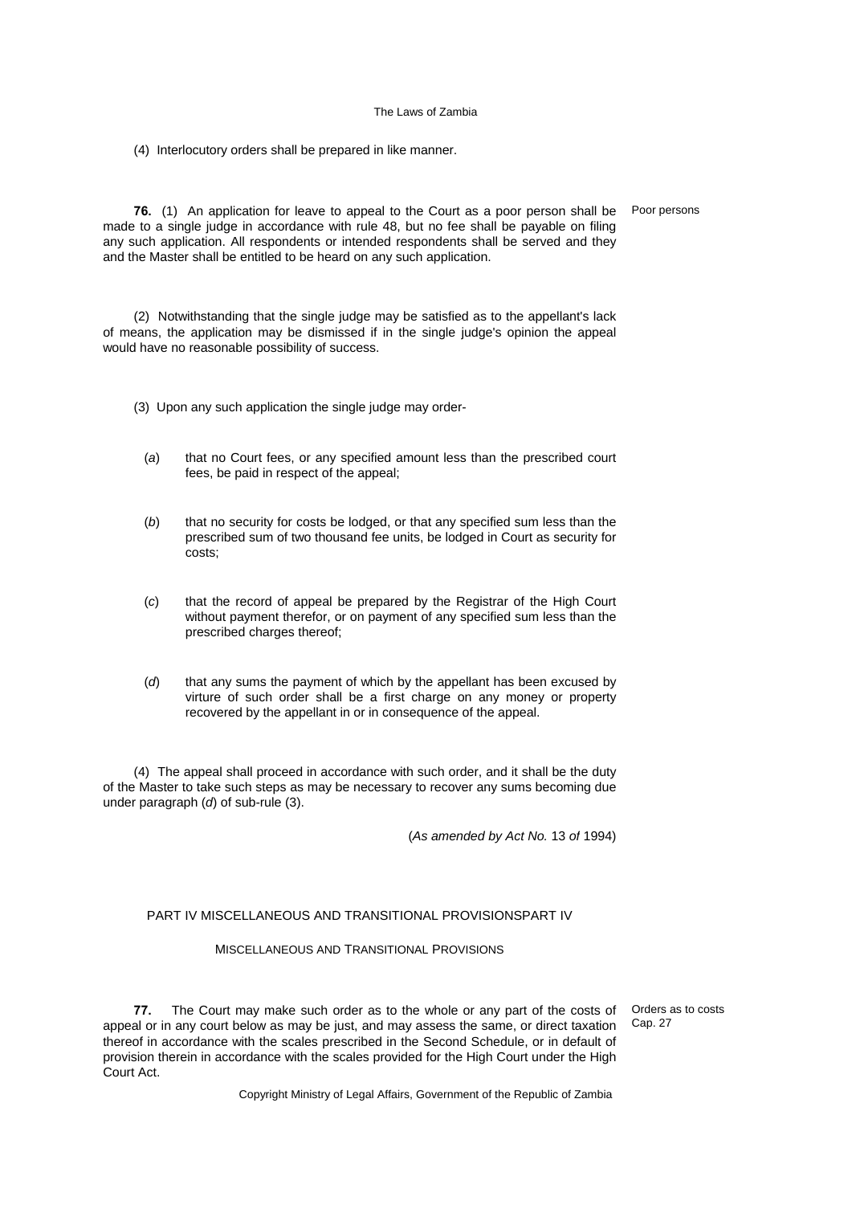(4) Interlocutory orders shall be prepared in like manner.

**76.** (1) An application for leave to appeal to the Court as a poor person shall be made to a single judge in accordance with rule 48, but no fee shall be payable on filing any such application. All respondents or intended respondents shall be served and they and the Master shall be entitled to be heard on any such application.

Poor persons

(2) Notwithstanding that the single judge may be satisfied as to the appellant's lack of means, the application may be dismissed if in the single judge's opinion the appeal would have no reasonable possibility of success.

(3) Upon any such application the single judge may order-

(*a*) that no Court fees, or any specified amount less than the prescribed court fees, be paid in respect of the appeal;

(*b*) that no security for costs be lodged, or that any specified sum less than the prescribed sum of two thousand fee units, be lodged in Court as security for costs;

(*c*) that the record of appeal be prepared by the Registrar of the High Court without payment therefor, or on payment of any specified sum less than the prescribed charges thereof;

(*d*) that any sums the payment of which by the appellant has been excused by virture of such order shall be a first charge on any money or property recovered by the appellant in or in consequence of the appeal.

(4) The appeal shall proceed in accordance with such order, and it shall be the duty of the Master to take such steps as may be necessary to recover any sums becoming due under paragraph (*d*) of sub-rule (3).

(*As amended by Act No.* 13 *of* 1994)

## PART IV MISCELLANEOUS AND TRANSITIONAL PROVISIONSPART IV

### MISCELLANEOUS AND TRANSITIONAL PROVISIONS

**77.** The Court may make such order as to the whole or any part of the costs of appeal or in any court below as may be just, and may assess the same, or direct taxation thereof in accordance with the scales prescribed in the Second Schedule, or in default of provision therein in accordance with the scales provided for the High Court under the High Court Act.

Orders as to costs
Cap. 27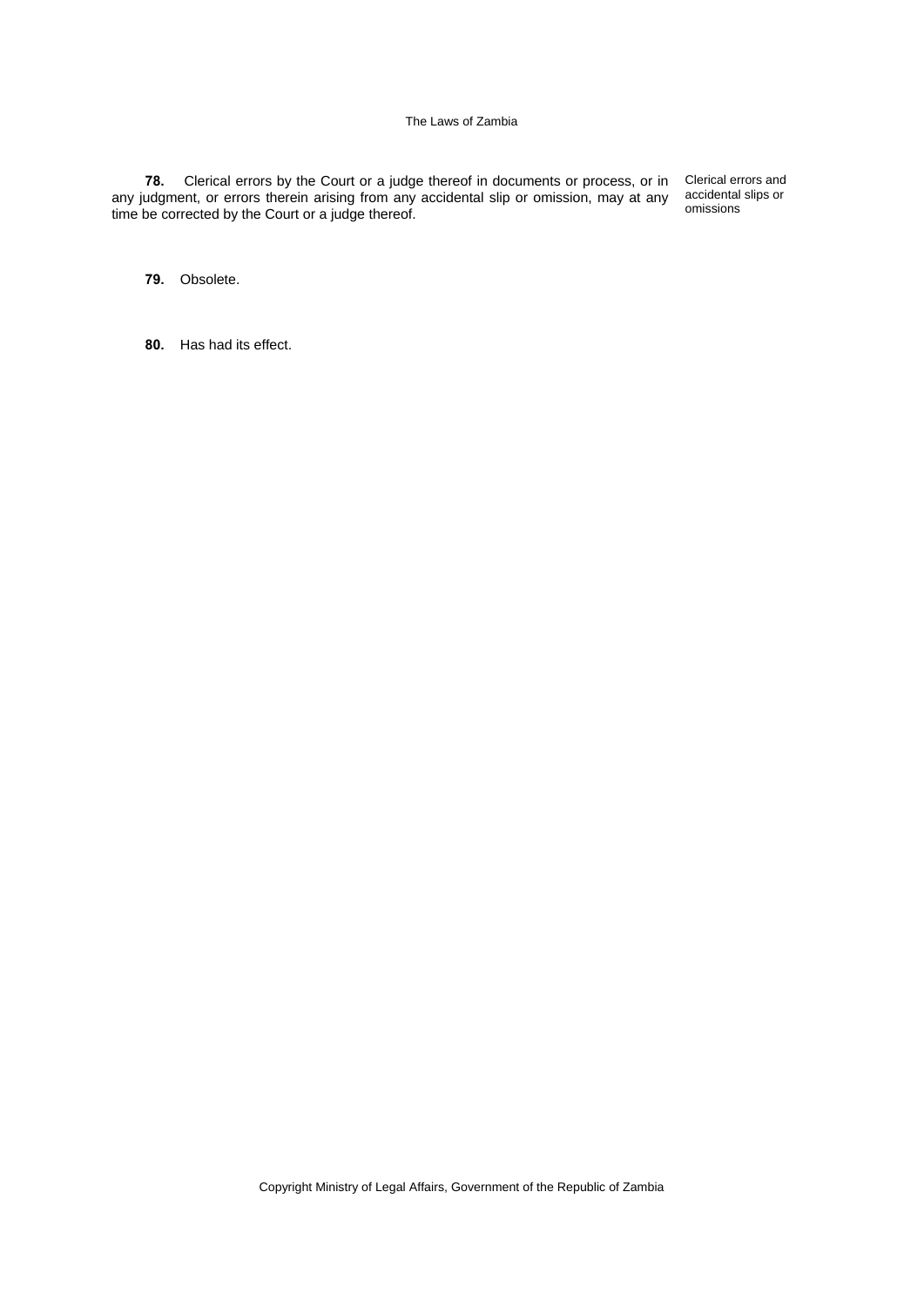**78.** Clerical errors by the Court or a judge thereof in documents or process, or in any judgment, or errors therein arising from any accidental slip or omission, may at any time be corrected by the Court or a judge thereof.

Clerical errors and accidental slips or omissions

**79.** Obsolete.

**80.** Has had its effect.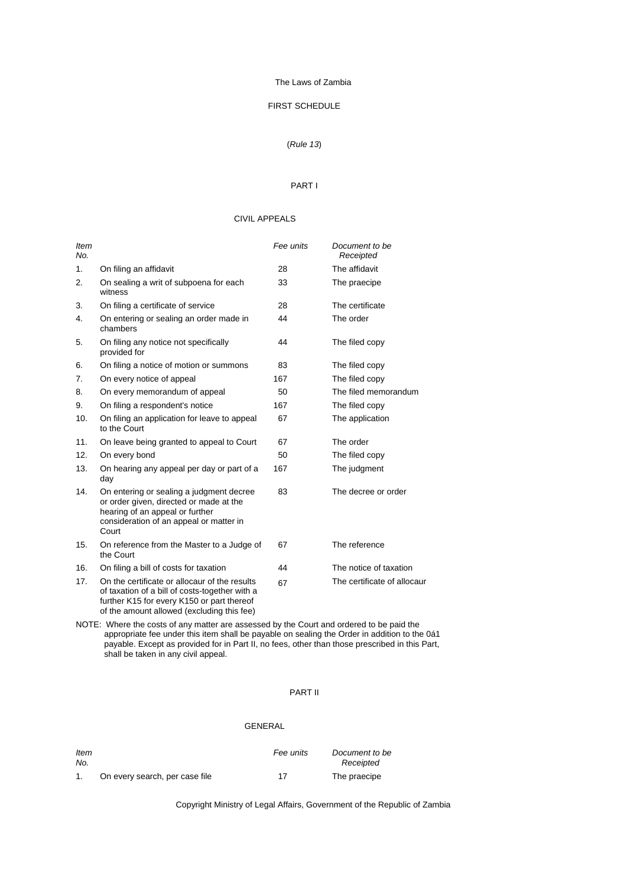## FIRST SCHEDULE

(*Rule 13*)

### PART I

### CIVIL APPEALS

| *Item No.* | | *Fee units* | *Document to be Receipted* |
|---|---|---|---|
| 1. | On filing an affidavit | 28 | The affidavit |
| 2. | On sealing a writ of subpoena for each witness | 33 | The praecipe |
| 3. | On filing a certificate of service | 28 | The certificate |
| 4. | On entering or sealing an order made in chambers | 44 | The order |
| 5. | On filing any notice not specifically provided for | 44 | The filed copy |
| 6. | On filing a notice of motion or summons | 83 | The filed copy |
| 7. | On every notice of appeal | 167 | The filed copy |
| 8. | On every memorandum of appeal | 50 | The filed memorandum |
| 9. | On filing a respondent's notice | 167 | The filed copy |
| 10. | On filing an application for leave to appeal to the Court | 67 | The application |
| 11. | On leave being granted to appeal to Court | 67 | The order |
| 12. | On every bond | 50 | The filed copy |
| 13. | On hearing any appeal per day or part of a day | 167 | The judgment |
| 14. | On entering or sealing a judgment decree or order given, directed or made at the hearing of an appeal or further consideration of an appeal or matter in Court | 83 | The decree or order |
| 15. | On reference from the Master to a Judge of the Court | 67 | The reference |
| 16. | On filing a bill of costs for taxation | 44 | The notice of taxation |
| 17. | On the certificate or allocaur of the results of taxation of a bill of costs-together with a further K15 for every K150 or part thereof of the amount allowed (excluding this fee) | 67 | The certificate of allocaur |

NOTE: Where the costs of any matter are assessed by the Court and ordered to be paid the appropriate fee under this item shall be payable on sealing the Order in addition to the 0á1 payable. Except as provided for in Part II, no fees, other than those prescribed in this Part, shall be taken in any civil appeal.

### PART II

### GENERAL

| *Item No.* | | *Fee units* | *Document to be Receipted* |
|---|---|---|---|
| 1. | On every search, per case file | 17 | The praecipe |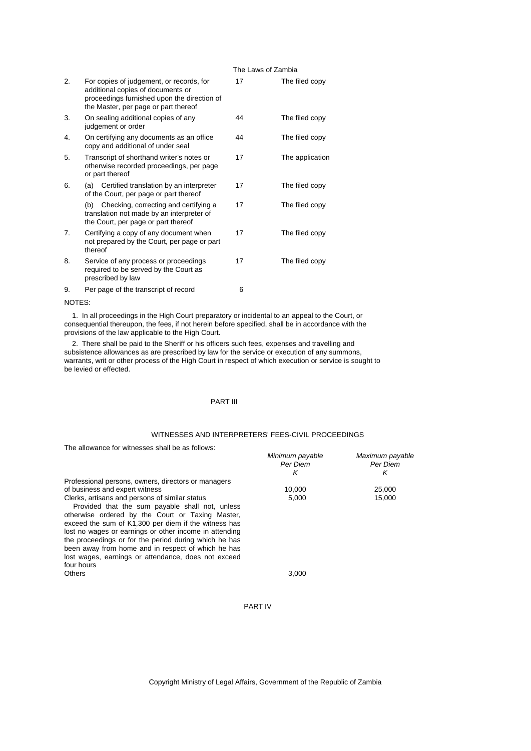| | | | |
|---|---|---|---|
| 2. | For copies of judgement, or records, for additional copies of documents or proceedings furnished upon the direction of the Master, per page or part thereof | 17 | The filed copy |
| 3. | On sealing additional copies of any judgement or order | 44 | The filed copy |
| 4. | On certifying any documents as an office copy and additional of under seal | 44 | The filed copy |
| 5. | Transcript of shorthand writer's notes or otherwise recorded proceedings, per page or part thereof | 17 | The application |
| 6. | (a) Certified translation by an interpreter of the Court, per page or part thereof | 17 | The filed copy |
| | (b) Checking, correcting and certifying a translation not made by an interpreter of the Court, per page or part thereof | 17 | The filed copy |
| 7. | Certifying a copy of any document when not prepared by the Court, per page or part thereof | 17 | The filed copy |
| 8. | Service of any process or proceedings required to be served by the Court as prescribed by law | 17 | The filed copy |
| 9. | Per page of the transcript of record | 6 | |

NOTES:

1. In all proceedings in the High Court preparatory or incidental to an appeal to the Court, or consequential thereupon, the fees, if not herein before specified, shall be in accordance with the provisions of the law applicable to the High Court.

2. There shall be paid to the Sheriff or his officers such fees, expenses and travelling and subsistence allowances as are prescribed by law for the service or execution of any summons, warrants, writ or other process of the High Court in respect of which execution or service is sought to be levied or effected.

## PART III

### WITNESSES AND INTERPRETERS' FEES-CIVIL PROCEEDINGS

The allowance for witnesses shall be as follows:

| | *Minimum payable Per Diem K* | *Maximum payable Per Diem K* |
|---|---|---|
| Professional persons, owners, directors or managers of business and expert witness | 10,000 | 25,000 |
| Clerks, artisans and persons of similar status | 5,000 | 15,000 |
| Provided that the sum payable shall not, unless otherwise ordered by the Court or Taxing Master, exceed the sum of K1,300 per diem if the witness has lost no wages or earnings or other income in attending the proceedings or for the period during which he has been away from home and in respect of which he has lost wages, earnings or attendance, does not exceed four hours | | |
| Others | 3,000 | |

## PART IV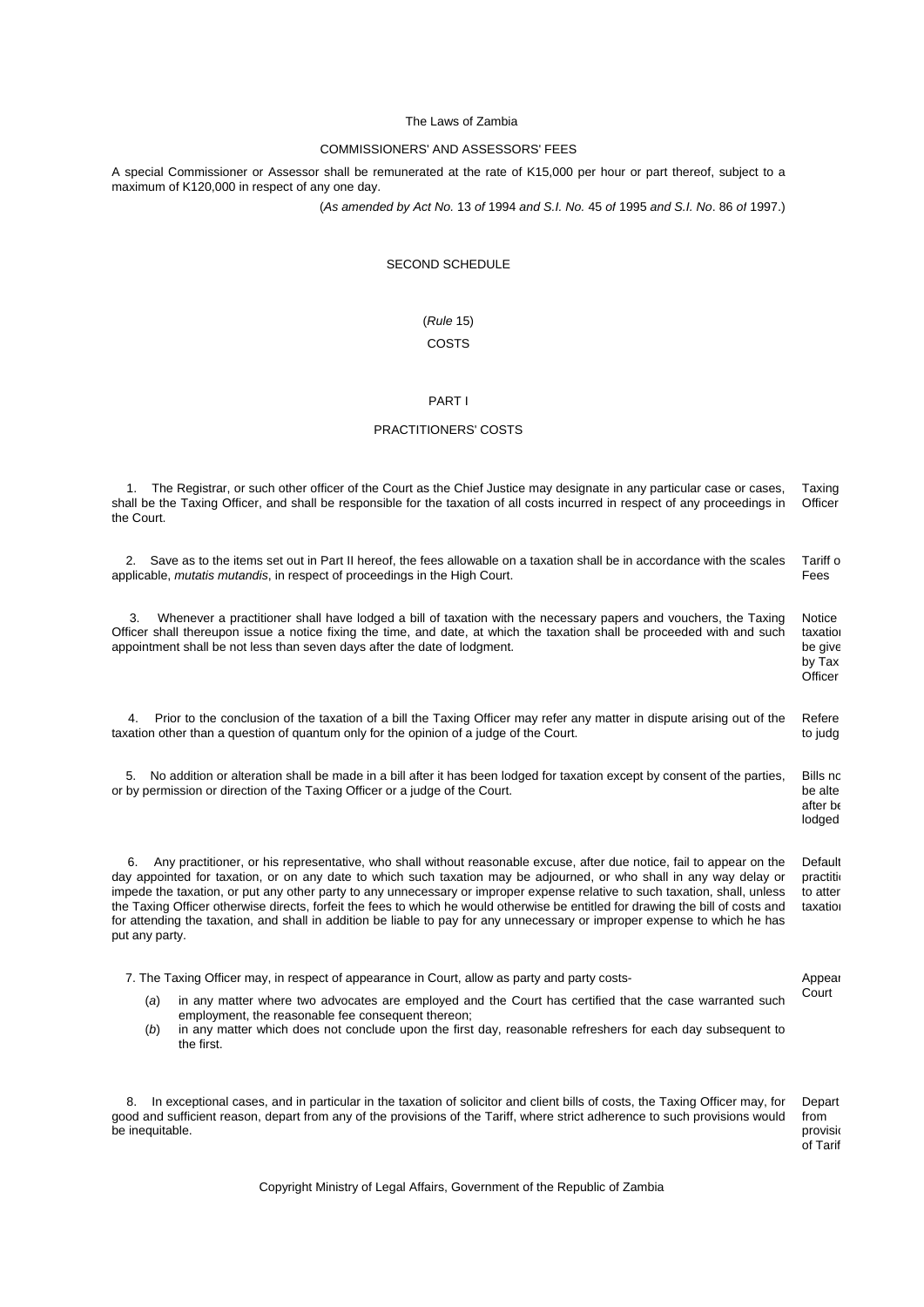COMMISSIONERS' AND ASSESSORS' FEES

A special Commissioner or Assessor shall be remunerated at the rate of K15,000 per hour or part thereof, subject to a maximum of K120,000 in respect of any one day.

(*As amended by Act No.* 13 *of* 1994 *and S.I. No.* 45 *of* 1995 *and S.I. No*. 86 *of* 1997.)

## SECOND SCHEDULE

(*Rule* 15)

COSTS

### PART I

### PRACTITIONERS' COSTS

1. The Registrar, or such other officer of the Court as the Chief Justice may designate in any particular case or cases, shall be the Taxing Officer, and shall be responsible for the taxation of all costs incurred in respect of any proceedings in the Court.

Taxing Officer

2. Save as to the items set out in Part II hereof, the fees allowable on a taxation shall be in accordance with the scales applicable, *mutatis mutandis*, in respect of proceedings in the High Court.

Tariff o Fees

3. Whenever a practitioner shall have lodged a bill of taxation with the necessary papers and vouchers, the Taxing Officer shall thereupon issue a notice fixing the time, and date, at which the taxation shall be proceeded with and such appointment shall be not less than seven days after the date of lodgment.

Notice taxation be give by Tax Officer

4. Prior to the conclusion of the taxation of a bill the Taxing Officer may refer any matter in dispute arising out of the taxation other than a question of quantum only for the opinion of a judge of the Court.

Refere to judg

5. No addition or alteration shall be made in a bill after it has been lodged for taxation except by consent of the parties, or by permission or direction of the Taxing Officer or a judge of the Court.

Bills no be alte after be lodged

6. Any practitioner, or his representative, who shall without reasonable excuse, after due notice, fail to appear on the day appointed for taxation, or on any date to which such taxation may be adjourned, or who shall in any way delay or impede the taxation, or put any other party to any unnecessary or improper expense relative to such taxation, shall, unless the Taxing Officer otherwise directs, forfeit the fees to which he would otherwise be entitled for drawing the bill of costs and for attending the taxation, and shall in addition be liable to pay for any unnecessary or improper expense to which he has put any party.

Default practiti to atter taxation

7. The Taxing Officer may, in respect of appearance in Court, allow as party and party costs-

Appear Court

(*a*) in any matter where two advocates are employed and the Court has certified that the case warranted such employment, the reasonable fee consequent thereon;

(*b*) in any matter which does not conclude upon the first day, reasonable refreshers for each day subsequent to the first.

8. In exceptional cases, and in particular in the taxation of solicitor and client bills of costs, the Taxing Officer may, for good and sufficient reason, depart from any of the provisions of the Tariff, where strict adherence to such provisions would be inequitable.

Depart from provisio of Tarif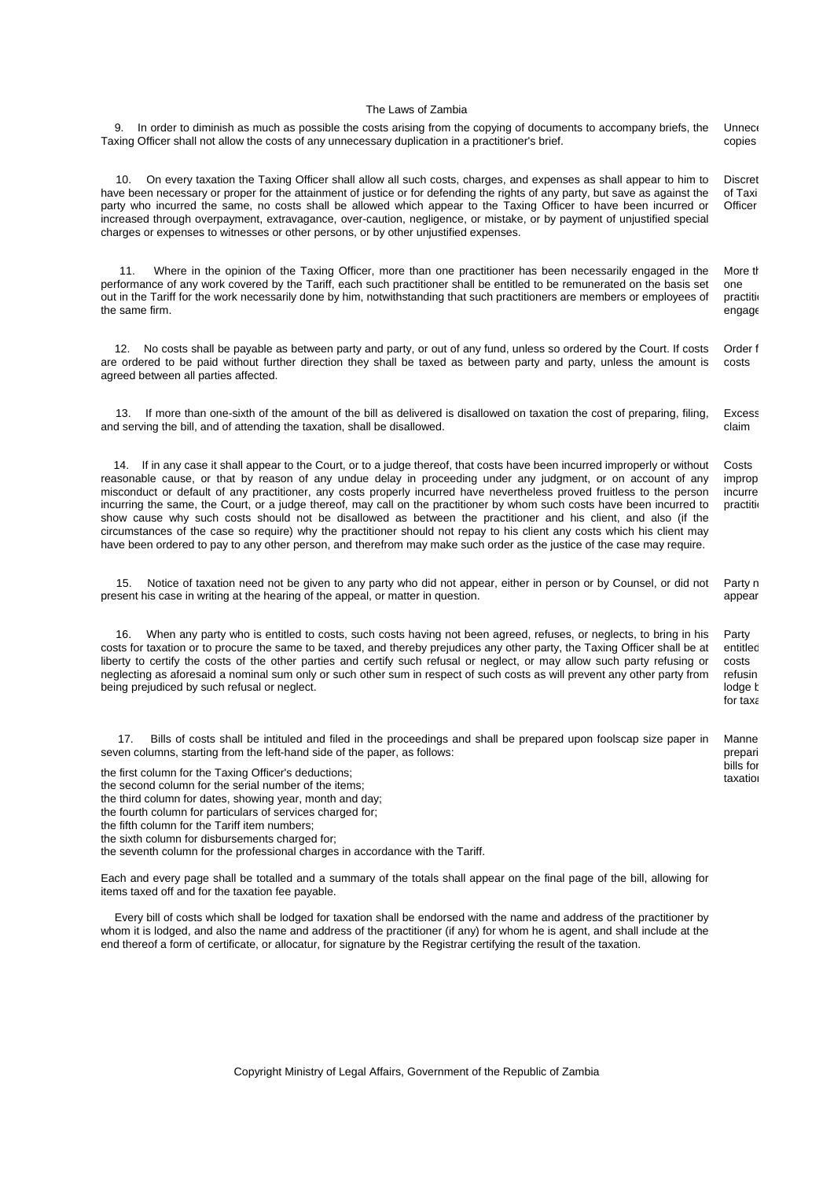9. In order to diminish as much as possible the costs arising from the copying of documents to accompany briefs, the Taxing Officer shall not allow the costs of any unnecessary duplication in a practitioner's brief.

*Unnece copies*

10. On every taxation the Taxing Officer shall allow all such costs, charges, and expenses as shall appear to him to have been necessary or proper for the attainment of justice or for defending the rights of any party, but save as against the party who incurred the same, no costs shall be allowed which appear to the Taxing Officer to have been incurred or increased through overpayment, extravagance, over-caution, negligence, or mistake, or by payment of unjustified special charges or expenses to witnesses or other persons, or by other unjustified expenses.

*Discret of Taxi Officer*

11. Where in the opinion of the Taxing Officer, more than one practitioner has been necessarily engaged in the performance of any work covered by the Tariff, each such practitioner shall be entitled to be remunerated on the basis set out in the Tariff for the work necessarily done by him, notwithstanding that such practitioners are members or employees of the same firm.

*More th one practiti engage*

12. No costs shall be payable as between party and party, or out of any fund, unless so ordered by the Court. If costs are ordered to be paid without further direction they shall be taxed as between party and party, unless the amount is agreed between all parties affected.

*Order f costs*

13. If more than one-sixth of the amount of the bill as delivered is disallowed on taxation the cost of preparing, filing, and serving the bill, and of attending the taxation, shall be disallowed.

*Excess claim*

14. If in any case it shall appear to the Court, or to a judge thereof, that costs have been incurred improperly or without reasonable cause, or that by reason of any undue delay in proceeding under any judgment, or on account of any misconduct or default of any practitioner, any costs properly incurred have nevertheless proved fruitless to the person incurring the same, the Court, or a judge thereof, may call on the practitioner by whom such costs have been incurred to show cause why such costs should not be disallowed as between the practitioner and his client, and also (if the circumstances of the case so require) why the practitioner should not repay to his client any costs which his client may have been ordered to pay to any other person, and therefrom may make such order as the justice of the case may require.

*Costs improp incurre practiti*

15. Notice of taxation need not be given to any party who did not appear, either in person or by Counsel, or did not present his case in writing at the hearing of the appeal, or matter in question.

*Party n appear*

16. When any party who is entitled to costs, such costs having not been agreed, refuses, or neglects, to bring in his costs for taxation or to procure the same to be taxed, and thereby prejudices any other party, the Taxing Officer shall be at liberty to certify the costs of the other parties and certify such refusal or neglect, or may allow such party refusing or neglecting as aforesaid a nominal sum only or such other sum in respect of such costs as will prevent any other party from being prejudiced by such refusal or neglect.

*Party entitled costs refusin lodge b for taxa*

17. Bills of costs shall be intituled and filed in the proceedings and shall be prepared upon foolscap size paper in seven columns, starting from the left-hand side of the paper, as follows:

*Manne prepari bills for taxation*

the first column for the Taxing Officer's deductions;
the second column for the serial number of the items;
the third column for dates, showing year, month and day;
the fourth column for particulars of services charged for;
the fifth column for the Tariff item numbers;
the sixth column for disbursements charged for;
the seventh column for the professional charges in accordance with the Tariff.

Each and every page shall be totalled and a summary of the totals shall appear on the final page of the bill, allowing for items taxed off and for the taxation fee payable.

Every bill of costs which shall be lodged for taxation shall be endorsed with the name and address of the practitioner by whom it is lodged, and also the name and address of the practitioner (if any) for whom he is agent, and shall include at the end thereof a form of certificate, or allocatur, for signature by the Registrar certifying the result of the taxation.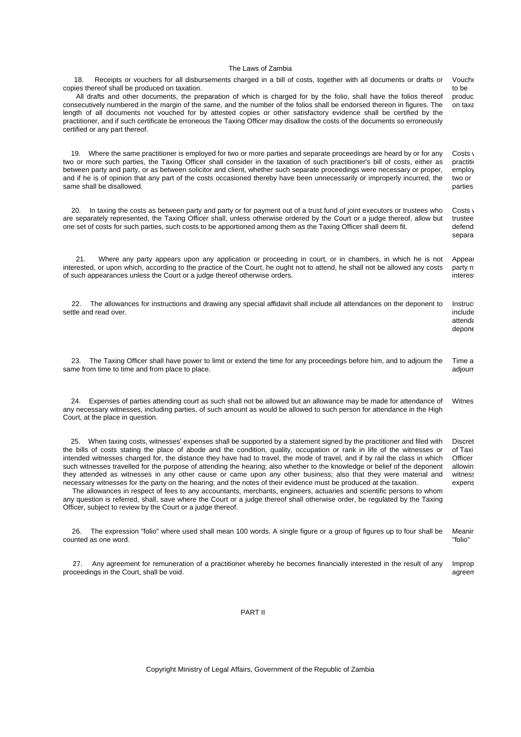18. Receipts or vouchers for all disbursements charged in a bill of costs, together with all documents or drafts or copies thereof shall be produced on taxation.

Vouche to be produc on taxa

All drafts and other documents, the preparation of which is charged for by the folio, shall have the folios thereof consecutively numbered in the margin of the same, and the number of the folios shall be endorsed thereon in figures. The length of all documents not vouched for by attested copies or other satisfactory evidence shall be certified by the practitioner, and if such certificate be erroneous the Taxing Officer may disallow the costs of the documents so erroneously certified or any part thereof.

19. Where the same practitioner is employed for two or more parties and separate proceedings are heard by or for any two or more such parties, the Taxing Officer shall consider in the taxation of such practitioner's bill of costs, either as between party and party, or as between solicitor and client, whether such separate proceedings were necessary or proper, and if he is of opinion that any part of the costs occasioned thereby have been unnecessarily or improperly incurred, the same shall be disallowed.

Costs w practiti employ two or parties

20. In taxing the costs as between party and party or for payment out of a trust fund of joint executors or trustees who are separately represented, the Taxing Officer shall, unless otherwise ordered by the Court or a judge thereof, allow but one set of costs for such parties, such costs to be apportioned among them as the Taxing Officer shall deem fit.

Costs w trustee defend separa

21. Where any party appears upon any application or proceeding in court, or in chambers, in which he is not interested, or upon which, according to the practice of the Court, he ought not to attend, he shall not be allowed any costs of such appearances unless the Court or a judge thereof otherwise orders.

Appear party n interest

22. The allowances for instructions and drawing any special affidavit shall include all attendances on the deponent to settle and read over.

Instruct include attenda depone

23. The Taxing Officer shall have power to limit or extend the time for any proceedings before him, and to adjourn the same from time to time and from place to place.

Time a adjourn

24. Expenses of parties attending court as such shall not be allowed but an allowance may be made for attendance of any necessary witnesses, including parties, of such amount as would be allowed to such person for attendance in the High Court, at the place in question.

Witnes

25. When taxing costs, witnesses' expenses shall be supported by a statement signed by the practitioner and filed with the bills of costs stating the place of abode and the condition, quality, occupation or rank in life of the witnesses or intended witnesses charged for, the distance they have had to travel, the mode of travel, and if by rail the class in which such witnesses travelled for the purpose of attending the hearing; also whether to the knowledge or belief of the deponent they attended as witnesses in any other cause or came upon any other business; also that they were material and necessary witnesses for the party on the hearing; and the notes of their evidence must be produced at the taxation.

Discret of Taxi Officer allowin witness expens

The allowances in respect of fees to any accountants, merchants, engineers, actuaries and scientific persons to whom any question is referred, shall, save where the Court or a judge thereof shall otherwise order, be regulated by the Taxing Officer, subject to review by the Court or a judge thereof.

26. The expression "folio" where used shall mean 100 words. A single figure or a group of figures up to four shall be counted as one word.

Meanir "folio"

27. Any agreement for remuneration of a practitioner whereby he becomes financially interested in the result of any proceedings in the Court, shall be void.

Improp agreem

## PART II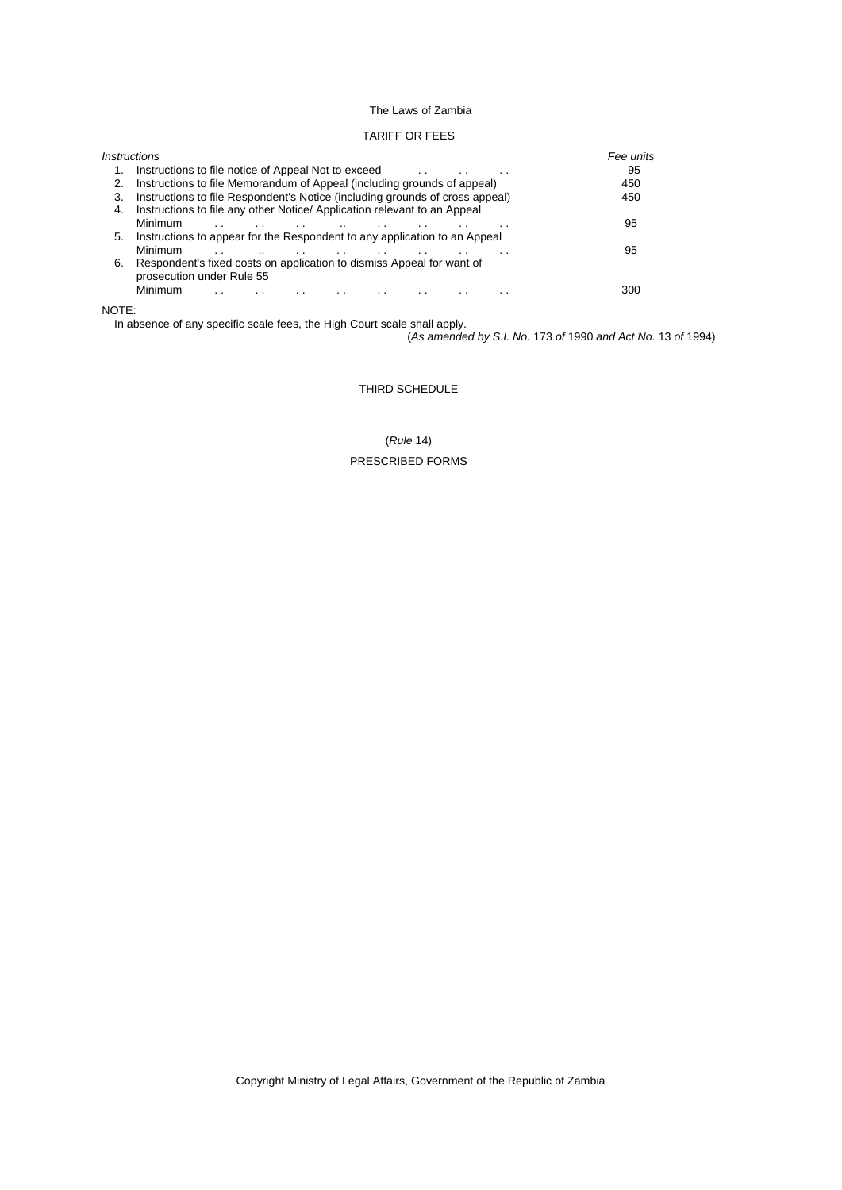TARIFF OR FEES

| *Instructions* | *Fee units* |
|---|---|
| 1. Instructions to file notice of Appeal Not to exceed . . . . . . | 95 |
| 2. Instructions to file Memorandum of Appeal (including grounds of appeal) | 450 |
| 3. Instructions to file Respondent's Notice (including grounds of cross appeal) | 450 |
| 4. Instructions to file any other Notice/ Application relevant to an Appeal Minimum . . . . . . .. . . . . . . . . | 95 |
| 5. Instructions to appear for the Respondent to any application to an Appeal Minimum . . .. . . . . . . . . . . . . | 95 |
| 6. Respondent's fixed costs on application to dismiss Appeal for want of prosecution under Rule 55 Minimum . . . . . . . . . . . . . . . . | 300 |

NOTE:

In absence of any specific scale fees, the High Court scale shall apply.

(*As amended by S.I. No.* 173 *of* 1990 *and Act No.* 13 *of* 1994)

THIRD SCHEDULE

(*Rule* 14)

PRESCRIBED FORMS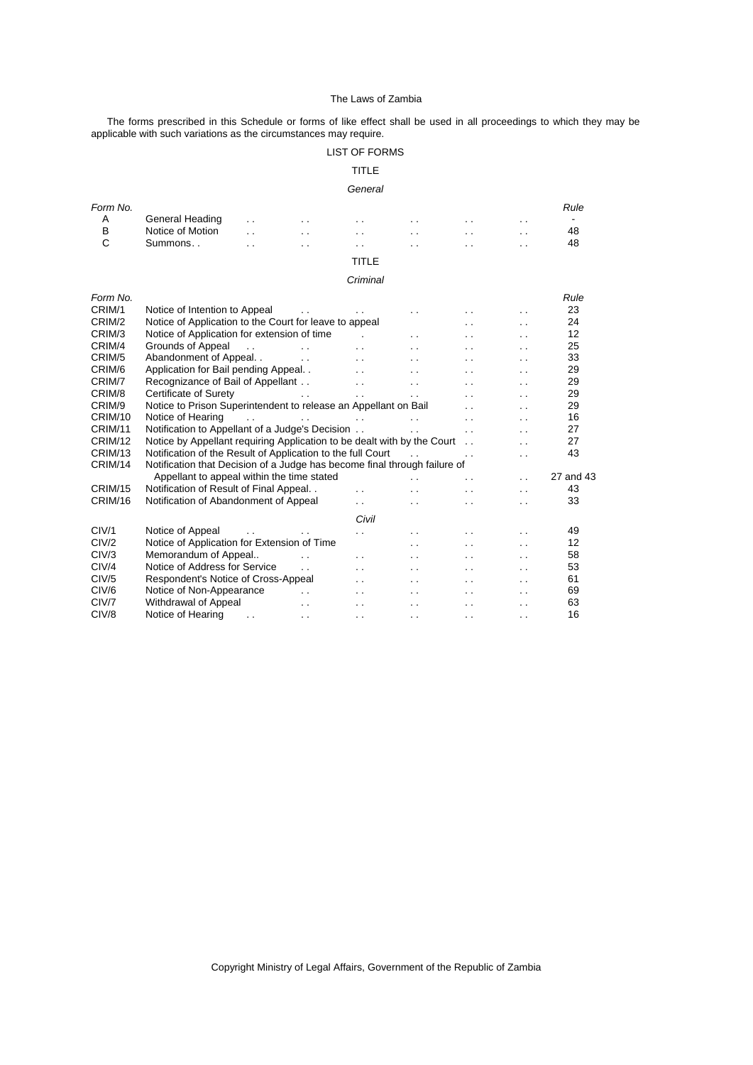The forms prescribed in this Schedule or forms of like effect shall be used in all proceedings to which they may be applicable with such variations as the circumstances may require.

LIST OF FORMS

TITLE

*General*

| *Form No.* | | *Rule* |
|---|---|---|
| A | General Heading | - |
| B | Notice of Motion | 48 |
| C | Summons | 48 |

TITLE

*Criminal*

| *Form No.* | | *Rule* |
|---|---|---|
| CRIM/1 | Notice of Intention to Appeal | 23 |
| CRIM/2 | Notice of Application to the Court for leave to appeal | 24 |
| CRIM/3 | Notice of Application for extension of time | 12 |
| CRIM/4 | Grounds of Appeal | 25 |
| CRIM/5 | Abandonment of Appeal | 33 |
| CRIM/6 | Application for Bail pending Appeal | 29 |
| CRIM/7 | Recognizance of Bail of Appellant | 29 |
| CRIM/8 | Certificate of Surety | 29 |
| CRIM/9 | Notice to Prison Superintendent to release an Appellant on Bail | 29 |
| CRIM/10 | Notice of Hearing | 16 |
| CRIM/11 | Notification to Appellant of a Judge's Decision | 27 |
| CRIM/12 | Notice by Appellant requiring Application to be dealt with by the Court | 27 |
| CRIM/13 | Notification of the Result of Application to the full Court | 43 |
| CRIM/14 | Notification that Decision of a Judge has become final through failure of Appellant to appeal within the time stated | 27 and 43 |
| CRIM/15 | Notification of Result of Final Appeal | 43 |
| CRIM/16 | Notification of Abandonment of Appeal | 33 |

*Civil*

| *Form No.* | | *Rule* |
|---|---|---|
| CIV/1 | Notice of Appeal | 49 |
| CIV/2 | Notice of Application for Extension of Time | 12 |
| CIV/3 | Memorandum of Appeal | 58 |
| CIV/4 | Notice of Address for Service | 53 |
| CIV/5 | Respondent's Notice of Cross-Appeal | 61 |
| CIV/6 | Notice of Non-Appearance | 69 |
| CIV/7 | Withdrawal of Appeal | 63 |
| CIV/8 | Notice of Hearing | 16 |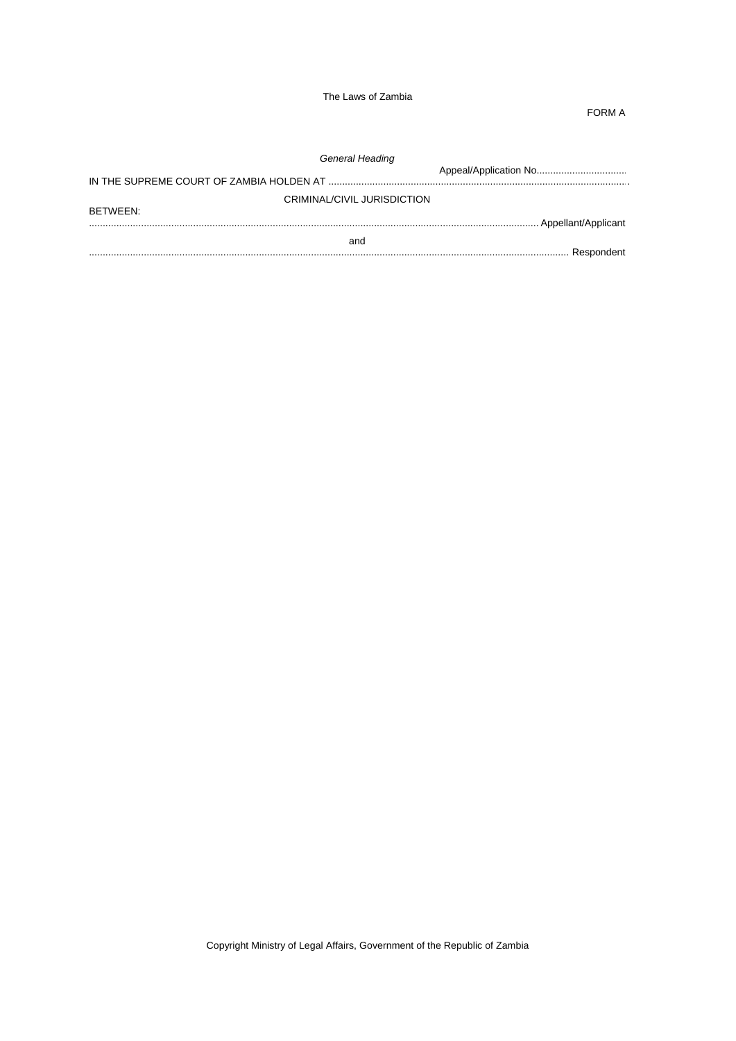FORM A

*General Heading*

Appeal/Application No................................

IN THE SUPREME COURT OF ZAMBIA HOLDEN AT ............................................................................................................

CRIMINAL/CIVIL JURISDICTION

BETWEEN:

.................................................................................................................................................................. Appellant/Applicant

and

.................................................................................................................................................................. Respondent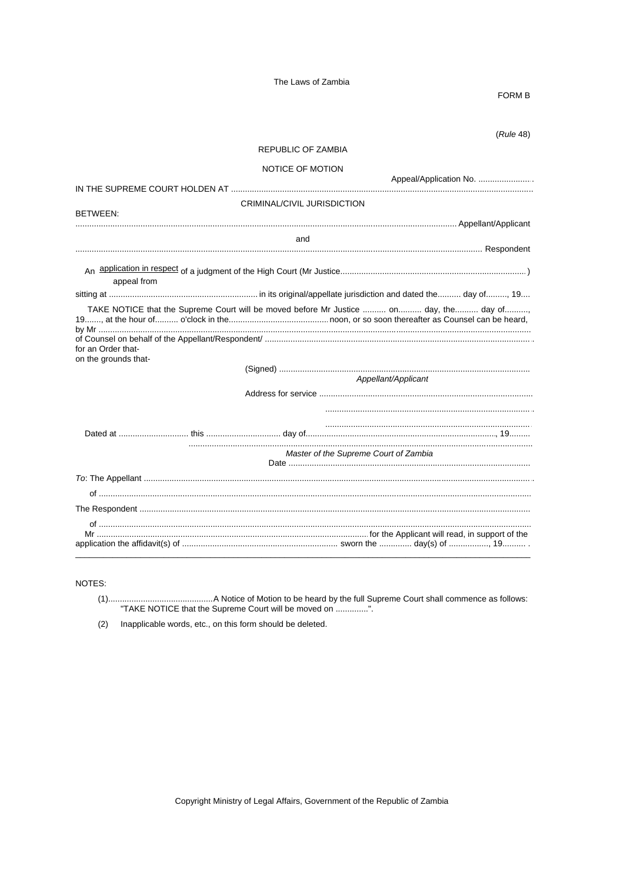FORM B

(*Rule* 48)

REPUBLIC OF ZAMBIA

NOTICE OF MOTION

Appeal/Application No. ........................

IN THE SUPREME COURT HOLDEN AT ..................................................................................................................................

CRIMINAL/CIVIL JURISDICTION

BETWEEN:

................................................................................................................................................................ Appellant/Applicant

and

................................................................................................................................................................ Respondent

An application in respect / appeal from of a judgment of the High Court (Mr Justice..............................................................................)

sitting at ................................................................ in its original/appellate jurisdiction and dated the.......... day of........., 19....

TAKE NOTICE that the Supreme Court will be moved before Mr Justice .......... on.......... day, the.......... day of.........., 19......., at the hour of.......... o'clock in the.......................................... noon, or so soon thereafter as Counsel can be heard, by Mr ..................................................................................................................................................................

of Counsel on behalf of the Appellant/Respondent/ .................................................................................................................

for an Order that-

on the grounds that-

(Signed) ..........................................................................................................

*Appellant/Applicant*

Address for service ..........................................................................................

......................................................................................

......................................................................................

Dated at ............................. this ................................ day of................................................................................, 19.........

.................................................................................................................................................

*Master of the Supreme Court of Zambia*

Date .......................................................................................................

*To*: The Appellant ..........................................................................................................................................................................

of ......................................................................................................................................................................................

The Respondent ...............................................................................................................................................................................

of ......................................................................................................................................................................................

Mr ............................................................................................................ for the Applicant will read, in support of the application the affidavit(s) of .................................................................. sworn the ............. day(s) of ................., 19.......... .

---

NOTES:

(1)............................................A Notice of Motion to be heard by the full Supreme Court shall commence as follows: "TAKE NOTICE that the Supreme Court will be moved on .............".

(2) Inapplicable words, etc., on this form should be deleted.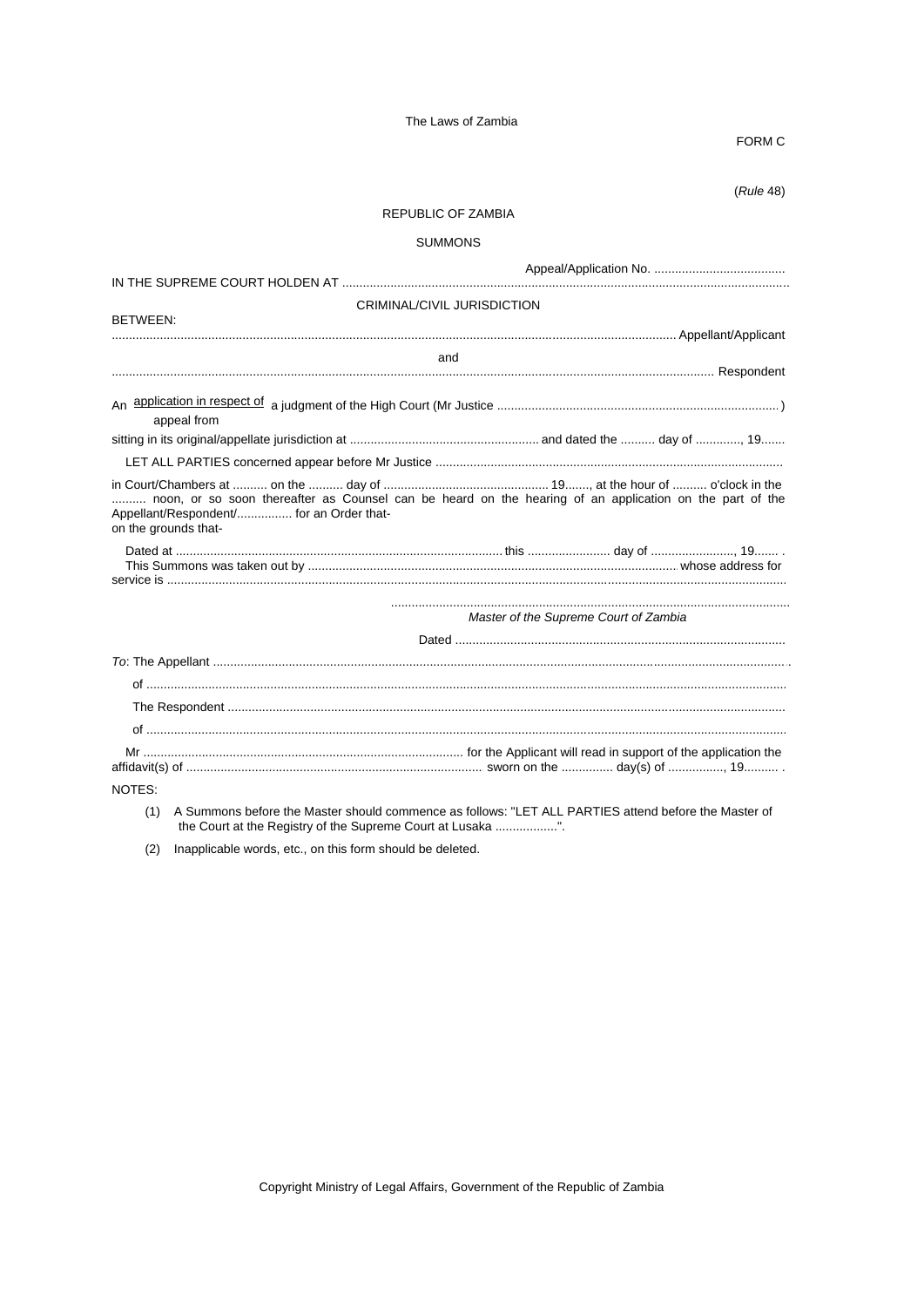FORM C

(*Rule* 48)

REPUBLIC OF ZAMBIA

SUMMONS

Appeal/Application No. ......................................

IN THE SUPREME COURT HOLDEN AT ..................................................................................................................................

CRIMINAL/CIVIL JURISDICTION

BETWEEN:

.................................................................................................................................................................. Appellant/Applicant

and

.................................................................................................................................................................. Respondent

An application in respect of / appeal from a judgment of the High Court (Mr Justice .................................................................................)

sitting in its original/appellate jurisdiction at ...................................................... and dated the .......... day of ............., 19.......

LET ALL PARTIES concerned appear before Mr Justice ...................................................................................................

in Court/Chambers at .......... on the .......... day of ................................................ 19......., at the hour of .......... o'clock in the .......... noon, or so soon thereafter as Counsel can be heard on the hearing of an application on the part of the Appellant/Respondent/................ for an Order that-

on the grounds that-

Dated at .............................................................................................. this ........................ day of ........................, 19....... .

This Summons was taken out by ........................................................................................................ whose address for service is ..................................................................................................................................................................

...................................................................................................................

*Master of the Supreme Court of Zambia*

Dated ................................................................................................

*To*: The Appellant ..................................................................................................................................................................

of ..................................................................................................................................................................

The Respondent ..................................................................................................................................................................

of ..................................................................................................................................................................

Mr ............................................................................................ for the Applicant will read in support of the application the affidavit(s) of ..................................................................................... sworn on the ............... day(s) of ................, 19.......... .

NOTES:

(1) A Summons before the Master should commence as follows: "LET ALL PARTIES attend before the Master of the Court at the Registry of the Supreme Court at Lusaka ..................".

(2) Inapplicable words, etc., on this form should be deleted.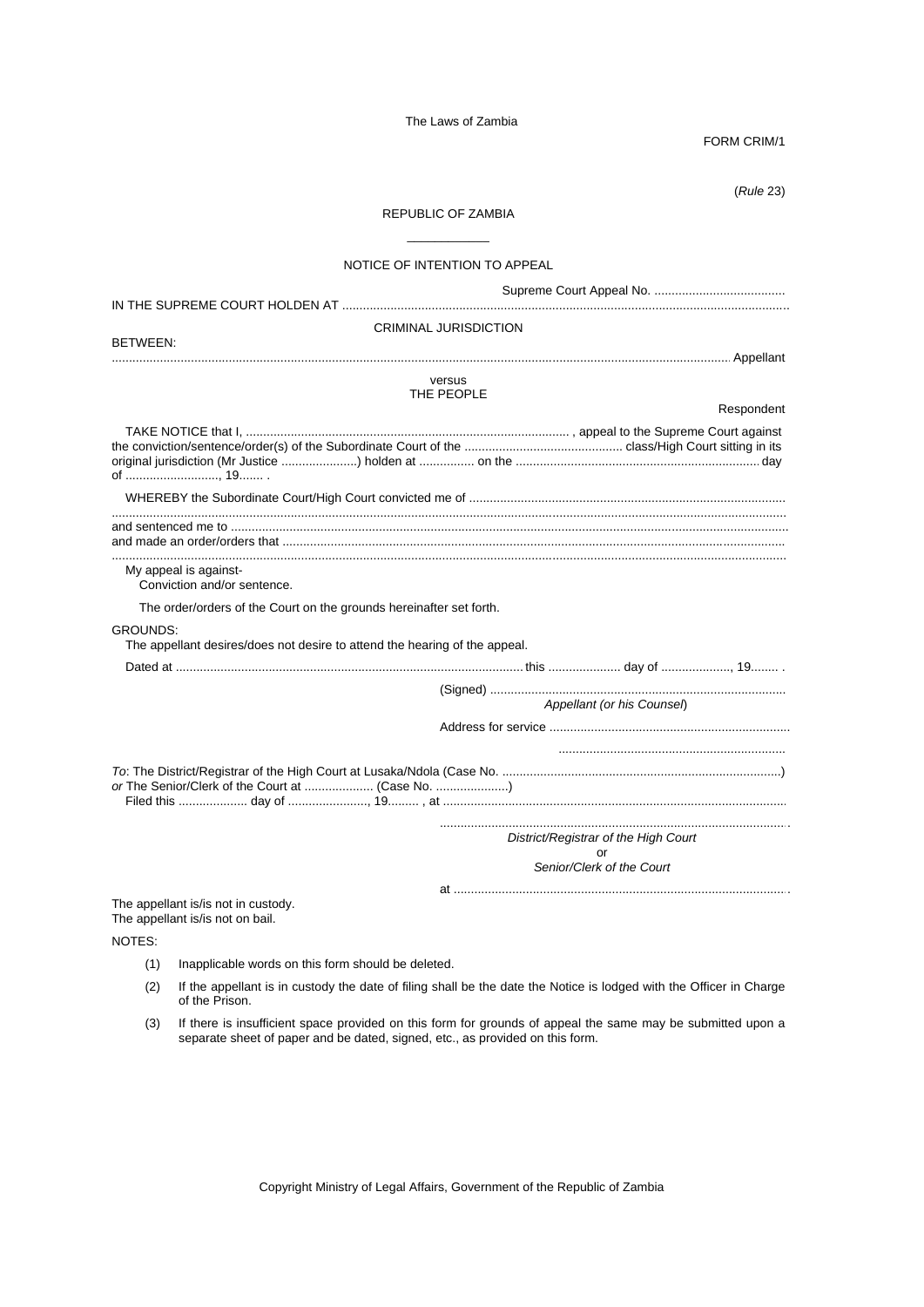FORM CRIM/1

(*Rule* 23)

REPUBLIC OF ZAMBIA

---

NOTICE OF INTENTION TO APPEAL

Supreme Court Appeal No. ......................................

IN THE SUPREME COURT HOLDEN AT ..................................................................................................................................

CRIMINAL JURISDICTION

BETWEEN:

.................................................................................................................................................................................. Appellant

versus
THE PEOPLE

Respondent

TAKE NOTICE that I, .............................................................................................. , appeal to the Supreme Court against the conviction/sentence/order(s) of the Subordinate Court of the .............................................. class/High Court sitting in its original jurisdiction (Mr Justice ......................) holden at ................ on the ...................................................................... day of ..........................., 19....... .

WHEREBY the Subordinate Court/High Court convicted me of ..........................................................................................

..................................................................................................................................................................................

and sentenced me to ..................................................................................................................................................

and made an order/orders that ..................................................................................................................................

..................................................................................................................................................................................

My appeal is against-
Conviction and/or sentence.

The order/orders of the Court on the grounds hereinafter set forth.

GROUNDS:
The appellant desires/does not desire to attend the hearing of the appeal.

Dated at ..................................................................................................... this ..................... day of ...................., 19........ .

(Signed) .....................................................................................
*Appellant (or his Counsel*)

Address for service .....................................................................

.................................................................

*To*: The District/Registrar of the High Court at Lusaka/Ndola (Case No. .................................................................................)
*or* The Senior/Clerk of the Court at .................... (Case No. .....................)
Filed this .................... day of ......................., 19......... , at ...................................................................................................

.....................................................................................................
*District/Registrar of the High Court*
or
*Senior/Clerk of the Court*

at ................................................................................................

The appellant is/is not in custody.
The appellant is/is not on bail.

NOTES:

(1) Inapplicable words on this form should be deleted.

(2) If the appellant is in custody the date of filing shall be the date the Notice is lodged with the Officer in Charge of the Prison.

(3) If there is insufficient space provided on this form for grounds of appeal the same may be submitted upon a separate sheet of paper and be dated, signed, etc., as provided on this form.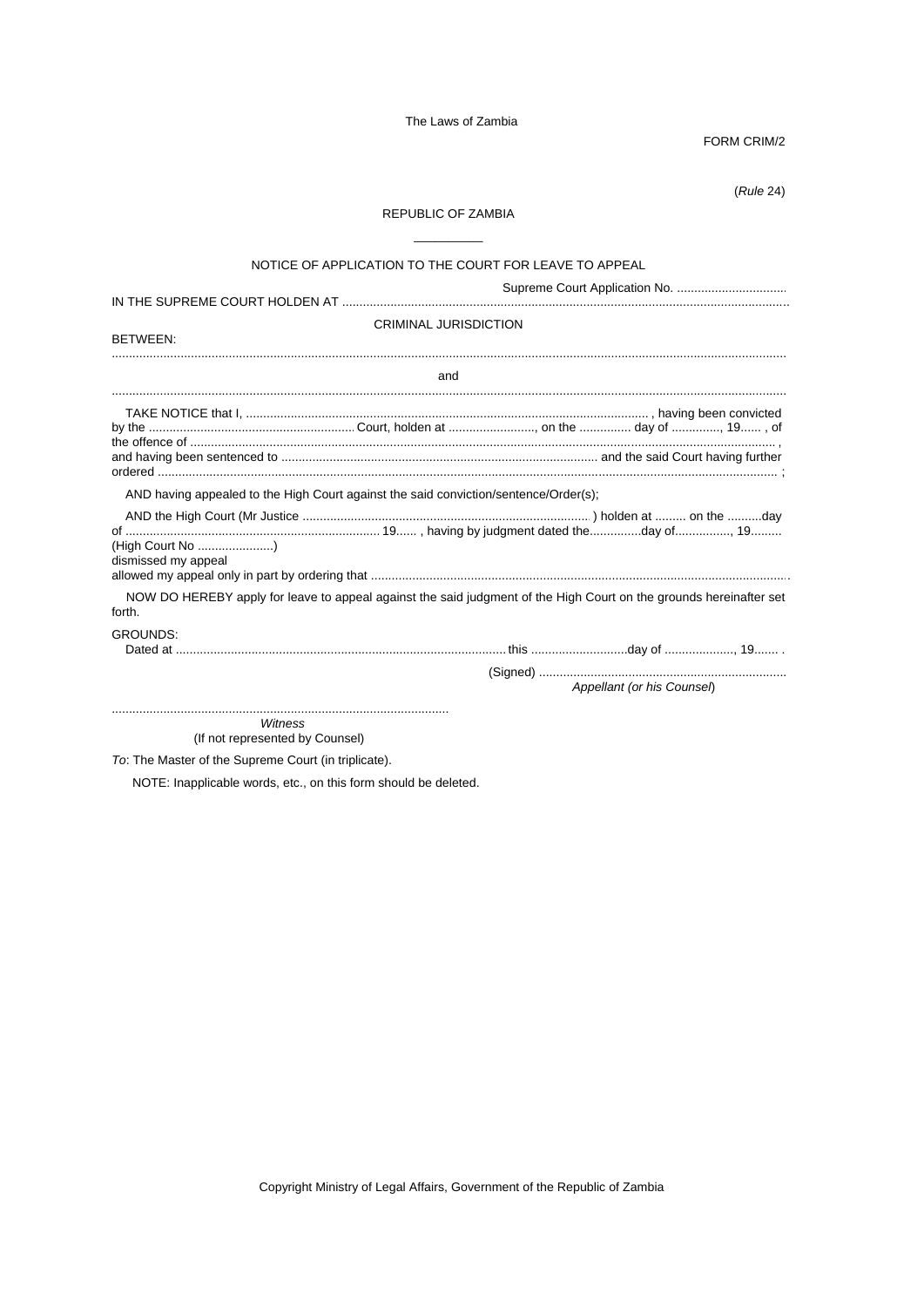FORM CRIM/2

(*Rule* 24)

REPUBLIC OF ZAMBIA

\_\_\_\_\_\_\_\_\_\_

NOTICE OF APPLICATION TO THE COURT FOR LEAVE TO APPEAL

Supreme Court Application No. ................................

IN THE SUPREME COURT HOLDEN AT ..................................................................................................................................

CRIMINAL JURISDICTION

BETWEEN:

......................................................................................................................................................................................

and

......................................................................................................................................................................................

TAKE NOTICE that I, ..................................................................................................................... , having been convicted by the ........................................................... Court, holden at ........................., on the .............. day of .............., 19...... , of the offence of ..................................................................................................................................................................... , and having been sentenced to ........................................................................................... and the said Court having further ordered .................................................................................................................................................................................. ;

AND having appealed to the High Court against the said conviction/sentence/Order(s);

AND the High Court (Mr Justice ................................................................................. ) holden at ......... on the ..........day of .......................................................................... 19...... , having by judgment dated the...............day of................, 19.........
(High Court No ......................)
dismissed my appeal
allowed my appeal only in part by ordering that ..........................................................................................................................

NOW DO HEREBY apply for leave to appeal against the said judgment of the High Court on the grounds hereinafter set forth.

GROUNDS:

Dated at ................................................................................................ this ............................day of ...................., 19....... .

(Signed) ........................................................................
*Appellant (or his Counsel*)

.................................................................................................
*Witness*
(If not represented by Counsel)

*To*: The Master of the Supreme Court (in triplicate).

NOTE: Inapplicable words, etc., on this form should be deleted.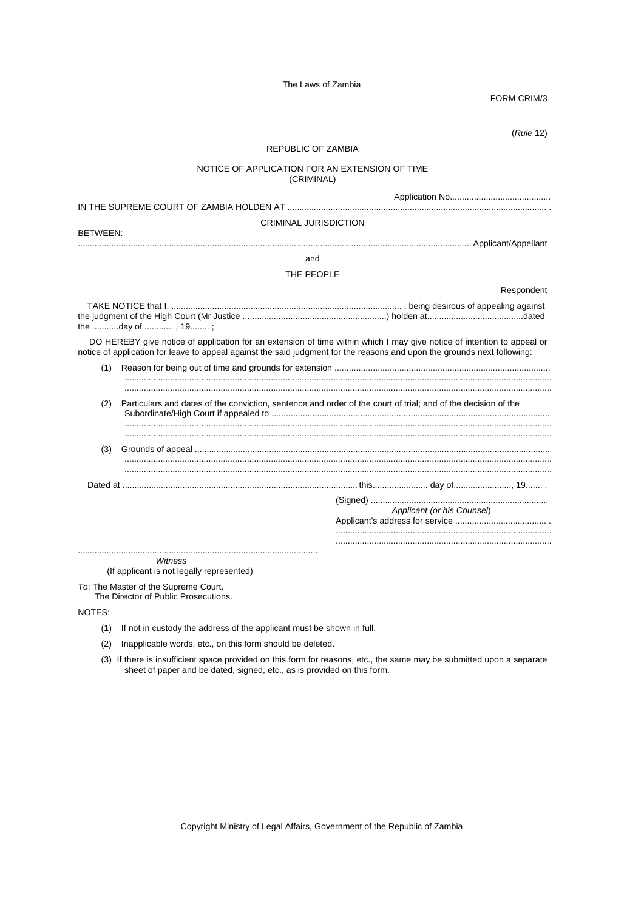FORM CRIM/3

(*Rule* 12)

REPUBLIC OF ZAMBIA

NOTICE OF APPLICATION FOR AN EXTENSION OF TIME
(CRIMINAL)

Application No..........................................

IN THE SUPREME COURT OF ZAMBIA HOLDEN AT ............................................................................................................ .

CRIMINAL JURISDICTION

BETWEEN:

.................................................................................................................................................... Applicant/Appellant

and

THE PEOPLE

Respondent

TAKE NOTICE that I, ................................................................................................ , being desirous of appealing against the judgment of the High Court (Mr Justice ...........................................................) holden at.......................................dated the ...........day of ............ , 19........ ;

DO HEREBY give notice of application for an extension of time within which I may give notice of intention to appeal or notice of application for leave to appeal against the said judgment for the reasons and upon the grounds next following:

(1) Reason for being out of time and grounds for extension .........................................................................................
.........................................................................................................................................................................
.........................................................................................................................................................................

(2) Particulars and dates of the conviction, sentence and order of the court of trial; and of the decision of the Subordinate/High Court if appealed to ..................................................................................................................
.........................................................................................................................................................................
.........................................................................................................................................................................

(3) Grounds of appeal ..................................................................................................................................................
.........................................................................................................................................................................
.........................................................................................................................................................................

Dated at .................................................................................................. this...................... day of........................, 19....... .

(Signed) ..........................................................................
*Applicant (or his Counsel*)
Applicant's address for service .......................................
.........................................................................................
......................................................................................... .

...................................................................................................
*Witness*
(If applicant is not legally represented)

*To*: The Master of the Supreme Court.
The Director of Public Prosecutions.

NOTES:

(1) If not in custody the address of the applicant must be shown in full.

(2) Inapplicable words, etc., on this form should be deleted.

(3) If there is insufficient space provided on this form for reasons, etc., the same may be submitted upon a separate sheet of paper and be dated, signed, etc., as is provided on this form.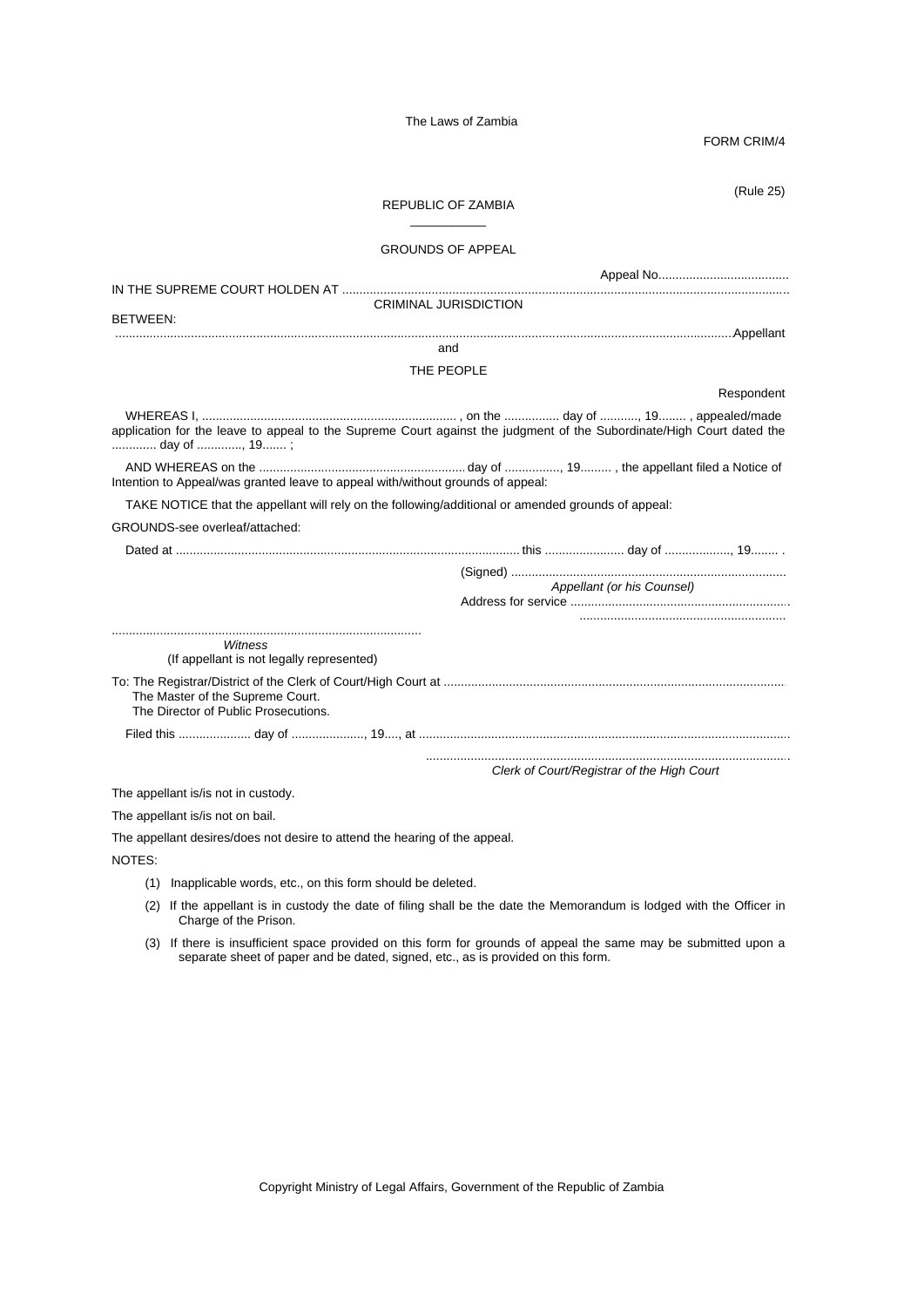The Laws of Zambia

FORM CRIM/4

(Rule 25)

REPUBLIC OF ZAMBIA

GROUNDS OF APPEAL

Appeal No......................................

IN THE SUPREME COURT HOLDEN AT ...............................................................................................................................

CRIMINAL JURISDICTION

BETWEEN:

.................................................................................................................................................................................Appellant

and

THE PEOPLE

Respondent

WHEREAS I, ......................................................................... , on the ............... day of ..........., 19........ , appealed/made application for the leave to appeal to the Supreme Court against the judgment of the Subordinate/High Court dated the ............ day of ............., 19....... ;

AND WHEREAS on the ............................................................ day of ................, 19......... , the appellant filed a Notice of Intention to Appeal/was granted leave to appeal with/without grounds of appeal:

TAKE NOTICE that the appellant will rely on the following/additional or amended grounds of appeal:

GROUNDS-see overleaf/attached:

Dated at .................................................................................................. this ...................... day of ..................., 19........ .

(Signed) ..............................................................................
*Appellant (or his Counsel)*
Address for service ...............................................................
...........................................................

..........................................................................................
*Witness*
(If appellant is not legally represented)

To: The Registrar/District of the Clerk of Court/High Court at ..................................................................................................
The Master of the Supreme Court.
The Director of Public Prosecutions.

Filed this .................... day of ...................., 19...., at ...........................................................................................................

.........................................................................................................
*Clerk of Court/Registrar of the High Court*

The appellant is/is not in custody.

The appellant is/is not on bail.

The appellant desires/does not desire to attend the hearing of the appeal.

NOTES:

(1) Inapplicable words, etc., on this form should be deleted.

(2) If the appellant is in custody the date of filing shall be the date the Memorandum is lodged with the Officer in Charge of the Prison.

(3) If there is insufficient space provided on this form for grounds of appeal the same may be submitted upon a separate sheet of paper and be dated, signed, etc., as is provided on this form.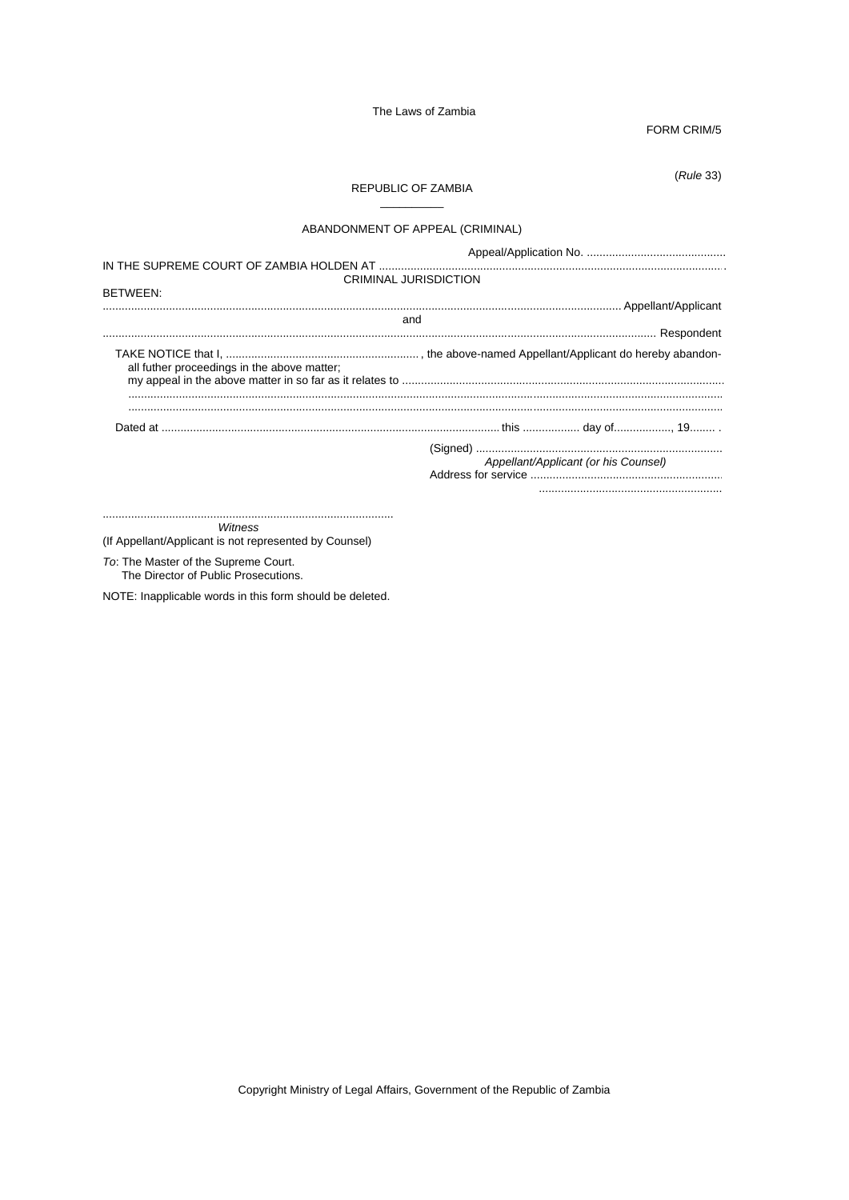FORM CRIM/5

(*Rule* 33)

REPUBLIC OF ZAMBIA

ABANDONMENT OF APPEAL (CRIMINAL)

Appeal/Application No. ............................................

IN THE SUPREME COURT OF ZAMBIA HOLDEN AT ............................................................................................................

CRIMINAL JURISDICTION

BETWEEN:

.................................................................................................................................................................. Appellant/Applicant

and

.................................................................................................................................................................. Respondent

TAKE NOTICE that I, ............................................................ , the above-named Appellant/Applicant do hereby abandon-
all futher proceedings in the above matter;
my appeal in the above matter in so far as it relates to ...........................................................................................................
....................................................................................................................................................................................................
....................................................................................................................................................................................................

Dated at .......................................................................................................... this .................. day of.................., 19........ .

(Signed) .............................................................................
*Appellant/Applicant (or his Counsel)*
Address for service ...............................................................
..........................................................

...........................................................................................
*Witness*
(If Appellant/Applicant is not represented by Counsel)

*To*: The Master of the Supreme Court.
The Director of Public Prosecutions.

NOTE: Inapplicable words in this form should be deleted.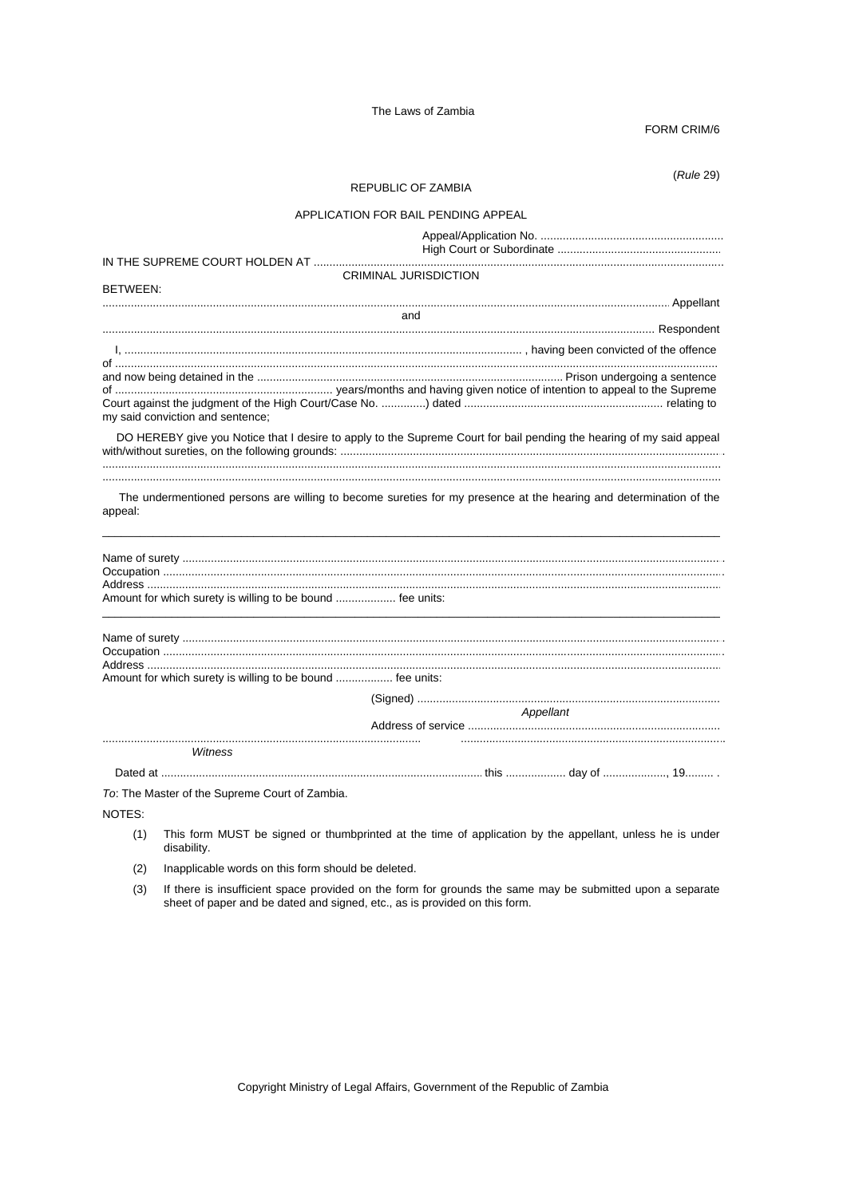The Laws of Zambia

FORM CRIM/6

(*Rule* 29)

REPUBLIC OF ZAMBIA

APPLICATION FOR BAIL PENDING APPEAL

Appeal/Application No. ..........................................................
High Court or Subordinate ....................................................

IN THE SUPREME COURT HOLDEN AT .................................................................................................................................

CRIMINAL JURISDICTION

BETWEEN:

............................................................................................................................................................................ Appellant

and

........................................................................................................................................................................ Respondent

I, .............................................................................................................................. , having been convicted of the offence of ..................................................................................................................................................................................
and now being detained in the ................................................................................................ Prison undergoing a sentence of ..................................................................... years/months and having given notice of intention to appeal to the Supreme Court against the judgment of the High Court/Case No. ..............) dated ............................................................... relating to my said conviction and sentence;

DO HEREBY give you Notice that I desire to apply to the Supreme Court for bail pending the hearing of my said appeal with/without sureties, on the following grounds: ......................................................................................................................... .
.........................................................................................................................................................................................
.........................................................................................................................................................................................

The undermentioned persons are willing to become sureties for my presence at the hearing and determination of the appeal:

---

Name of surety ......................................................................................................................................................... .
Occupation ..............................................................................................................................................................
Address ....................................................................................................................................................................
Amount for which surety is willing to be bound ................... fee units:

---

Name of surety ......................................................................................................................................................... .
Occupation ..............................................................................................................................................................
Address ....................................................................................................................................................................
Amount for which surety is willing to be bound .................. fee units:

(Signed) ................................................................................................
*Appellant*
Address of service ................................................................................

..................................................................................................... ...................................................................................
*Witness*

Dated at ...................................................................................................... this .................. day of ...................., 19......... .

*To*: The Master of the Supreme Court of Zambia.

NOTES:

(1) This form MUST be signed or thumbprinted at the time of application by the appellant, unless he is under disability.

(2) Inapplicable words on this form should be deleted.

(3) If there is insufficient space provided on the form for grounds the same may be submitted upon a separate sheet of paper and be dated and signed, etc., as is provided on this form.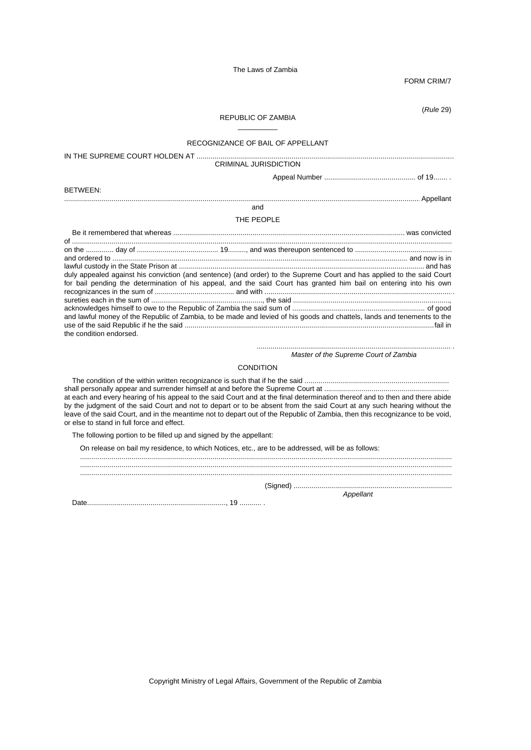The Laws of Zambia

FORM CRIM/7

(*Rule* 29)

REPUBLIC OF ZAMBIA

RECOGNIZANCE OF BAIL OF APPELLANT

IN THE SUPREME COURT HOLDEN AT ..................................................................................................................................

CRIMINAL JURISDICTION

Appeal Number .............................................. of 19....... .

BETWEEN:

.................................................................................................................................................................... Appellant

and

THE PEOPLE

Be it remembered that whereas ..................................................................................................................... was convicted of ................................................................................................................................................................................ on the .............. day of ......................................... 19........., and was thereupon sentenced to ................................................ and ordered to .................................................................................................................................................. and now is in lawful custody in the State Prison at ........................................................................................................................ and has duly appealed against his conviction (and sentence) (and order) to the Supreme Court and has applied to the said Court for bail pending the determination of his appeal, and the said Court has granted him bail on entering into his own recognizances in the sum of ........................................ and with ............................................................................................. sureties each in the sum of ........................................................, the said ..............................................................................., acknowledges himself to owe to the Republic of Zambia the said sum of .................................................................. of good and lawful money of the Republic of Zambia, to be made and levied of his goods and chattels, lands and tenements to the use of the said Republic if he the said ..............................................................................................................................fail in the condition endorsed.

...................................................................................................

*Master of the Supreme Court of Zambia*

CONDITION

The condition of the within written recognizance is such that if he the said ........................................................................ shall personally appear and surrender himself at and before the Supreme Court at .............................................................. at each and every hearing of his appeal to the said Court and at the final determination thereof and to then and there abide by the judgment of the said Court and not to depart or to be absent from the said Court at any such hearing without the leave of the said Court, and in the meantime not to depart out of the Republic of Zambia, then this recognizance to be void, or else to stand in full force and effect.

The following portion to be filled up and signed by the appellant:

On release on bail my residence, to which Notices, etc., are to be addressed, will be as follows:

.........................................................................................................................................................................................

.........................................................................................................................................................................................

.........................................................................................................................................................................................

(Signed) ................................................................................

*Appellant*

Date......................................................................, 19 ........... .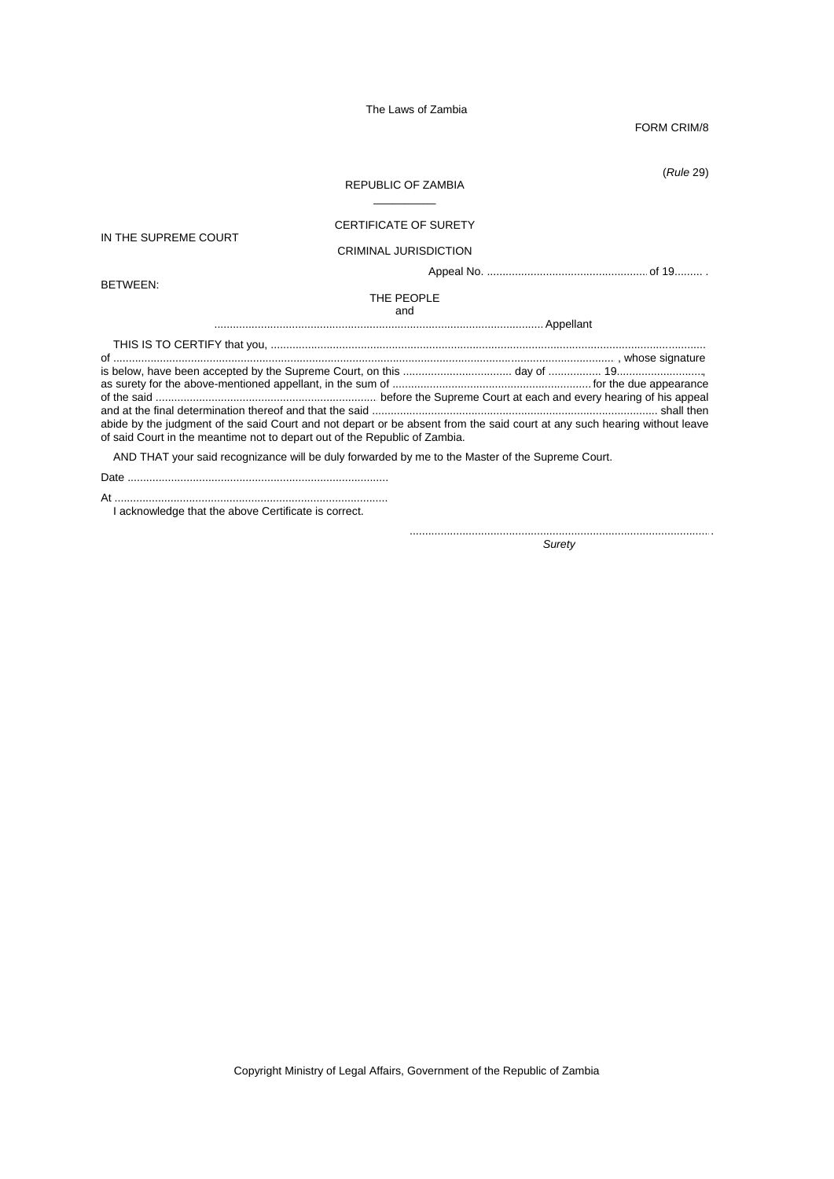FORM CRIM/8

(*Rule* 29)

REPUBLIC OF ZAMBIA

CERTIFICATE OF SURETY

IN THE SUPREME COURT

CRIMINAL JURISDICTION

Appeal No. ................................................... of 19......... .

BETWEEN:

THE PEOPLE

and

........................................................................................................... Appellant

THIS IS TO CERTIFY that you, ........................................................................................................................................... of ................................................................................................................................................................ , whose signature is below, have been accepted by the Supreme Court, on this ................................... day of ................. 19..........................., as surety for the above-mentioned appellant, in the sum of ................................................................ for the due appearance of the said ...................................................................... before the Supreme Court at each and every hearing of his appeal and at the final determination thereof and that the said ........................................................................................... shall then abide by the judgment of the said Court and not depart or be absent from the said court at any such hearing without leave of said Court in the meantime not to depart out of the Republic of Zambia.

AND THAT your said recognizance will be duly forwarded by me to the Master of the Supreme Court.

Date ....................................................................................

At ........................................................................................

I acknowledge that the above Certificate is correct.

.................................................................................................
*Surety*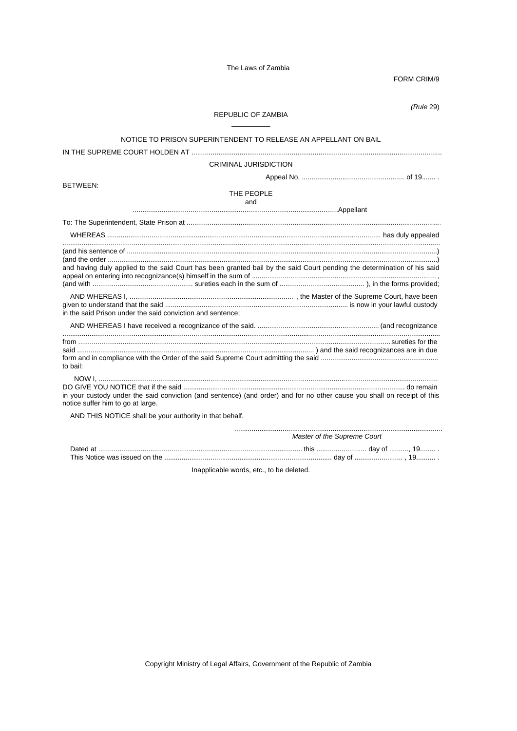The Laws of Zambia

FORM CRIM/9

*(Rule 29)*

REPUBLIC OF ZAMBIA

NOTICE TO PRISON SUPERINTENDENT TO RELEASE AN APPELLANT ON BAIL

IN THE SUPREME COURT HOLDEN AT ..........................................................................................................................................

CRIMINAL JURISDICTION

Appeal No. ..................................................... of 19....... .

BETWEEN:

THE PEOPLE

and

..........................................................................................................Appellant

To: The Superintendent, State Prison at ..................................................................................................................................

WHEREAS .............................................................................................................................................. has duly appealed ..................................................................................................................................................................................
(and his sentence of ...............................................................................................................................................................)
(and the order .........................................................................................................................................................................)
and having duly applied to the said Court has been granted bail by the said Court pending the determination of his said appeal on entering into recognizance(s) himself in the sum of ............................................................................................... ,
(and with .................................................... sureties each in the sum of ............................................ ), in the forms provided;

AND WHEREAS I, ...................................................................................... , the Master of the Supreme Court, have been given to understand that the said ............................................................................................... is now in your lawful custody in the said Prison under the said conviction and sentence;

AND WHEREAS I have received a recognizance of the said. .............................................................. (and recognizance ..................................................................................................................................................................................
from ...................................................................................................................................................................sureties for the said ............................................................................................................................ ) and the said recognizances are in due form and in compliance with the Order of the said Supreme Court admitting the said ............................................................ to bail:

NOW I, ......................................................................................................................................................................................
DO GIVE YOU NOTICE that if the said .................................................................................................................. do remain in your custody under the said conviction (and sentence) (and order) and for no other cause you shall on receipt of this notice suffer him to go at large.

AND THIS NOTICE shall be your authority in that behalf.

............................................................................................................
*Master of the Supreme Court*

Dated at ......................................................................................................... this .......................... day of .........., 19........ .
This Notice was issued on the ...................................................................................... day of ......................... , 19.......... .

Inapplicable words, etc., to be deleted.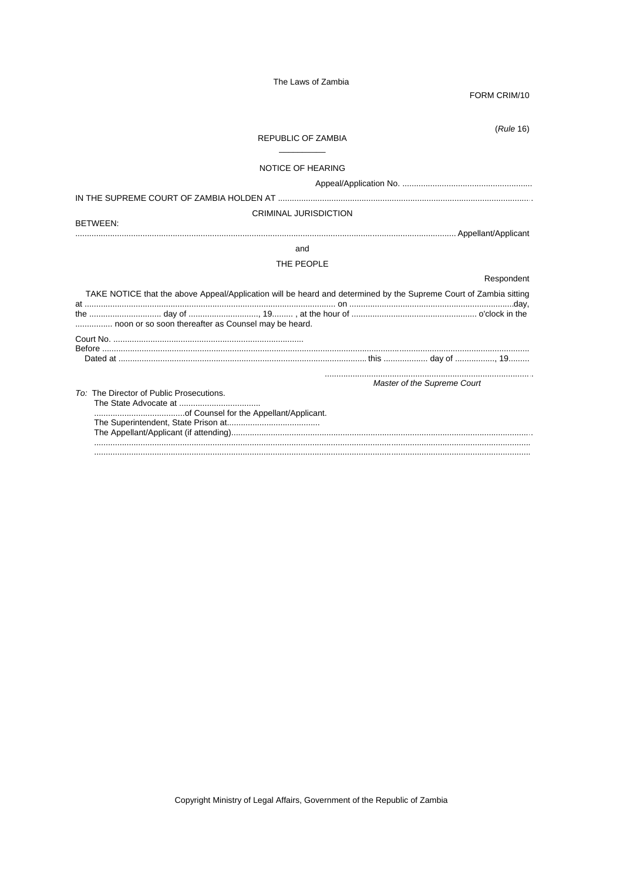FORM CRIM/10

(*Rule* 16)

REPUBLIC OF ZAMBIA

NOTICE OF HEARING

Appeal/Application No. ........................................................

IN THE SUPREME COURT OF ZAMBIA HOLDEN AT ..............................................................................................................

CRIMINAL JURISDICTION

BETWEEN:

........................................................................................................................................................ Appellant/Applicant

and

THE PEOPLE

Respondent

TAKE NOTICE that the above Appeal/Application will be heard and determined by the Supreme Court of Zambia sitting at ........................................................................................................... on .....................................................................day, the ............................... day of .............................., 19......... , at the hour of ...................................................... o'clock in the ............... noon or so soon thereafter as Counsel may be heard.

Court No. ..................................................................................

Before ..........................................................................................................................................................................................

Dated at ........................................................................................................ this ................... day of ................., 19.........

.........................................................................................

*Master of the Supreme Court*

*To:* The Director of Public Prosecutions.

The State Advocate at ...................................

.......................................of Counsel for the Appellant/Applicant.

The Superintendent, State Prison at........................................

The Appellant/Applicant (if attending)...............................................................................................................................

.........................................................................................................................................................................................

.........................................................................................................................................................................................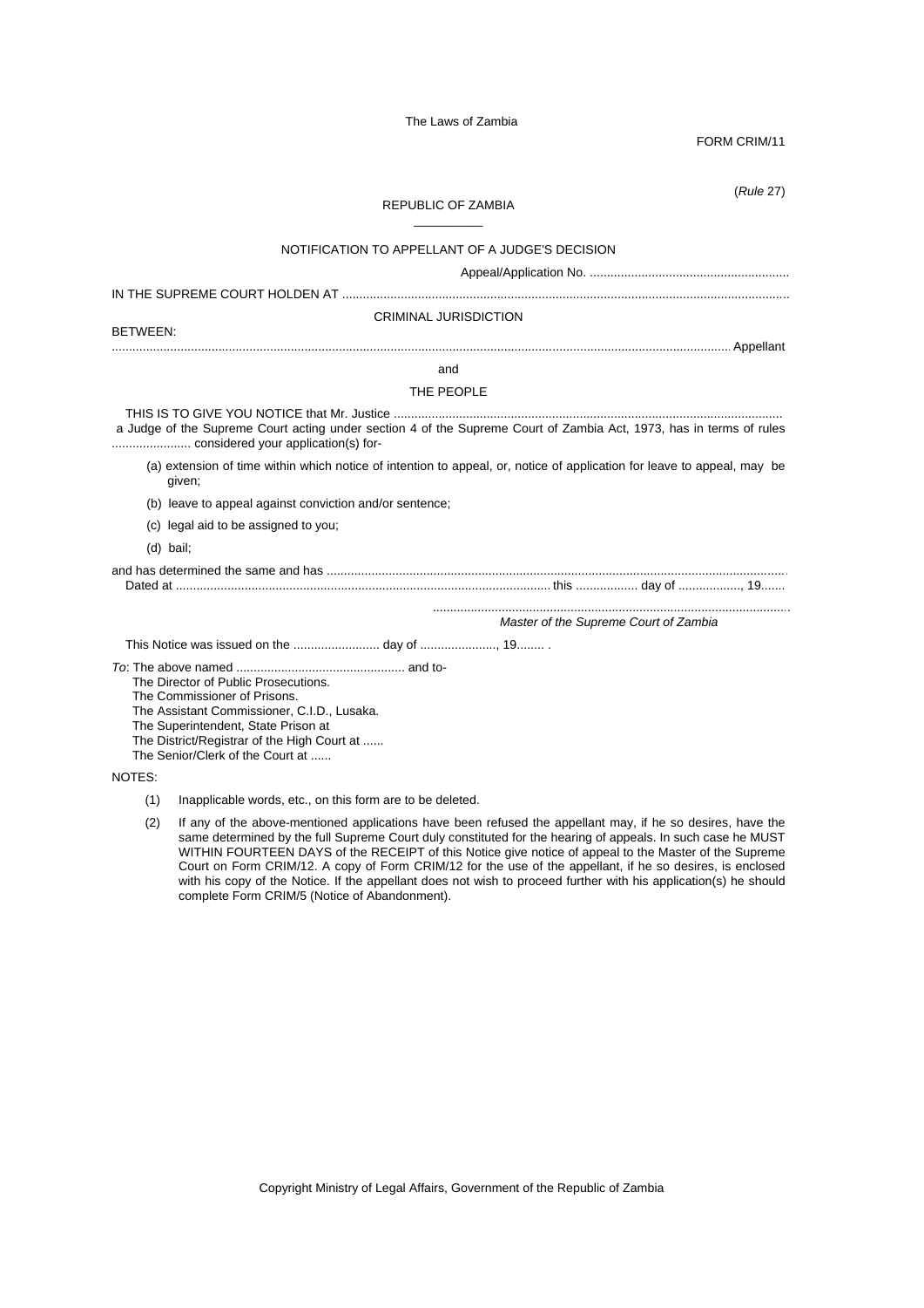FORM CRIM/11

(*Rule* 27)

REPUBLIC OF ZAMBIA

\_\_\_\_\_\_\_\_\_\_

NOTIFICATION TO APPELLANT OF A JUDGE'S DECISION

Appeal/Application No. ..........................................................

IN THE SUPREME COURT HOLDEN AT ..................................................................................................................................

CRIMINAL JURISDICTION

BETWEEN:

..................................................................................................................................................................... Appellant

and

THE PEOPLE

THIS IS TO GIVE YOU NOTICE that Mr. Justice ................................................................................................................. a Judge of the Supreme Court acting under section 4 of the Supreme Court of Zambia Act, 1973, has in terms of rules ....................... considered your application(s) for-

(a) extension of time within which notice of intention to appeal, or, notice of application for leave to appeal, may be given;

(b) leave to appeal against conviction and/or sentence;

(c) legal aid to be assigned to you;

(d) bail;

and has determined the same and has ...................................................................................................................................

Dated at ............................................................................................................ this .................. day of .................., 19.......

........................................................................................................

*Master of the Supreme Court of Zambia*

This Notice was issued on the ......................... day of ......................, 19........ .

*To*: The above named ................................................. and to-

The Director of Public Prosecutions.
The Commissioner of Prisons.
The Assistant Commissioner, C.I.D., Lusaka.
The Superintendent, State Prison at
The District/Registrar of the High Court at ......
The Senior/Clerk of the Court at ......

NOTES:

(1) Inapplicable words, etc., on this form are to be deleted.

(2) If any of the above-mentioned applications have been refused the appellant may, if he so desires, have the same determined by the full Supreme Court duly constituted for the hearing of appeals. In such case he MUST WITHIN FOURTEEN DAYS of the RECEIPT of this Notice give notice of appeal to the Master of the Supreme Court on Form CRIM/12. A copy of Form CRIM/12 for the use of the appellant, if he so desires, is enclosed with his copy of the Notice. If the appellant does not wish to proceed further with his application(s) he should complete Form CRIM/5 (Notice of Abandonment).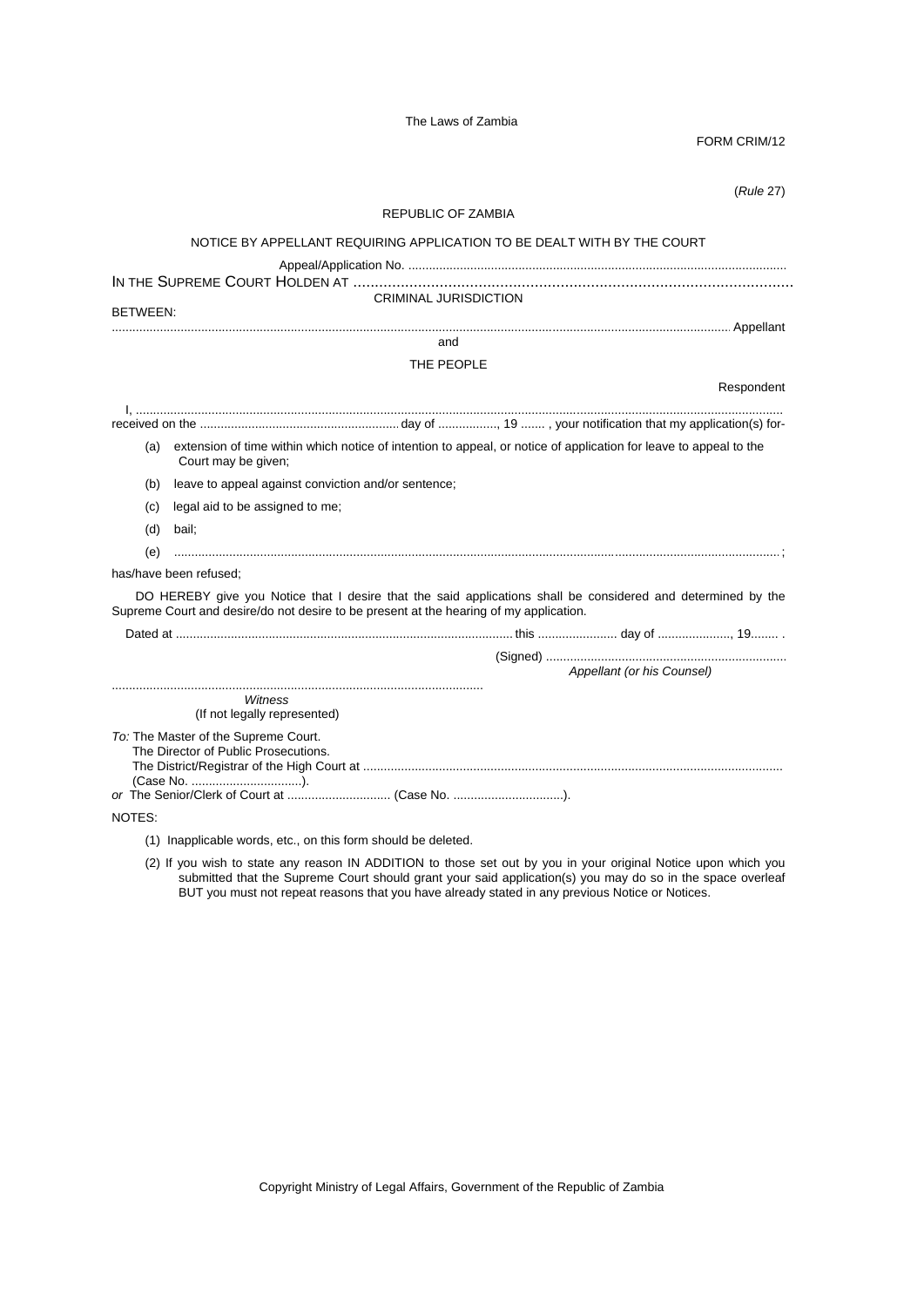FORM CRIM/12

(*Rule* 27)

REPUBLIC OF ZAMBIA

NOTICE BY APPELLANT REQUIRING APPLICATION TO BE DEALT WITH BY THE COURT

Appeal/Application No. ..............................................................................................................

IN THE SUPREME COURT HOLDEN AT ....................................................................................................

CRIMINAL JURISDICTION

BETWEEN:

........................................................................................................................................................................ Appellant

and

THE PEOPLE

Respondent

I, ....................................................................................................................................................................................
received on the .......................................................... day of ................., 19 ....... , your notification that my application(s) for-

(a) extension of time within which notice of intention to appeal, or notice of application for leave to appeal to the Court may be given;

(b) leave to appeal against conviction and/or sentence;

(c) legal aid to be assigned to me;

(d) bail;

(e) ..................................................................................................................................................................;

has/have been refused;

DO HEREBY give you Notice that I desire that the said applications shall be considered and determined by the Supreme Court and desire/do not desire to be present at the hearing of my application.

Dated at .................................................................................................. this ....................... day of ....................., 19........ .

(Signed) ......................................................................
*Appellant (or his Counsel)*

............................................................................................................
*Witness*
(If not legally represented)

*To:* The Master of the Supreme Court.
The Director of Public Prosecutions.
The District/Registrar of the High Court at ........................................................................................................................
(Case No. ................................).
*or* The Senior/Clerk of Court at .............................. (Case No. ................................).

NOTES:

(1) Inapplicable words, etc., on this form should be deleted.

(2) If you wish to state any reason IN ADDITION to those set out by you in your original Notice upon which you submitted that the Supreme Court should grant your said application(s) you may do so in the space overleaf BUT you must not repeat reasons that you have already stated in any previous Notice or Notices.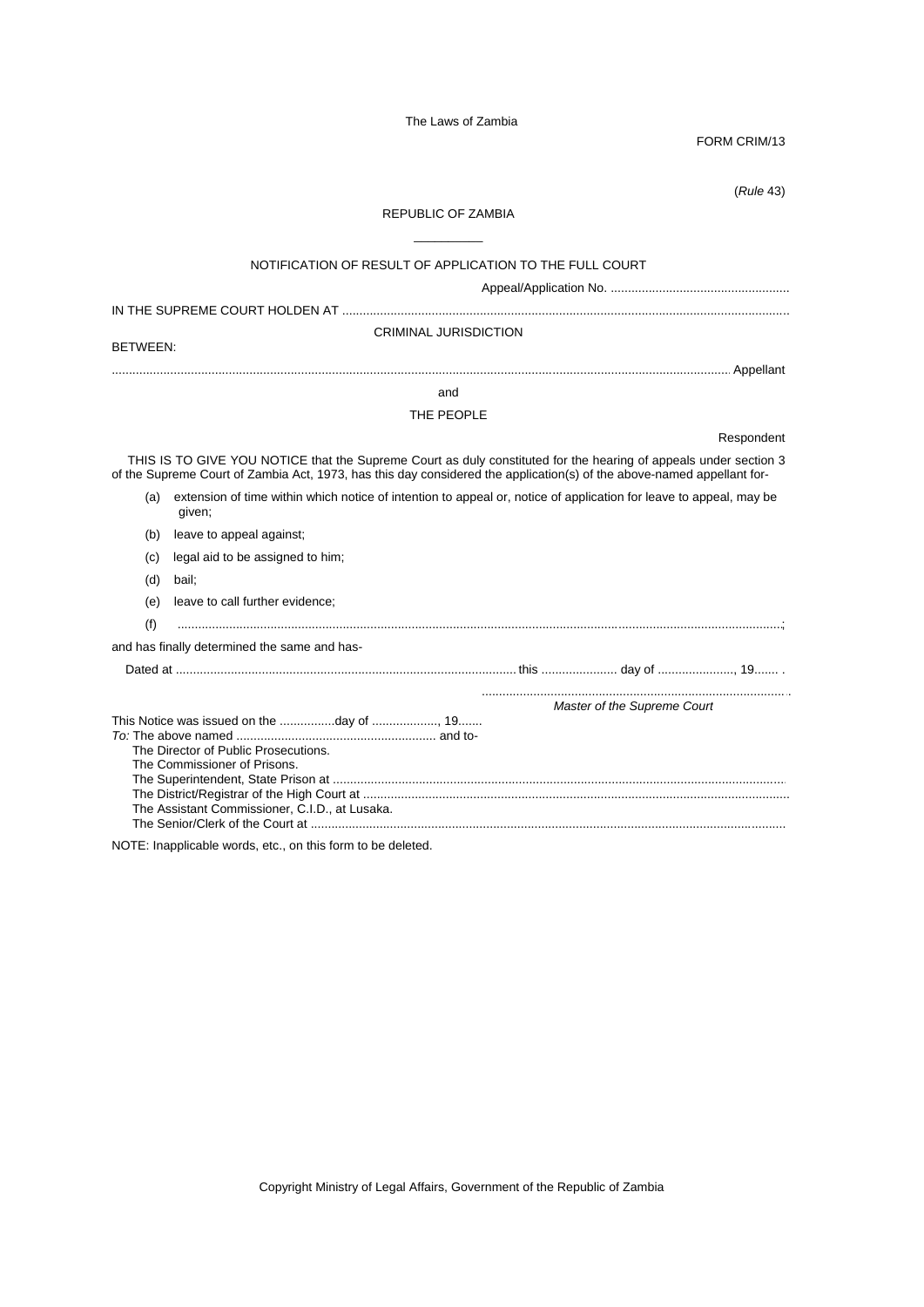FORM CRIM/13

(*Rule* 43)

REPUBLIC OF ZAMBIA

\_\_\_\_\_\_\_\_\_\_

NOTIFICATION OF RESULT OF APPLICATION TO THE FULL COURT

Appeal/Application No. ....................................................

IN THE SUPREME COURT HOLDEN AT ....................................................................................................................................

CRIMINAL JURISDICTION

BETWEEN:

........................................................................................................................................................................ Appellant

and

THE PEOPLE

Respondent

THIS IS TO GIVE YOU NOTICE that the Supreme Court as duly constituted for the hearing of appeals under section 3 of the Supreme Court of Zambia Act, 1973, has this day considered the application(s) of the above-named appellant for-

(a) extension of time within which notice of intention to appeal or, notice of application for leave to appeal, may be given;

(b) leave to appeal against;

(c) legal aid to be assigned to him;

(d) bail;

(e) leave to call further evidence;

(f) ..................................................................................................................................................................;

and has finally determined the same and has-

Dated at .................................................................................................. this ...................... day of ......................, 19....... .

........................................................................................
*Master of the Supreme Court*

This Notice was issued on the ................day of ..................., 19.......
*To:* The above named .......................................................... and to-
The Director of Public Prosecutions.
The Commissioner of Prisons.
The Superintendent, State Prison at ...................................................................................................................................
The District/Registrar of the High Court at ..........................................................................................................................
The Assistant Commissioner, C.I.D., at Lusaka.
The Senior/Clerk of the Court at .........................................................................................................................................

NOTE: Inapplicable words, etc., on this form to be deleted.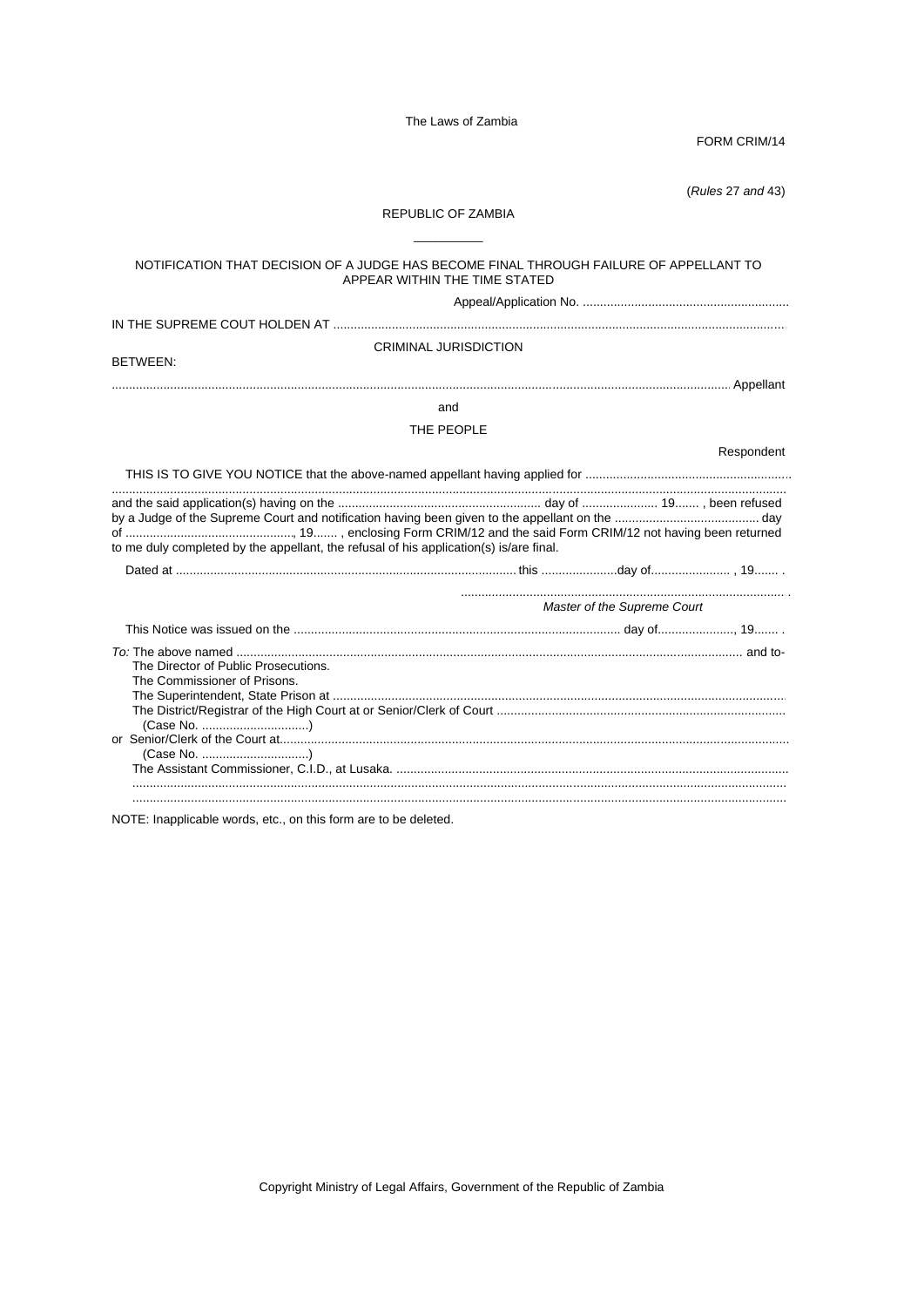The Laws of Zambia

FORM CRIM/14

(*Rules* 27 *and* 43)

REPUBLIC OF ZAMBIA

\_\_\_\_\_\_\_\_\_\_

NOTIFICATION THAT DECISION OF A JUDGE HAS BECOME FINAL THROUGH FAILURE OF APPELLANT TO APPEAR WITHIN THE TIME STATED

Appeal/Application No. ............................................................

IN THE SUPREME COUT HOLDEN AT ..................................................................................................................................

CRIMINAL JURISDICTION

BETWEEN:

.................................................................................................................................................................... Appellant

and

THE PEOPLE

Respondent

THIS IS TO GIVE YOU NOTICE that the above-named appellant having applied for ...........................................................
...............................................................................................................................................................................
and the said application(s) having on the ........................................................... day of ...................... 19....... , been refused by a Judge of the Supreme Court and notification having been given to the appellant on the .......................................... day of ................................................, 19....... , enclosing Form CRIM/12 and the said Form CRIM/12 not having been returned to me duly completed by the appellant, the refusal of his application(s) is/are final.

Dated at ..................................................................................... this ......................day of....................... , 19....... .

............................................................................................. .
*Master of the Supreme Court*

This Notice was issued on the .............................................................................................. day of......................, 19....... .

*To:* The above named ................................................................................................................................. and to-
The Director of Public Prosecutions.
The Commissioner of Prisons.
The Superintendent, State Prison at ..................................................................................................................
The District/Registrar of the High Court at or Senior/Clerk of Court ...................................................................
(Case No. ...............................)
or Senior/Clerk of the Court at...................................................................................................................................
(Case No. ...............................)
The Assistant Commissioner, C.I.D., at Lusaka. .................................................................................................
...............................................................................................................................................................................
...............................................................................................................................................................................

NOTE: Inapplicable words, etc., on this form are to be deleted.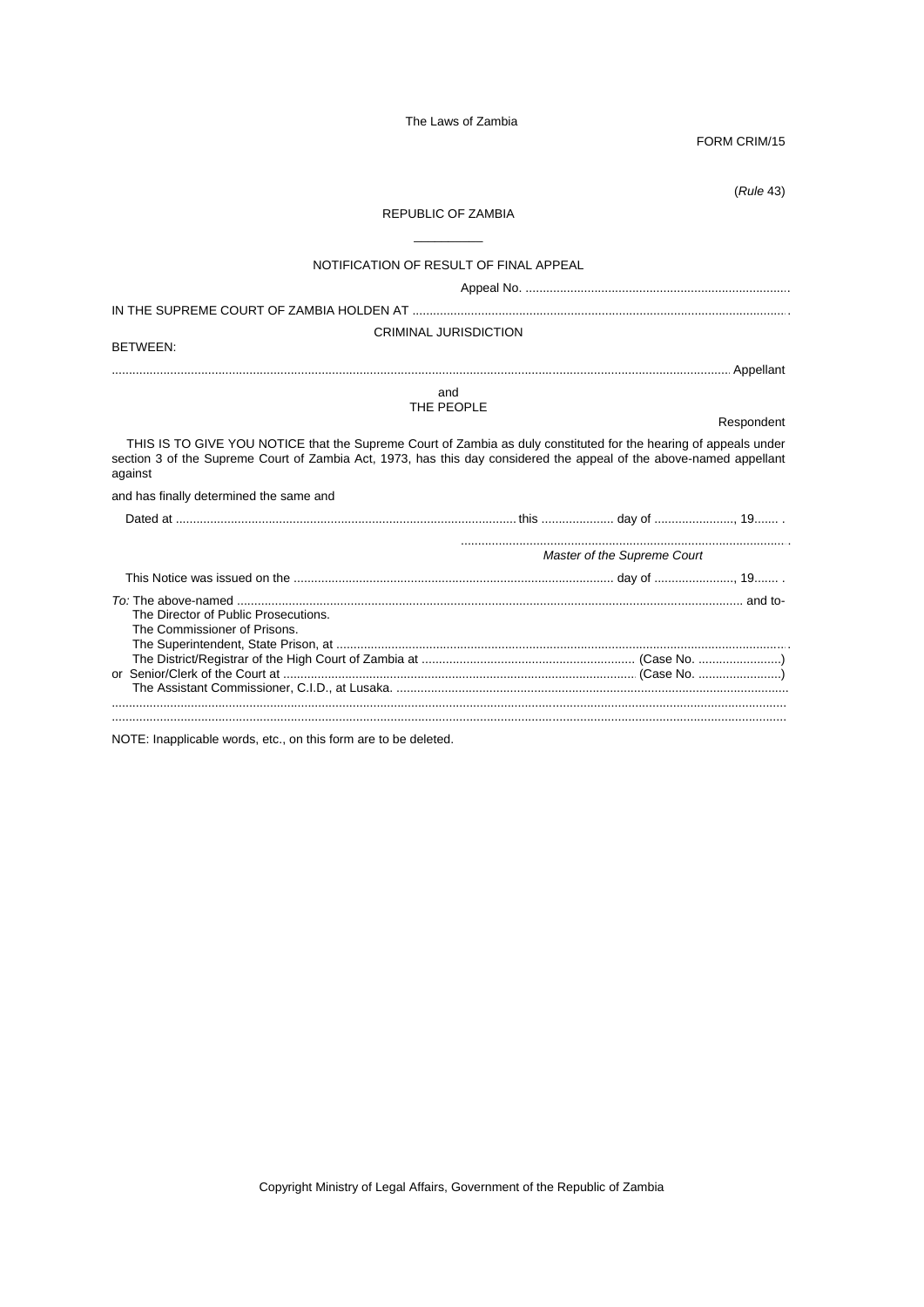FORM CRIM/15

(*Rule* 43)

REPUBLIC OF ZAMBIA

__________

NOTIFICATION OF RESULT OF FINAL APPEAL

Appeal No. ............................................................................

IN THE SUPREME COURT OF ZAMBIA HOLDEN AT ............................................................................................................

CRIMINAL JURISDICTION

BETWEEN:

................................................................................................................................................................................ Appellant

and

THE PEOPLE

Respondent

THIS IS TO GIVE YOU NOTICE that the Supreme Court of Zambia as duly constituted for the hearing of appeals under section 3 of the Supreme Court of Zambia Act, 1973, has this day considered the appeal of the above-named appellant against

and has finally determined the same and

Dated at .................................................................................................. this ..................... day of ......................., 19....... .

.............................................................................................
*Master of the Supreme Court*

This Notice was issued on the ............................................................................................ day of ......................., 19....... .

*To:* The above-named ................................................................................................................................................. and to-
The Director of Public Prosecutions.
The Commissioner of Prisons.
The Superintendent, State Prison, at ..................................................................................................................................
The District/Registrar of the High Court of Zambia at ............................................................. (Case No. ........................)
or Senior/Clerk of the Court at ....................................................................................................... (Case No. ........................)
The Assistant Commissioner, C.I.D., at Lusaka. ..................................................................................................................
..............................................................................................................................................................................................
..............................................................................................................................................................................................

NOTE: Inapplicable words, etc., on this form are to be deleted.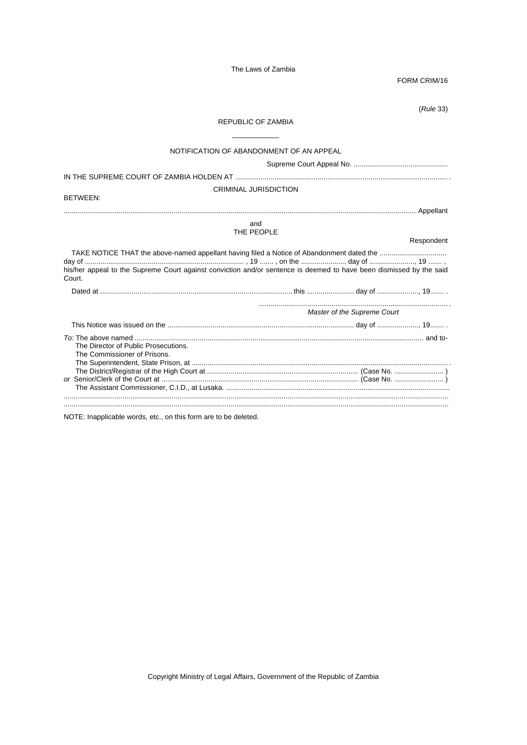FORM CRIM/16

(*Rule* 33)

REPUBLIC OF ZAMBIA

NOTIFICATION OF ABANDONMENT OF AN APPEAL

Supreme Court Appeal No. ................................................

IN THE SUPREME COURT OF ZAMBIA HOLDEN AT ............................................................................................................ .

CRIMINAL JURISDICTION

BETWEEN:

.................................................................................................................................................................. Appellant

and

THE PEOPLE

Respondent

TAKE NOTICE THAT the above-named appellant having filed a Notice of Abandonment dated the .................................. day of ................................................................. , 19 ....... , on the ....................... day of ......................., 19 ....... , his/her appeal to the Supreme Court against conviction and/or sentence is deemed to have been dismissed by the said Court.

Dated at ................................................................................................. this ........................ day of ....................., 19....... .

................................................................................. .

*Master of the Supreme Court*

This Notice was issued on the .............................................................................................. day of ....................., 19....... .

*To*: The above named .................................................................................................................................... and to-

The Director of Public Prosecutions.

The Commissioner of Prisons.

The Superintendent, State Prison, at ................................................................................................................... .

The District/Registrar of the High Court at ............................................................................ (Case No. ......................... )

*or* Senior/Clerk of the Court at .................................................................................................... (Case No. ......................... )

The Assistant Commissioner, C.I.D., at Lusaka. ..................................................................................................

..........................................................................................................................................................................

..........................................................................................................................................................................

NOTE: Inapplicable words, etc., on this form are to be deleted.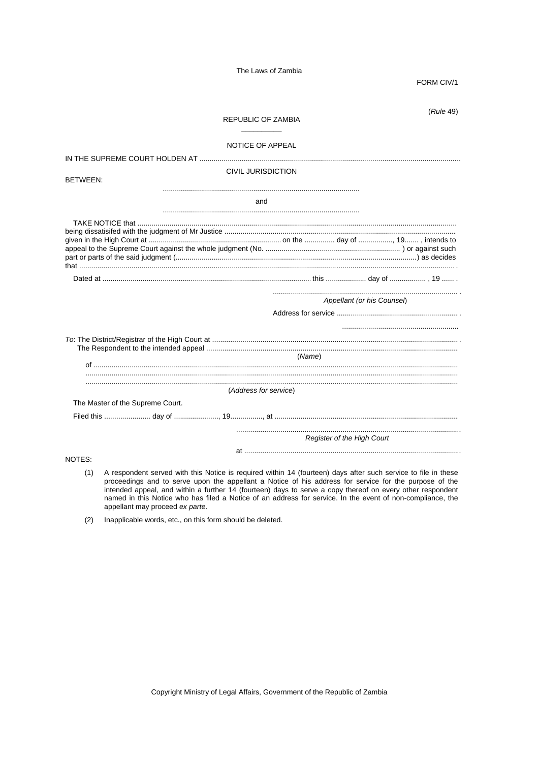The Laws of Zambia

FORM CIV/1

(*Rule* 49)

REPUBLIC OF ZAMBIA

\_\_\_\_\_\_\_\_\_\_

NOTICE OF APPEAL

IN THE SUPREME COURT HOLDEN AT ..................................................................................................................................

CIVIL JURISDICTION

BETWEEN:

..................................................................................................

and

..................................................................................................

TAKE NOTICE that ........................................................................................................................................................
being dissatisifed with the judgment of Mr Justice .........................................................................................................
given in the High Court at ................................................................ on the .............. day of ................, 19...... , intends to appeal to the Supreme Court against the whole judgment (No. ................................................................. ) or against such part or parts of the said judgment (......................................................................................................................) as decides that .............................................................................................................................................................................. .

Dated at ......................................................................................................... this .................... day of .................. , 19 ...... .

............................................................................................ .
*Appellant (or his Counsel*)

Address for service .............................................................

..........................................................

*To*: The District/Registrar of the High Court at .............................................................................................................
The Respondent to the intended appeal ..........................................................................................................
(*Name*)
of ..................................................................................................................................................................................
......................................................................................................................................................................................
......................................................................................................................................................................................
(*Address for service*)

The Master of the Supreme Court.

Filed this ....................... day of ......................, 19................, at ...........................................................................................

.................................................................................................
*Register of the High Court*

at ............................................................................................................

NOTES:

(1) A respondent served with this Notice is required within 14 (fourteen) days after such service to file in these proceedings and to serve upon the appellant a Notice of his address for service for the purpose of the intended appeal, and within a further 14 (fourteen) days to serve a copy thereof on every other respondent named in this Notice who has filed a Notice of an address for service. In the event of non-compliance, the appellant may proceed *ex parte*.

(2) Inapplicable words, etc., on this form should be deleted.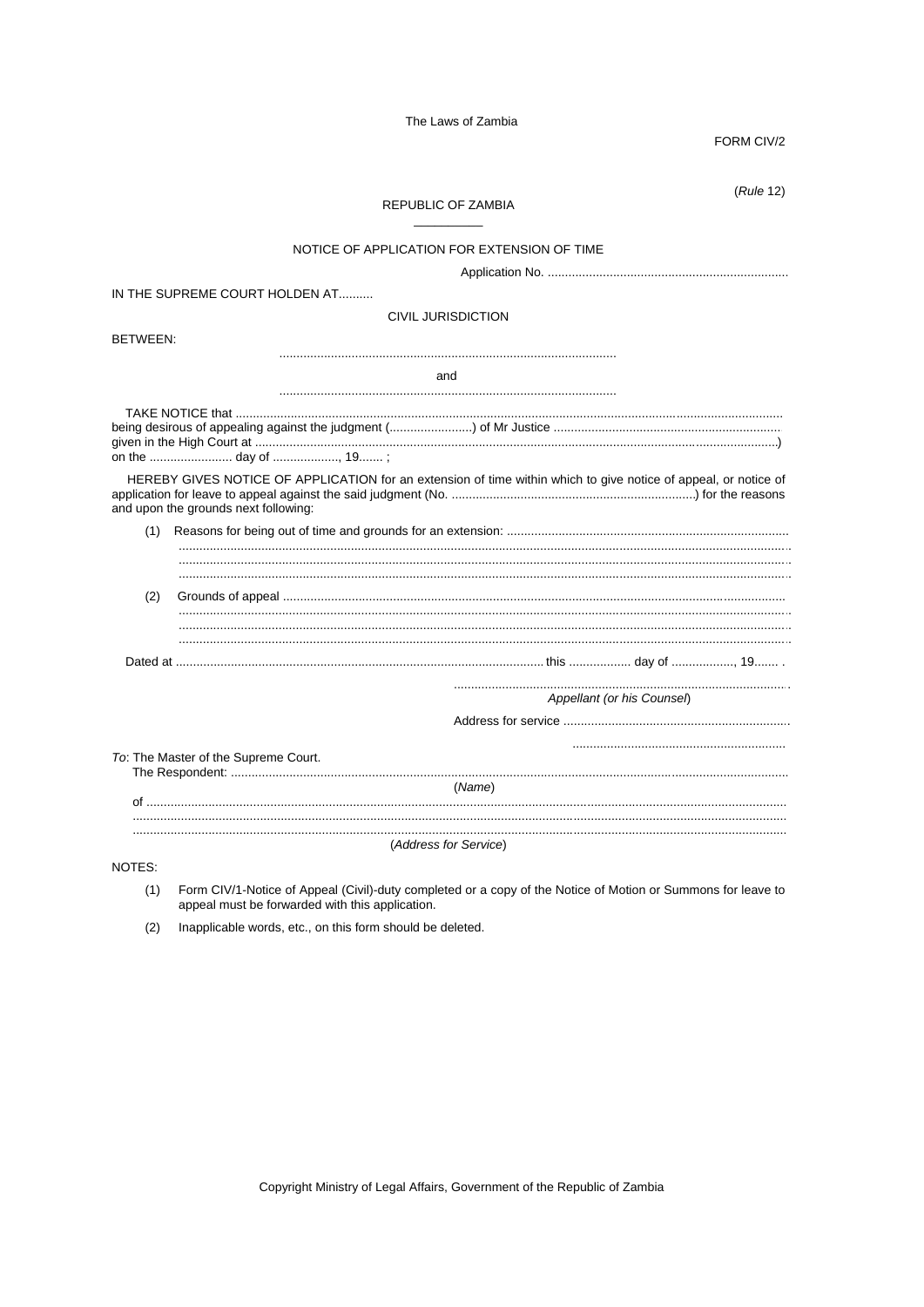FORM CIV/2

(*Rule* 12)

REPUBLIC OF ZAMBIA

---

NOTICE OF APPLICATION FOR EXTENSION OF TIME

Application No. ......................................................................

IN THE SUPREME COURT HOLDEN AT..........

CIVIL JURISDICTION

BETWEEN:

.................................................................................................

and

.................................................................................................

TAKE NOTICE that ............................................................................................................................................. being desirous of appealing against the judgment (........................) of Mr Justice .................................................................. given in the High Court at ........................................................................................................................................) on the ........................ day of ..................., 19....... ;

HEREBY GIVES NOTICE OF APPLICATION for an extension of time within which to give notice of appeal, or notice of application for leave to appeal against the said judgment (No. ......................................................................) for the reasons and upon the grounds next following:

(1) Reasons for being out of time and grounds for an extension: ................................................................................
...............................................................................................................................................................................
...............................................................................................................................................................................
...............................................................................................................................................................................

(2) Grounds of appeal ................................................................................................................................................
...............................................................................................................................................................................
...............................................................................................................................................................................
...............................................................................................................................................................................

Dated at ........................................................................................................... this .................. day of .................., 19....... .

.................................................................................................
*Appellant (or his Counsel)*

Address for service .................................................................

.............................................................

*To*: The Master of the Supreme Court.
The Respondent: ................................................................................................................................................
(*Name*)
of ...........................................................................................................................................................................
...............................................................................................................................................................................
...............................................................................................................................................................................
(*Address for Service*)

NOTES:

(1) Form CIV/1-Notice of Appeal (Civil)-duty completed or a copy of the Notice of Motion or Summons for leave to appeal must be forwarded with this application.

(2) Inapplicable words, etc., on this form should be deleted.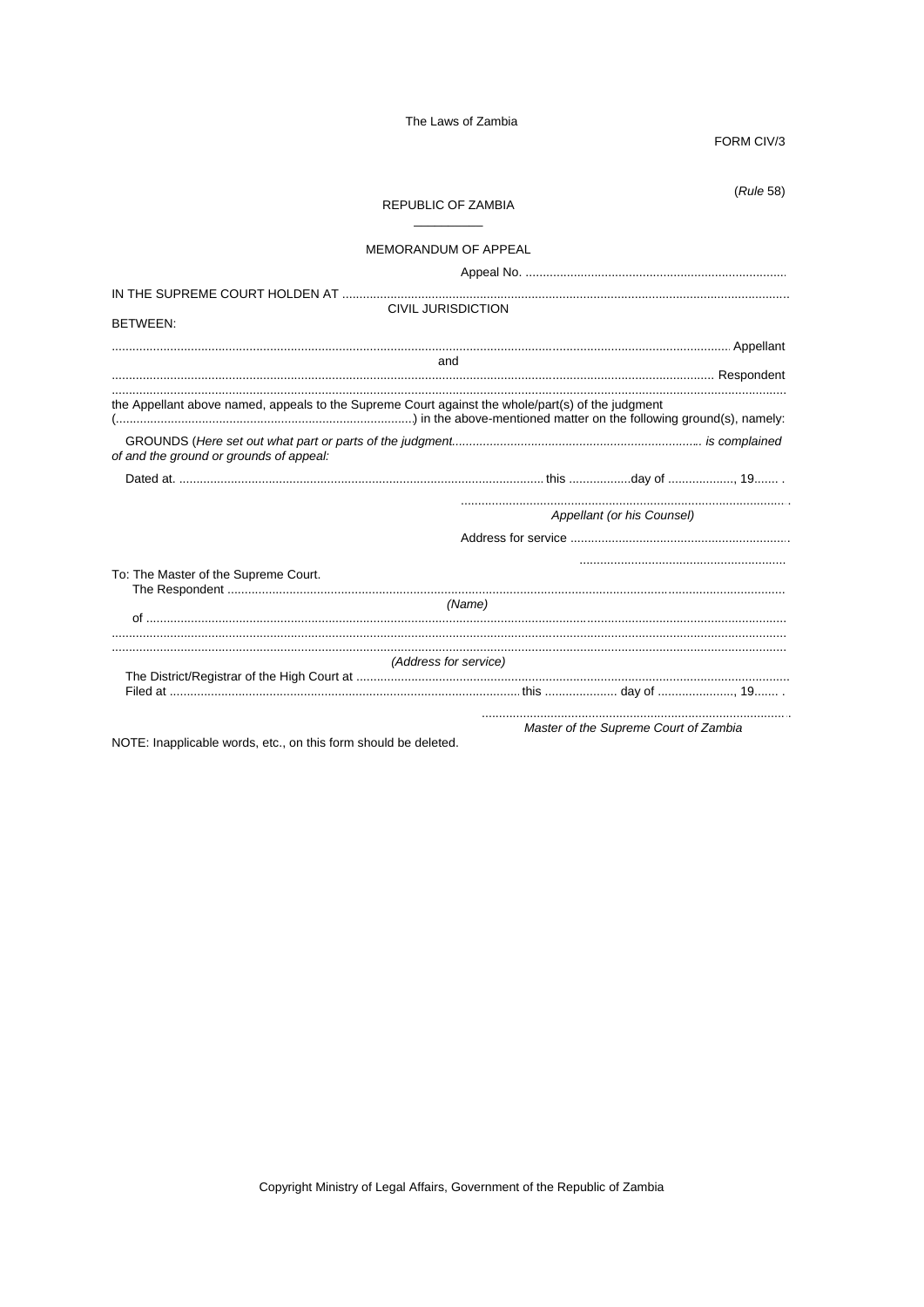FORM CIV/3

(*Rule* 58)

REPUBLIC OF ZAMBIA

MEMORANDUM OF APPEAL

Appeal No. ............................................................................

IN THE SUPREME COURT HOLDEN AT .................................................................................................................................

CIVIL JURISDICTION

BETWEEN:

.................................................................................................................................................................... Appellant

and

.................................................................................................................................................................... Respondent

....................................................................................................................................................................................

the Appellant above named, appeals to the Supreme Court against the whole/part(s) of the judgment (.......................................................................................) in the above-mentioned matter on the following ground(s), namely:

GROUNDS (*Here set out what part or parts of the judgment........................................................................ is complained of and the ground or grounds of appeal:*

Dated at. ........................................................................................................ this ..................day of ..................., 19....... .

.............................................................................................. .
*Appellant (or his Counsel)*

Address for service ...............................................................

...........................................................

To: The Master of the Supreme Court.
The Respondent ...........................................................................................................................................................
*(Name)*
of ...................................................................................................................................................................................
....................................................................................................................................................................................
....................................................................................................................................................................................
*(Address for service)*
The District/Registrar of the High Court at ...................................................................................................................
Filed at ...................................................................................................... this ..................... day of ......................, 19....... .

........................................................................................ .
*Master of the Supreme Court of Zambia*

NOTE: Inapplicable words, etc., on this form should be deleted.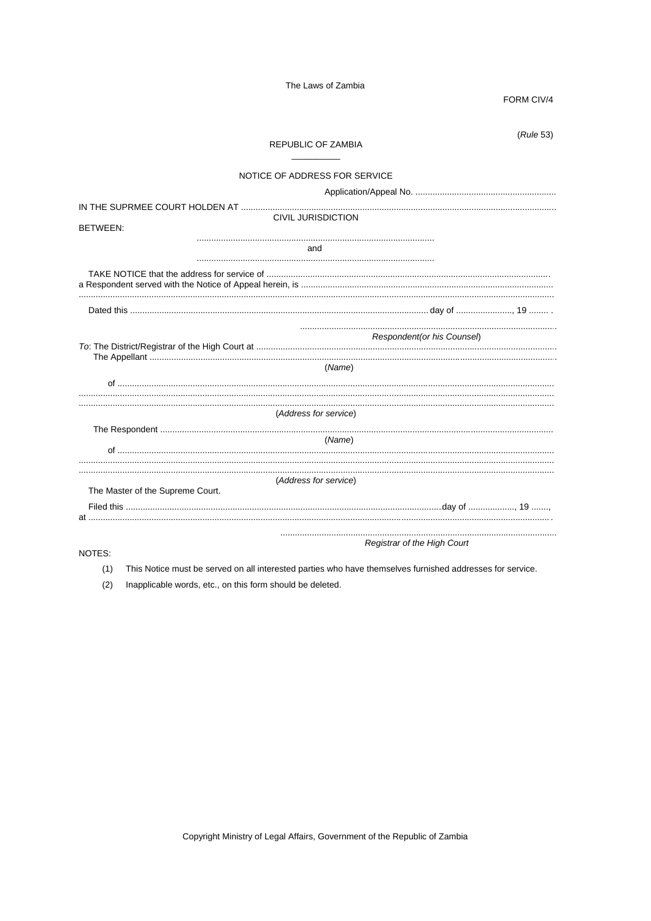The Laws of Zambia

FORM CIV/4

(*Rule* 53)

REPUBLIC OF ZAMBIA

NOTICE OF ADDRESS FOR SERVICE

Application/Appeal No. ..........................................................

IN THE SUPRMEE COURT HOLDEN AT ..................................................................................................................................

CIVIL JURISDICTION

BETWEEN:

.................................................................................................

and

.................................................................................................

TAKE NOTICE that the address for service of ..................................................................................................................... a Respondent served with the Notice of Appeal herein, is ........................................................................................................ ...................................................................................................................................................................................................

Dated this ........................................................................................................................... day of ......................., 19 ........ .

.........................................................................................

*Respondent(or his Counsel*)

*To*: The District/Registrar of the High Court at ............................................................................................................................
The Appellant .................................................................................................................................................................................

(*Name*)

of .................................................................................................................................................................................................
...................................................................................................................................................................................................
...................................................................................................................................................................................................

(*Address for service*)

The Respondent ............................................................................................................................................................................

(*Name*)

of .................................................................................................................................................................................................
...................................................................................................................................................................................................
...................................................................................................................................................................................................

(*Address for service*)

The Master of the Supreme Court.

Filed this .....................................................................................................................................day of ..................., 19 ......., at ..................................................................................................................................................................................................... .

.................................................................................................

*Registrar of the High Court*

NOTES:

(1) This Notice must be served on all interested parties who have themselves furnished addresses for service.

(2) Inapplicable words, etc., on this form should be deleted.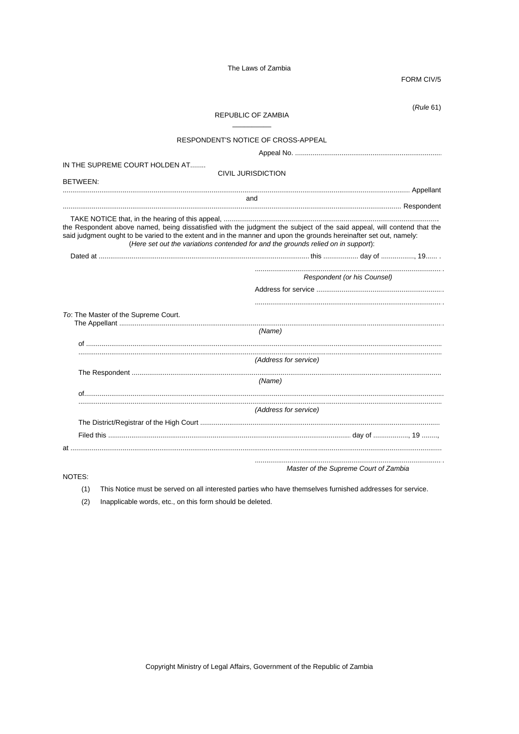FORM CIV/5

(*Rule* 61)

REPUBLIC OF ZAMBIA

\_\_\_\_\_\_\_\_\_\_

RESPONDENT'S NOTICE OF CROSS-APPEAL

Appeal No. ............................................................................

IN THE SUPREME COURT HOLDEN AT........

CIVIL JURISDICTION

BETWEEN:

.................................................................................................................................................................. Appellant

and

.................................................................................................................................................................. Respondent

TAKE NOTICE that, in the hearing of this appeal, .............................................................................................................. the Respondent above named, being dissatisfied with the judgment the subject of the said appeal, will contend that the said judgment ought to be varied to the extent and in the manner and upon the grounds hereinafter set out, namely:

(*Here set out the variations contended for and the grounds relied on in support*):

Dated at ............................................................................................................ this .................. day of ................., 19...... .

.................................................................................................

*Respondent (or his Counsel)*

Address for service .................................................................

.................................................................................................

*To*: The Master of the Supreme Court.

The Appellant ...........................................................................................................................................................

*(Name)*

of ............................................................................................................................................................................

...............................................................................................................................................................................

*(Address for service)*

The Respondent ......................................................................................................................................................

*(Name)*

of.............................................................................................................................................................................

...............................................................................................................................................................................

*(Address for service)*

The District/Registrar of the High Court ..........................................................................................................

Filed this ............................................................................................................ day of .................., 19 ........,

at .............................................................................................................................................................................

.................................................................................................

*Master of the Supreme Court of Zambia*

NOTES:

(1) This Notice must be served on all interested parties who have themselves furnished addresses for service.

(2) Inapplicable words, etc., on this form should be deleted.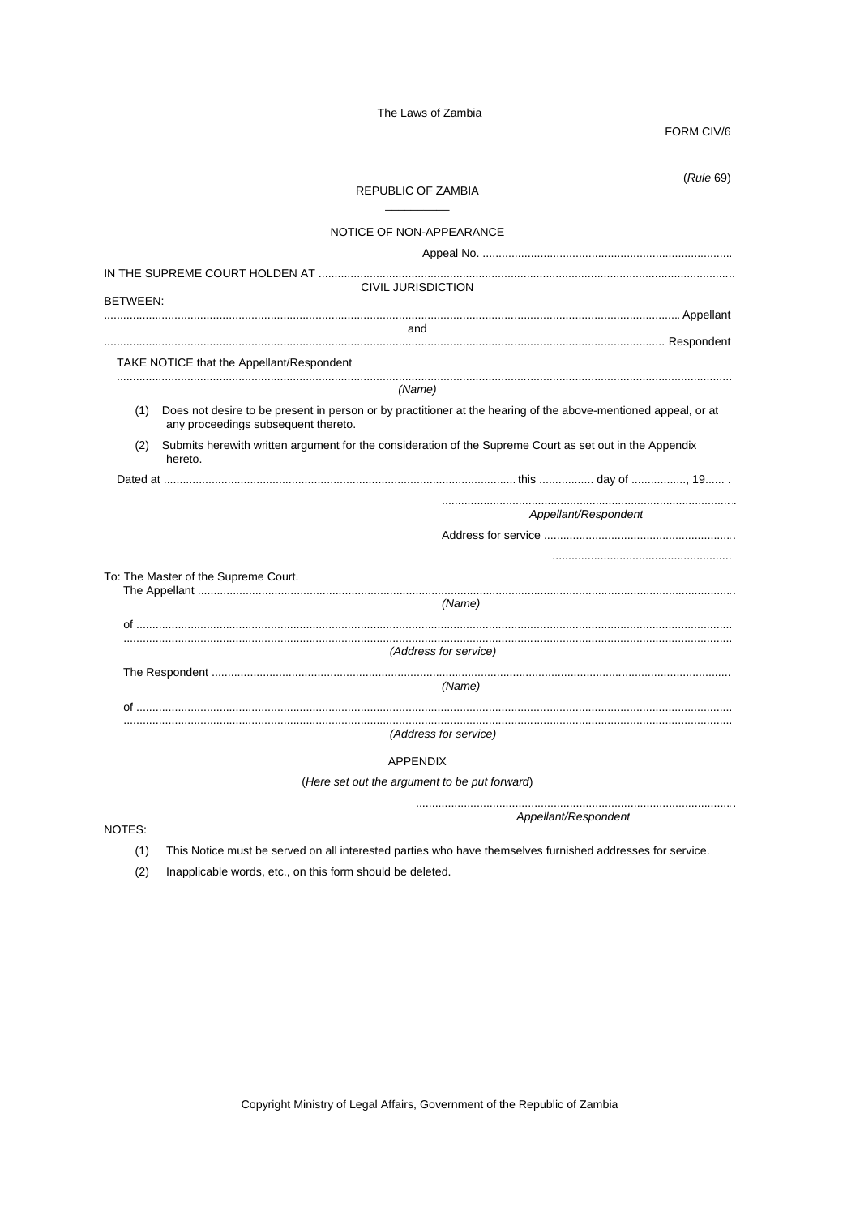The Laws of Zambia

FORM CIV/6

(*Rule* 69)

REPUBLIC OF ZAMBIA

\_\_\_\_\_\_\_\_\_\_

NOTICE OF NON-APPEARANCE

Appeal No. ..............................................................................

IN THE SUPREME COURT HOLDEN AT ..................................................................................................................................

CIVIL JURISDICTION

BETWEEN:

................................................................................................................................................................................ Appellant

and

................................................................................................................................................................................ Respondent

TAKE NOTICE that the Appellant/Respondent

..........................................................................................................................................................................................

*(Name)*

(1) Does not desire to be present in person or by practitioner at the hearing of the above-mentioned appeal, or at any proceedings subsequent thereto.

(2) Submits herewith written argument for the consideration of the Supreme Court as set out in the Appendix hereto.

Dated at ........................................................................................................... this ................. day of ................., 19...... .

...........................................................................................

*Appellant/Respondent*

Address for service ...........................................................

.......................................................

To: The Master of the Supreme Court.

The Appellant ........................................................................................................................................................

*(Name)*

of ..........................................................................................................................................................................

..........................................................................................................................................................................

*(Address for service)*

The Respondent ...................................................................................................................................................

*(Name)*

of ..........................................................................................................................................................................

..........................................................................................................................................................................

*(Address for service)*

APPENDIX

(*Here set out the argument to be put forward*)

...................................................................................................

*Appellant/Respondent*

NOTES:

(1) This Notice must be served on all interested parties who have themselves furnished addresses for service.

(2) Inapplicable words, etc., on this form should be deleted.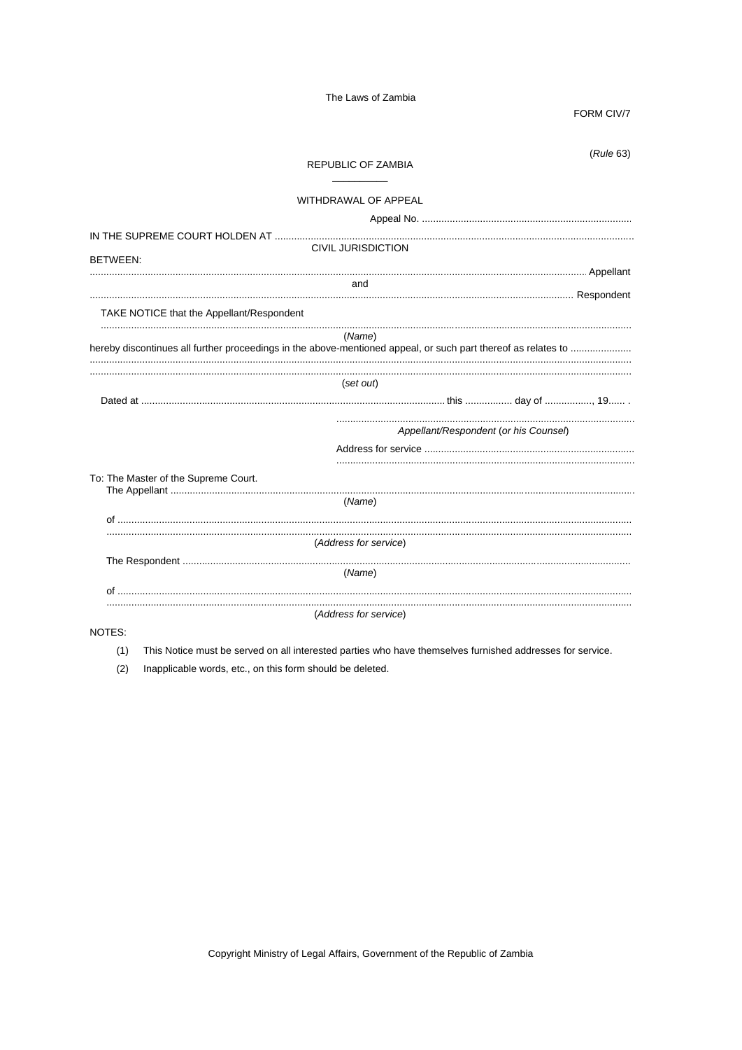FORM CIV/7

(*Rule* 63)

REPUBLIC OF ZAMBIA

WITHDRAWAL OF APPEAL

Appeal No. ............................................................................

IN THE SUPREME COURT HOLDEN AT ..................................................................................................................................

CIVIL JURISDICTION

BETWEEN:

................................................................................................................................................................................ Appellant

and

................................................................................................................................................................................ Respondent

TAKE NOTICE that the Appellant/Respondent

................................................................................................................................................................................

(*Name*)

hereby discontinues all further proceedings in the above-mentioned appeal, or such part thereof as relates to ......................

................................................................................................................................................................................

................................................................................................................................................................................

(*set out*)

Dated at .............................................................................................................. this ................. day of ................., 19...... .

.............................................................................................................

*Appellant/Respondent* (*or his Counsel*)

Address for service ............................................................................

.............................................................................................................

To: The Master of the Supreme Court.

The Appellant ................................................................................................................................................................

(*Name*)

of ................................................................................................................................................................................

................................................................................................................................................................................

(*Address for service*)

The Respondent ................................................................................................................................................................

(*Name*)

of ................................................................................................................................................................................

................................................................................................................................................................................

(*Address for service*)

NOTES:

(1) This Notice must be served on all interested parties who have themselves furnished addresses for service.

(2) Inapplicable words, etc., on this form should be deleted.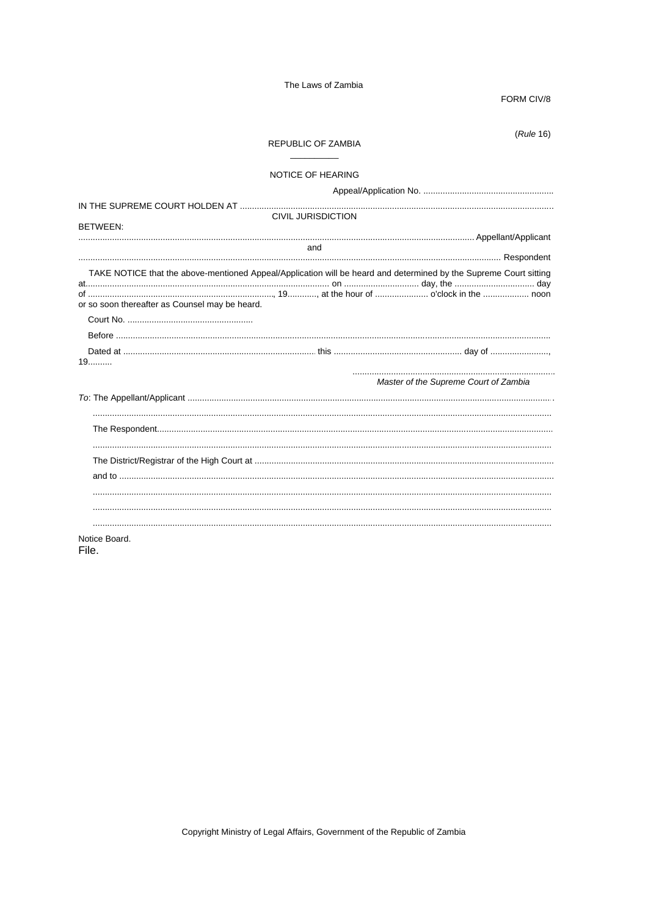The Laws of Zambia

FORM CIV/8

(*Rule* 16)

REPUBLIC OF ZAMBIA

---

NOTICE OF HEARING

Appeal/Application No. ......................................................

IN THE SUPREME COURT HOLDEN AT ................................................................................................................................

CIVIL JURISDICTION

BETWEEN:

.................................................................................................................................................................. Appellant/Applicant

and

................................................................................................................................................................. Respondent

TAKE NOTICE that the above-mentioned Appeal/Application will be heard and determined by the Supreme Court sitting at.................................................................................... on ............................... day, the ................................ day of ........................................................................., 19............, at the hour of ...................... o'clock in the ................... noon or so soon thereafter as Counsel may be heard.

Court No. ....................................................

Before .................................................................................................................................................................................

Dated at .............................................................................. this .................................................... day of ........................, 19..........

....................................................................................
*Master of the Supreme Court of Zambia*

*To*: The Appellant/Applicant ......................................................................................................................................................

...........................................................................................................................................................................................

The Respondent.................................................................................................................................................................

...........................................................................................................................................................................................

The District/Registrar of the High Court at ..........................................................................................................................

and to .................................................................................................................................................................................

...........................................................................................................................................................................................

...........................................................................................................................................................................................

...........................................................................................................................................................................................

Notice Board.
File.

Copyright Ministry of Legal Affairs, Government of the Republic of Zambia